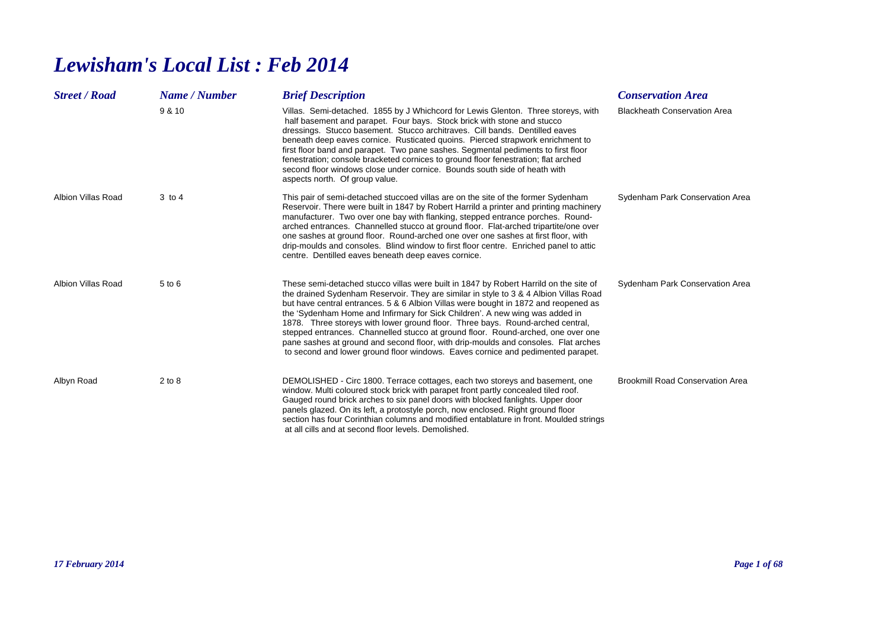# Lewisham's Local List : Feb 2014

| Street / Road | Name / Number | Brief Description | Conservation Area |
| --- | --- | --- | --- |
| | 9 & 10 | Villas. Semi-detached. 1855 by J Whichcord for Lewis Glenton. Three storeys, with half basement and parapet. Four bays. Stock brick with stone and stucco dressings. Stucco basement. Stucco architraves. Cill bands. Dentilled eaves beneath deep eaves cornice. Rusticated quoins. Pierced strapwork enrichment to first floor band and parapet. Two pane sashes. Segmental pediments to first floor fenestration; console bracketed cornices to ground floor fenestration; flat arched second floor windows close under cornice. Bounds south side of heath with aspects north. Of group value. | Blackheath Conservation Area |
| Albion Villas Road | 3 to 4 | This pair of semi-detached stuccoed villas are on the site of the former Sydenham Reservoir. There were built in 1847 by Robert Harrild a printer and printing machinery manufacturer. Two over one bay with flanking, stepped entrance porches. Round-arched entrances. Channelled stucco at ground floor. Flat-arched tripartite/one over one sashes at ground floor. Round-arched one over one sashes at first floor, with drip-moulds and consoles. Blind window to first floor centre. Enriched panel to attic centre. Dentilled eaves beneath deep eaves cornice. | Sydenham Park Conservation Area |
| Albion Villas Road | 5 to 6 | These semi-detached stucco villas were built in 1847 by Robert Harrild on the site of the drained Sydenham Reservoir. They are similar in style to 3 & 4 Albion Villas Road but have central entrances. 5 & 6 Albion Villas were bought in 1872 and reopened as the 'Sydenham Home and Infirmary for Sick Children'. A new wing was added in 1878. Three storeys with lower ground floor. Three bays. Round-arched central, stepped entrances. Channelled stucco at ground floor. Round-arched, one over one pane sashes at ground and second floor, with drip-moulds and consoles. Flat arches to second and lower ground floor windows. Eaves cornice and pedimented parapet. | Sydenham Park Conservation Area |
| Albyn Road | 2 to 8 | DEMOLISHED - Circ 1800. Terrace cottages, each two storeys and basement, one window. Multi coloured stock brick with parapet front partly concealed tiled roof. Gauged round brick arches to six panel doors with blocked fanlights. Upper door panels glazed. On its left, a protostyle porch, now enclosed. Right ground floor section has four Corinthian columns and modified entablature in front. Moulded strings at all cills and at second floor levels. Demolished. | Brookmill Road Conservation Area |

*17 February 2014*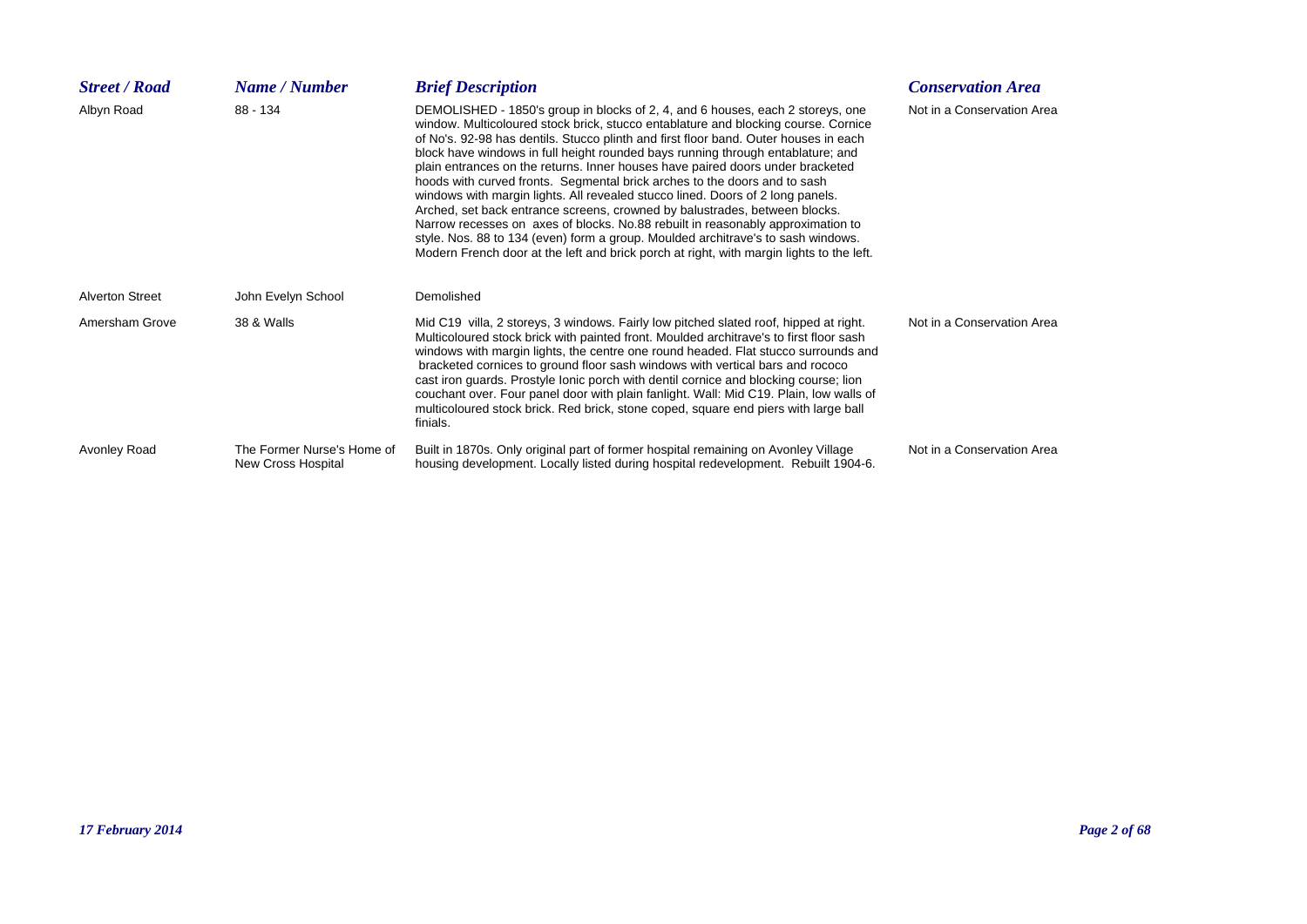| Street / Road | Name / Number | Brief Description | Conservation Area |
| --- | --- | --- | --- |
| Albyn Road | 88 - 134 | DEMOLISHED - 1850's group in blocks of 2, 4, and 6 houses, each 2 storeys, one window. Multicoloured stock brick, stucco entablature and blocking course. Cornice of No's. 92-98 has dentils. Stucco plinth and first floor band. Outer houses in each block have windows in full height rounded bays running through entablature; and plain entrances on the returns. Inner houses have paired doors under bracketed hoods with curved fronts. Segmental brick arches to the doors and to sash windows with margin lights. All revealed stucco lined. Doors of 2 long panels. Arched, set back entrance screens, crowned by balustrades, between blocks. Narrow recesses on axes of blocks. No.88 rebuilt in reasonably approximation to style. Nos. 88 to 134 (even) form a group. Moulded architrave's to sash windows. Modern French door at the left and brick porch at right, with margin lights to the left. | Not in a Conservation Area |
| Alverton Street | John Evelyn School | Demolished | |
| Amersham Grove | 38 & Walls | Mid C19 villa, 2 storeys, 3 windows. Fairly low pitched slated roof, hipped at right. Multicoloured stock brick with painted front. Moulded architrave's to first floor sash windows with margin lights, the centre one round headed. Flat stucco surrounds and bracketed cornices to ground floor sash windows with vertical bars and rococo cast iron guards. Prostyle Ionic porch with dentil cornice and blocking course; lion couchant over. Four panel door with plain fanlight. Wall: Mid C19. Plain, low walls of multicoloured stock brick. Red brick, stone coped, square end piers with large ball finials. | Not in a Conservation Area |
| Avonley Road | The Former Nurse's Home of New Cross Hospital | Built in 1870s. Only original part of former hospital remaining on Avonley Village housing development. Locally listed during hospital redevelopment. Rebuilt 1904-6. | Not in a Conservation Area |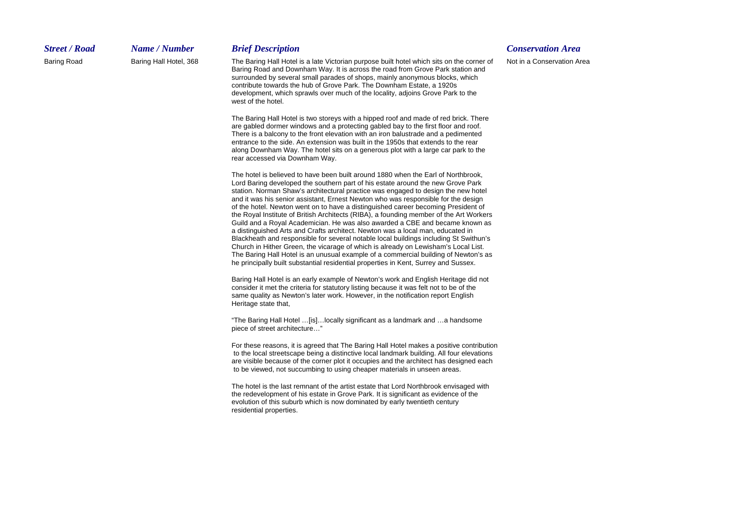| *Street / Road* | *Name / Number* | *Brief Description* | *Conservation Area* |
|---|---|---|---|
| Baring Road | Baring Hall Hotel, 368 | The Baring Hall Hotel is a late Victorian purpose built hotel which sits on the corner of Baring Road and Downham Way. It is across the road from Grove Park station and surrounded by several small parades of shops, mainly anonymous blocks, which contribute towards the hub of Grove Park. The Downham Estate, a 1920s development, which sprawls over much of the locality, adjoins Grove Park to the west of the hotel.<br><br>The Baring Hall Hotel is two storeys with a hipped roof and made of red brick. There are gabled dormer windows and a protecting gabled bay to the first floor and roof. There is a balcony to the front elevation with an iron balustrade and a pedimented entrance to the side. An extension was built in the 1950s that extends to the rear along Downham Way. The hotel sits on a generous plot with a large car park to the rear accessed via Downham Way.<br><br>The hotel is believed to have been built around 1880 when the Earl of Northbrook, Lord Baring developed the southern part of his estate around the new Grove Park station. Norman Shaw's architectural practice was engaged to design the new hotel and it was his senior assistant, Ernest Newton who was responsible for the design of the hotel. Newton went on to have a distinguished career becoming President of the Royal Institute of British Architects (RIBA), a founding member of the Art Workers Guild and a Royal Academician. He was also awarded a CBE and became known as a distinguished Arts and Crafts architect. Newton was a local man, educated in Blackheath and responsible for several notable local buildings including St Swithun's Church in Hither Green, the vicarage of which is already on Lewisham's Local List. The Baring Hall Hotel is an unusual example of a commercial building of Newton's as he principally built substantial residential properties in Kent, Surrey and Sussex.<br><br>Baring Hall Hotel is an early example of Newton's work and English Heritage did not consider it met the criteria for statutory listing because it was felt not to be of the same quality as Newton's later work. However, in the notification report English Heritage state that,<br><br>"The Baring Hall Hotel …[is]…locally significant as a landmark and …a handsome piece of street architecture…"<br><br>For these reasons, it is agreed that The Baring Hall Hotel makes a positive contribution to the local streetscape being a distinctive local landmark building. All four elevations are visible because of the corner plot it occupies and the architect has designed each to be viewed, not succumbing to using cheaper materials in unseen areas.<br><br>The hotel is the last remnant of the artist estate that Lord Northbrook envisaged with the redevelopment of his estate in Grove Park. It is significant as evidence of the evolution of this suburb which is now dominated by early twentieth century residential properties. | Not in a Conservation Area |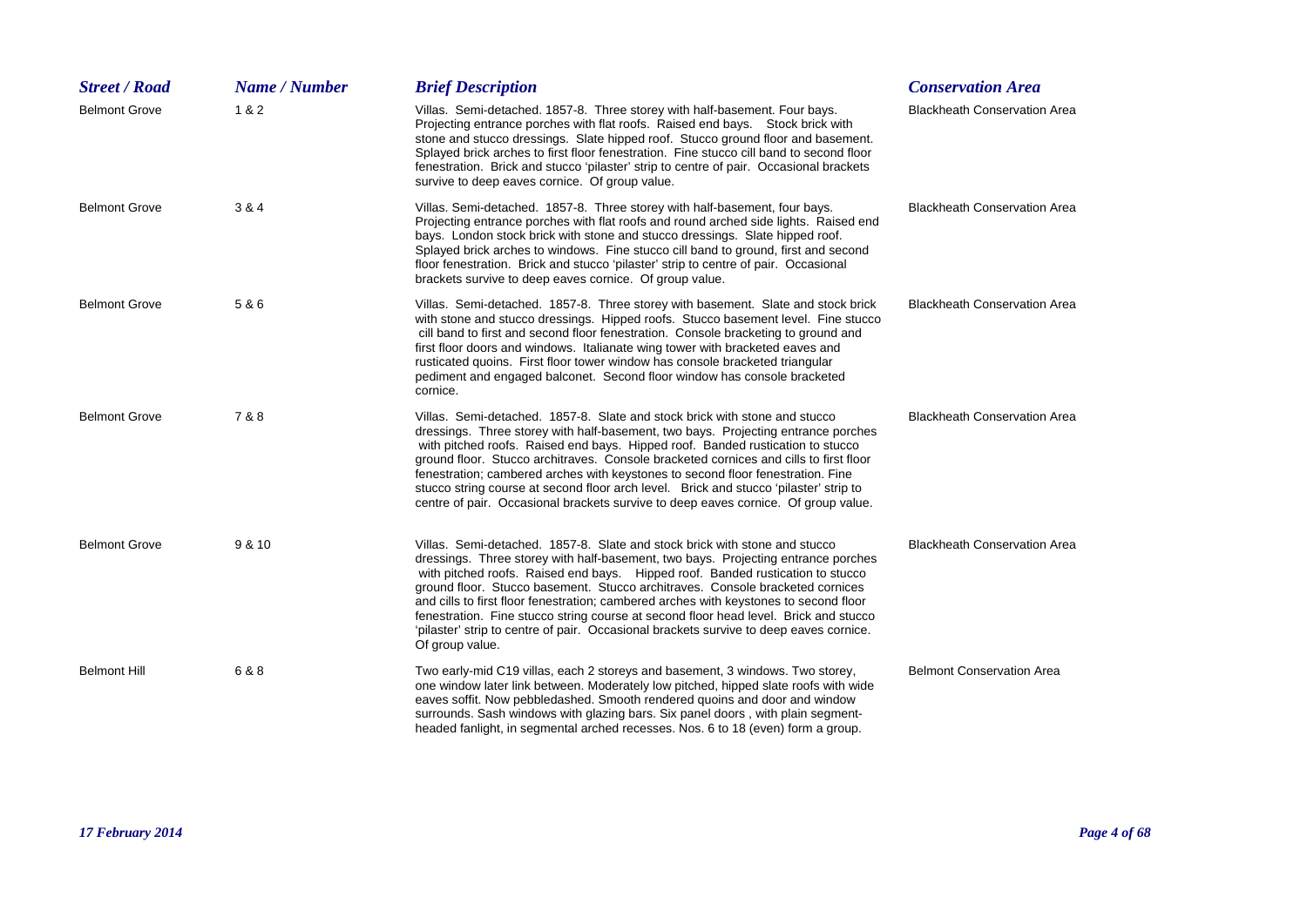| Street / Road | Name / Number | Brief Description | Conservation Area |
|---|---|---|---|
| Belmont Grove | 1 & 2 | Villas. Semi-detached. 1857-8. Three storey with half-basement. Four bays. Projecting entrance porches with flat roofs. Raised end bays. Stock brick with stone and stucco dressings. Slate hipped roof. Stucco ground floor and basement. Splayed brick arches to first floor fenestration. Fine stucco cill band to second floor fenestration. Brick and stucco 'pilaster' strip to centre of pair. Occasional brackets survive to deep eaves cornice. Of group value. | Blackheath Conservation Area |
| Belmont Grove | 3 & 4 | Villas. Semi-detached. 1857-8. Three storey with half-basement, four bays. Projecting entrance porches with flat roofs and round arched side lights. Raised end bays. London stock brick with stone and stucco dressings. Slate hipped roof. Splayed brick arches to windows. Fine stucco cill band to ground, first and second floor fenestration. Brick and stucco 'pilaster' strip to centre of pair. Occasional brackets survive to deep eaves cornice. Of group value. | Blackheath Conservation Area |
| Belmont Grove | 5 & 6 | Villas. Semi-detached. 1857-8. Three storey with basement. Slate and stock brick with stone and stucco dressings. Hipped roofs. Stucco basement level. Fine stucco cill band to first and second floor fenestration. Console bracketing to ground and first floor doors and windows. Italianate wing tower with bracketed eaves and rusticated quoins. First floor tower window has console bracketed triangular pediment and engaged balconet. Second floor window has console bracketed cornice. | Blackheath Conservation Area |
| Belmont Grove | 7 & 8 | Villas. Semi-detached. 1857-8. Slate and stock brick with stone and stucco dressings. Three storey with half-basement, two bays. Projecting entrance porches with pitched roofs. Raised end bays. Hipped roof. Banded rustication to stucco ground floor. Stucco architraves. Console bracketed cornices and cills to first floor fenestration; cambered arches with keystones to second floor fenestration. Fine stucco string course at second floor arch level. Brick and stucco 'pilaster' strip to centre of pair. Occasional brackets survive to deep eaves cornice. Of group value. | Blackheath Conservation Area |
| Belmont Grove | 9 & 10 | Villas. Semi-detached. 1857-8. Slate and stock brick with stone and stucco dressings. Three storey with half-basement, two bays. Projecting entrance porches with pitched roofs. Raised end bays. Hipped roof. Banded rustication to stucco ground floor. Stucco basement. Stucco architraves. Console bracketed cornices and cills to first floor fenestration; cambered arches with keystones to second floor fenestration. Fine stucco string course at second floor head level. Brick and stucco 'pilaster' strip to centre of pair. Occasional brackets survive to deep eaves cornice. Of group value. | Blackheath Conservation Area |
| Belmont Hill | 6 & 8 | Two early-mid C19 villas, each 2 storeys and basement, 3 windows. Two storey, one window later link between. Moderately low pitched, hipped slate roofs with wide eaves soffit. Now pebbledashed. Smooth rendered quoins and door and window surrounds. Sash windows with glazing bars. Six panel doors , with plain segment-headed fanlight, in segmental arched recesses. Nos. 6 to 18 (even) form a group. | Belmont Conservation Area |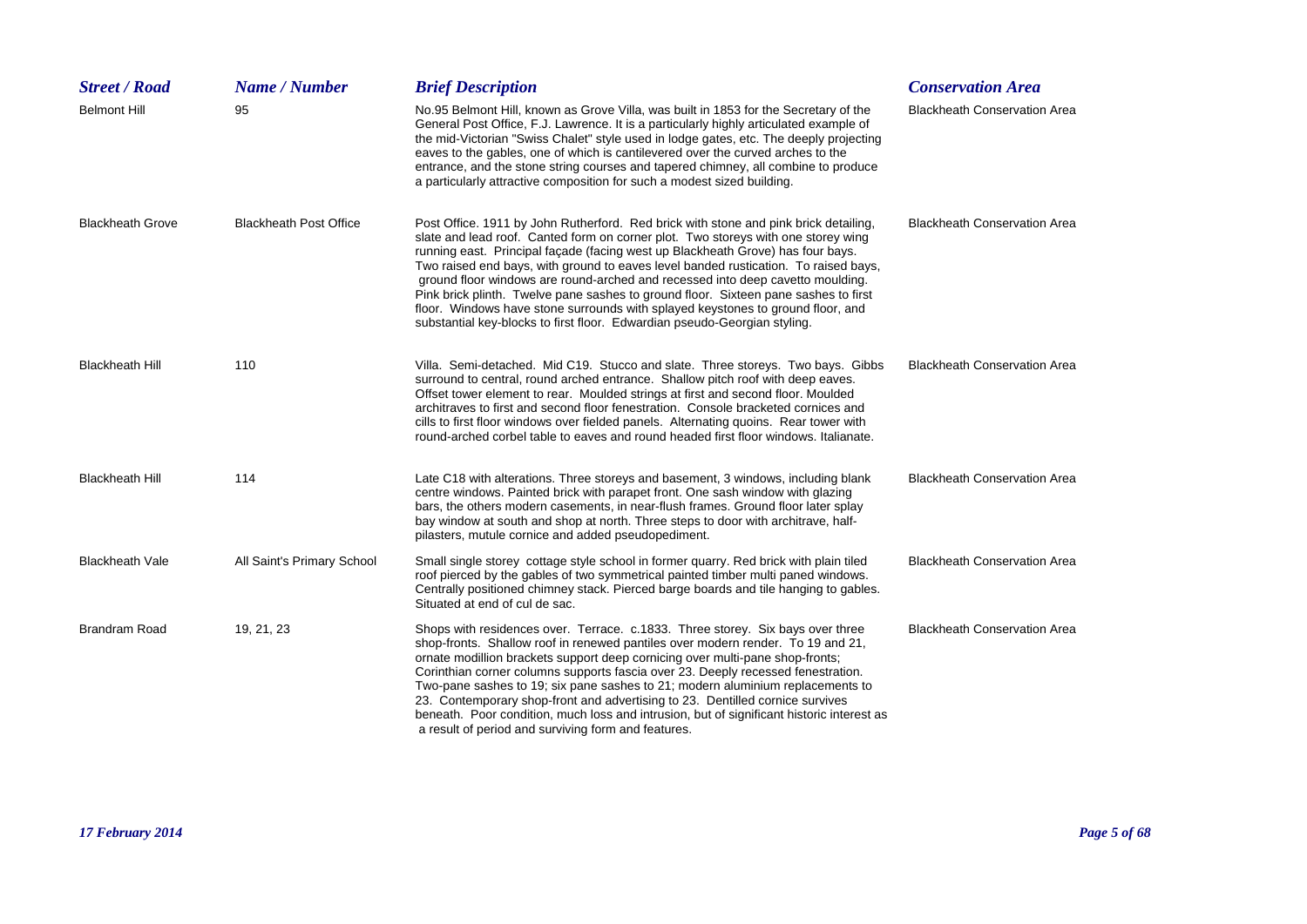| Street / Road | Name / Number | Brief Description | Conservation Area |
| --- | --- | --- | --- |
| Belmont Hill | 95 | No.95 Belmont Hill, known as Grove Villa, was built in 1853 for the Secretary of the General Post Office, F.J. Lawrence. It is a particularly highly articulated example of the mid-Victorian "Swiss Chalet" style used in lodge gates, etc. The deeply projecting eaves to the gables, one of which is cantilevered over the curved arches to the entrance, and the stone string courses and tapered chimney, all combine to produce a particularly attractive composition for such a modest sized building. | Blackheath Conservation Area |
| Blackheath Grove | Blackheath Post Office | Post Office. 1911 by John Rutherford. Red brick with stone and pink brick detailing, slate and lead roof. Canted form on corner plot. Two storeys with one storey wing running east. Principal façade (facing west up Blackheath Grove) has four bays. Two raised end bays, with ground to eaves level banded rustication. To raised bays, ground floor windows are round-arched and recessed into deep cavetto moulding. Pink brick plinth. Twelve pane sashes to ground floor. Sixteen pane sashes to first floor. Windows have stone surrounds with splayed keystones to ground floor, and substantial key-blocks to first floor. Edwardian pseudo-Georgian styling. | Blackheath Conservation Area |
| Blackheath Hill | 110 | Villa. Semi-detached. Mid C19. Stucco and slate. Three storeys. Two bays. Gibbs surround to central, round arched entrance. Shallow pitch roof with deep eaves. Offset tower element to rear. Moulded strings at first and second floor. Moulded architraves to first and second floor fenestration. Console bracketed cornices and cills to first floor windows over fielded panels. Alternating quoins. Rear tower with round-arched corbel table to eaves and round headed first floor windows. Italianate. | Blackheath Conservation Area |
| Blackheath Hill | 114 | Late C18 with alterations. Three storeys and basement, 3 windows, including blank centre windows. Painted brick with parapet front. One sash window with glazing bars, the others modern casements, in near-flush frames. Ground floor later splay bay window at south and shop at north. Three steps to door with architrave, half-pilasters, mutule cornice and added pseudopediment. | Blackheath Conservation Area |
| Blackheath Vale | All Saint's Primary School | Small single storey cottage style school in former quarry. Red brick with plain tiled roof pierced by the gables of two symmetrical painted timber multi paned windows. Centrally positioned chimney stack. Pierced barge boards and tile hanging to gables. Situated at end of cul de sac. | Blackheath Conservation Area |
| Brandram Road | 19, 21, 23 | Shops with residences over. Terrace. c.1833. Three storey. Six bays over three shop-fronts. Shallow roof in renewed pantiles over modern render. To 19 and 21, ornate modillion brackets support deep cornicing over multi-pane shop-fronts; Corinthian corner columns supports fascia over 23. Deeply recessed fenestration. Two-pane sashes to 19; six pane sashes to 21; modern aluminium replacements to 23. Contemporary shop-front and advertising to 23. Dentilled cornice survives beneath. Poor condition, much loss and intrusion, but of significant historic interest as a result of period and surviving form and features. | Blackheath Conservation Area |

*17 February 2014*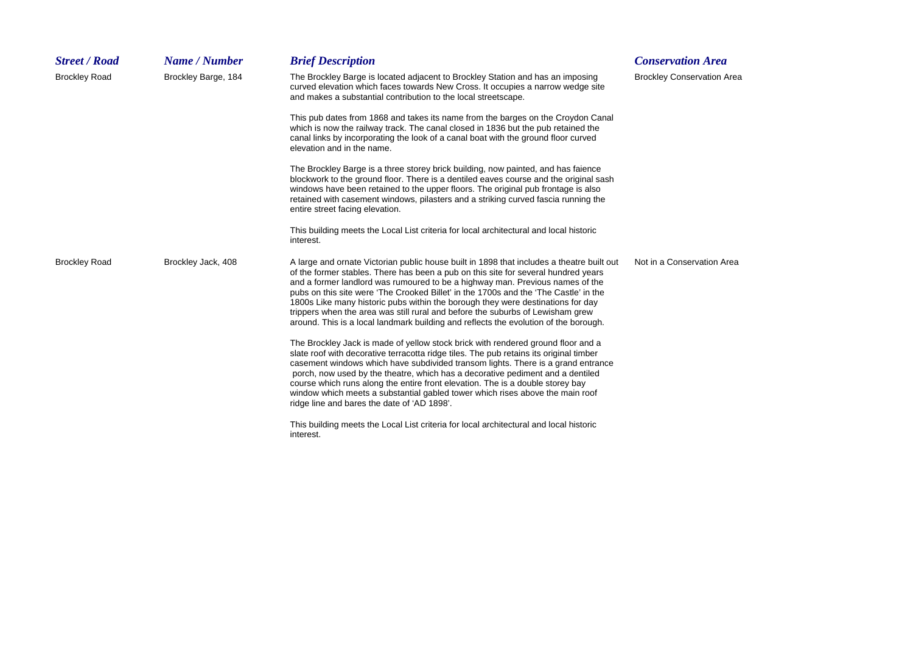| Street / Road | Name / Number | Brief Description | Conservation Area |
|---|---|---|---|
| Brockley Road | Brockley Barge, 184 | The Brockley Barge is located adjacent to Brockley Station and has an imposing curved elevation which faces towards New Cross. It occupies a narrow wedge site and makes a substantial contribution to the local streetscape.<br><br>This pub dates from 1868 and takes its name from the barges on the Croydon Canal which is now the railway track. The canal closed in 1836 but the pub retained the canal links by incorporating the look of a canal boat with the ground floor curved elevation and in the name.<br><br>The Brockley Barge is a three storey brick building, now painted, and has faience blockwork to the ground floor. There is a dentiled eaves course and the original sash windows have been retained to the upper floors. The original pub frontage is also retained with casement windows, pilasters and a striking curved fascia running the entire street facing elevation.<br><br>This building meets the Local List criteria for local architectural and local historic interest. | Brockley Conservation Area |
| Brockley Road | Brockley Jack, 408 | A large and ornate Victorian public house built in 1898 that includes a theatre built out of the former stables. There has been a pub on this site for several hundred years and a former landlord was rumoured to be a highway man. Previous names of the pubs on this site were 'The Crooked Billet' in the 1700s and the 'The Castle' in the 1800s Like many historic pubs within the borough they were destinations for day trippers when the area was still rural and before the suburbs of Lewisham grew around. This is a local landmark building and reflects the evolution of the borough.<br><br>The Brockley Jack is made of yellow stock brick with rendered ground floor and a slate roof with decorative terracotta ridge tiles. The pub retains its original timber casement windows which have subdivided transom lights. There is a grand entrance porch, now used by the theatre, which has a decorative pediment and a dentiled course which runs along the entire front elevation. The is a double storey bay window which meets a substantial gabled tower which rises above the main roof ridge line and bares the date of 'AD 1898'.<br><br>This building meets the Local List criteria for local architectural and local historic interest. | Not in a Conservation Area |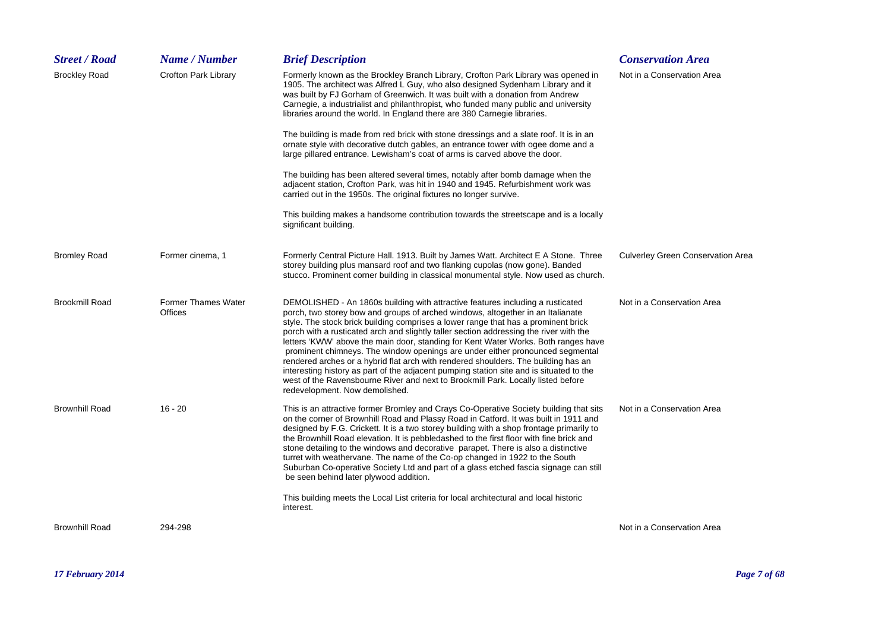| Street / Road | Name / Number | Brief Description | Conservation Area |
| --- | --- | --- | --- |
| Brockley Road | Crofton Park Library | Formerly known as the Brockley Branch Library, Crofton Park Library was opened in 1905. The architect was Alfred L Guy, who also designed Sydenham Library and it was built by FJ Gorham of Greenwich. It was built with a donation from Andrew Carnegie, a industrialist and philanthropist, who funded many public and university libraries around the world. In England there are 380 Carnegie libraries.<br><br>The building is made from red brick with stone dressings and a slate roof. It is in an ornate style with decorative dutch gables, an entrance tower with ogee dome and a large pillared entrance. Lewisham's coat of arms is carved above the door.<br><br>The building has been altered several times, notably after bomb damage when the adjacent station, Crofton Park, was hit in 1940 and 1945. Refurbishment work was carried out in the 1950s. The original fixtures no longer survive.<br><br>This building makes a handsome contribution towards the streetscape and is a locally significant building. | Not in a Conservation Area |
| Bromley Road | Former cinema, 1 | Formerly Central Picture Hall. 1913. Built by James Watt. Architect E A Stone. Three storey building plus mansard roof and two flanking cupolas (now gone). Banded stucco. Prominent corner building in classical monumental style. Now used as church. | Culverley Green Conservation Area |
| Brookmill Road | Former Thames Water Offices | DEMOLISHED - An 1860s building with attractive features including a rusticated porch, two storey bow and groups of arched windows, altogether in an Italianate style. The stock brick building comprises a lower range that has a prominent brick porch with a rusticated arch and slightly taller section addressing the river with the letters 'KWW' above the main door, standing for Kent Water Works. Both ranges have prominent chimneys. The window openings are under either pronounced segmental rendered arches or a hybrid flat arch with rendered shoulders. The building has an interesting history as part of the adjacent pumping station site and is situated to the west of the Ravensbourne River and next to Brookmill Park. Locally listed before redevelopment. Now demolished. | Not in a Conservation Area |
| Brownhill Road | 16 - 20 | This is an attractive former Bromley and Crays Co-Operative Society building that sits on the corner of Brownhill Road and Plassy Road in Catford. It was built in 1911 and designed by F.G. Crickett. It is a two storey building with a shop frontage primarily to the Brownhill Road elevation. It is pebbledashed to the first floor with fine brick and stone detailing to the windows and decorative parapet. There is also a distinctive turret with weathervane. The name of the Co-op changed in 1922 to the South Suburban Co-operative Society Ltd and part of a glass etched fascia signage can still be seen behind later plywood addition.<br><br>This building meets the Local List criteria for local architectural and local historic interest. | Not in a Conservation Area |
| Brownhill Road | 294-298 | | Not in a Conservation Area |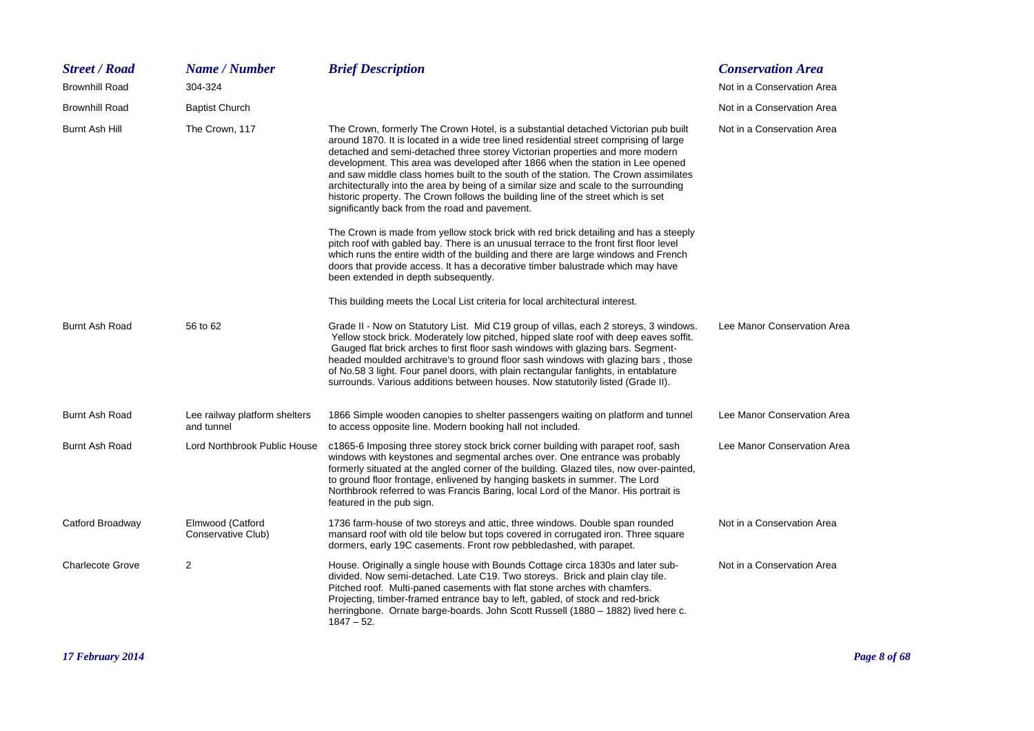| Street / Road | Name / Number | Brief Description | Conservation Area |
|---|---|---|---|
| Brownhill Road | 304-324 | | Not in a Conservation Area |
| Brownhill Road | Baptist Church | | Not in a Conservation Area |
| Burnt Ash Hill | The Crown, 117 | The Crown, formerly The Crown Hotel, is a substantial detached Victorian pub built around 1870. It is located in a wide tree lined residential street comprising of large detached and semi-detached three storey Victorian properties and more modern development. This area was developed after 1866 when the station in Lee opened and saw middle class homes built to the south of the station. The Crown assimilates architecturally into the area by being of a similar size and scale to the surrounding historic property. The Crown follows the building line of the street which is set significantly back from the road and pavement.<br><br>The Crown is made from yellow stock brick with red brick detailing and has a steeply pitch roof with gabled bay. There is an unusual terrace to the front first floor level which runs the entire width of the building and there are large windows and French doors that provide access. It has a decorative timber balustrade which may have been extended in depth subsequently.<br><br>This building meets the Local List criteria for local architectural interest. | Not in a Conservation Area |
| Burnt Ash Road | 56 to 62 | Grade II - Now on Statutory List. Mid C19 group of villas, each 2 storeys, 3 windows. Yellow stock brick. Moderately low pitched, hipped slate roof with deep eaves soffit. Gauged flat brick arches to first floor sash windows with glazing bars. Segment-headed moulded architrave's to ground floor sash windows with glazing bars , those of No.58 3 light. Four panel doors, with plain rectangular fanlights, in entablature surrounds. Various additions between houses. Now statutorily listed (Grade II). | Lee Manor Conservation Area |
| Burnt Ash Road | Lee railway platform shelters and tunnel | 1866 Simple wooden canopies to shelter passengers waiting on platform and tunnel to access opposite line. Modern booking hall not included. | Lee Manor Conservation Area |
| Burnt Ash Road | Lord Northbrook Public House | c1865-6 Imposing three storey stock brick corner building with parapet roof, sash windows with keystones and segmental arches over. One entrance was probably formerly situated at the angled corner of the building. Glazed tiles, now over-painted, to ground floor frontage, enlivened by hanging baskets in summer. The Lord Northbrook referred to was Francis Baring, local Lord of the Manor. His portrait is featured in the pub sign. | Lee Manor Conservation Area |
| Catford Broadway | Elmwood (Catford Conservative Club) | 1736 farm-house of two storeys and attic, three windows. Double span rounded mansard roof with old tile below but tops covered in corrugated iron. Three square dormers, early 19C casements. Front row pebbledashed, with parapet. | Not in a Conservation Area |
| Charlecote Grove | 2 | House. Originally a single house with Bounds Cottage circa 1830s and later sub-divided. Now semi-detached. Late C19. Two storeys. Brick and plain clay tile. Pitched roof. Multi-paned casements with flat stone arches with chamfers. Projecting, timber-framed entrance bay to left, gabled, of stock and red-brick herringbone. Ornate barge-boards. John Scott Russell (1880 – 1882) lived here c. 1847 – 52. | Not in a Conservation Area |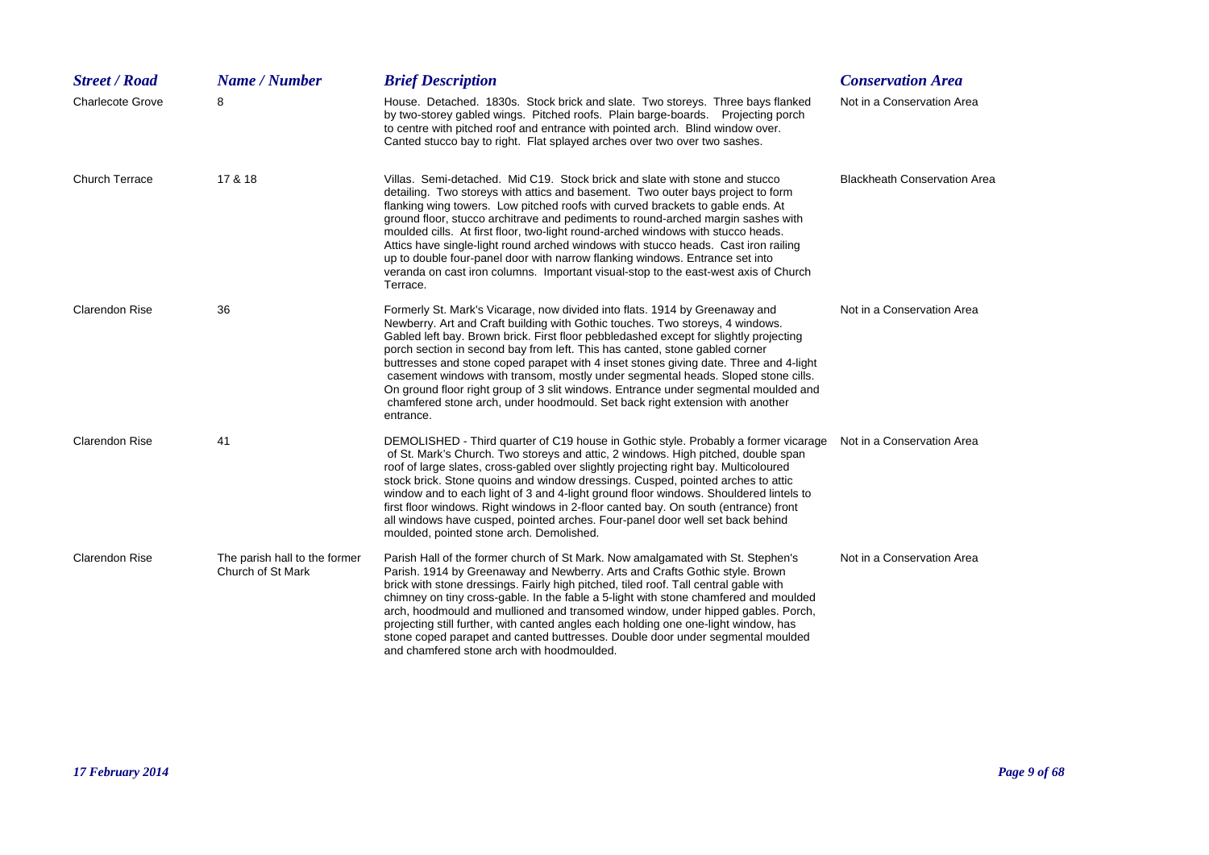| *Street / Road* | *Name / Number* | *Brief Description* | *Conservation Area* |
|---|---|---|---|
| Charlecote Grove | 8 | House. Detached. 1830s. Stock brick and slate. Two storeys. Three bays flanked by two-storey gabled wings. Pitched roofs. Plain barge-boards. Projecting porch to centre with pitched roof and entrance with pointed arch. Blind window over. Canted stucco bay to right. Flat splayed arches over two over two sashes. | Not in a Conservation Area |
| Church Terrace | 17 & 18 | Villas. Semi-detached. Mid C19. Stock brick and slate with stone and stucco detailing. Two storeys with attics and basement. Two outer bays project to form flanking wing towers. Low pitched roofs with curved brackets to gable ends. At ground floor, stucco architrave and pediments to round-arched margin sashes with moulded cills. At first floor, two-light round-arched windows with stucco heads. Attics have single-light round arched windows with stucco heads. Cast iron railing up to double four-panel door with narrow flanking windows. Entrance set into veranda on cast iron columns. Important visual-stop to the east-west axis of Church Terrace. | Blackheath Conservation Area |
| Clarendon Rise | 36 | Formerly St. Mark's Vicarage, now divided into flats. 1914 by Greenaway and Newberry. Art and Craft building with Gothic touches. Two storeys, 4 windows. Gabled left bay. Brown brick. First floor pebbledashed except for slightly projecting porch section in second bay from left. This has canted, stone gabled corner buttresses and stone coped parapet with 4 inset stones giving date. Three and 4-light casement windows with transom, mostly under segmental heads. Sloped stone cills. On ground floor right group of 3 slit windows. Entrance under segmental moulded and chamfered stone arch, under hoodmould. Set back right extension with another entrance. | Not in a Conservation Area |
| Clarendon Rise | 41 | DEMOLISHED - Third quarter of C19 house in Gothic style. Probably a former vicarage of St. Mark's Church. Two storeys and attic, 2 windows. High pitched, double span roof of large slates, cross-gabled over slightly projecting right bay. Multicoloured stock brick. Stone quoins and window dressings. Cusped, pointed arches to attic window and to each light of 3 and 4-light ground floor windows. Shouldered lintels to first floor windows. Right windows in 2-floor canted bay. On south (entrance) front all windows have cusped, pointed arches. Four-panel door well set back behind moulded, pointed stone arch. Demolished. | Not in a Conservation Area |
| Clarendon Rise | The parish hall to the former Church of St Mark | Parish Hall of the former church of St Mark. Now amalgamated with St. Stephen's Parish. 1914 by Greenaway and Newberry. Arts and Crafts Gothic style. Brown brick with stone dressings. Fairly high pitched, tiled roof. Tall central gable with chimney on tiny cross-gable. In the fable a 5-light with stone chamfered and moulded arch, hoodmould and mullioned and transomed window, under hipped gables. Porch, projecting still further, with canted angles each holding one one-light window, has stone coped parapet and canted buttresses. Double door under segmental moulded and chamfered stone arch with hoodmoulded. | Not in a Conservation Area |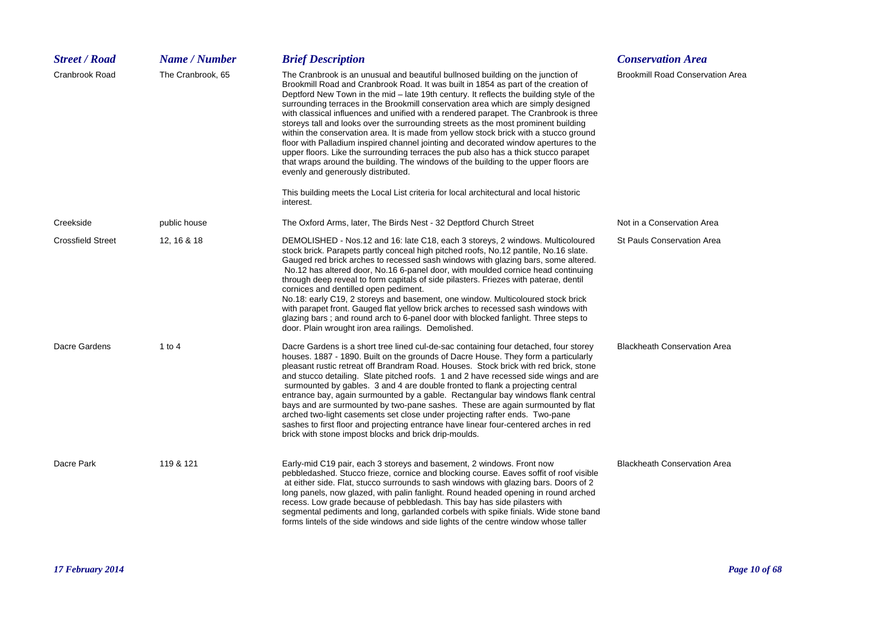| Street / Road | Name / Number | Brief Description | Conservation Area |
|---|---|---|---|
| Cranbrook Road | The Cranbrook, 65 | The Cranbrook is an unusual and beautiful bullnosed building on the junction of Brookmill Road and Cranbrook Road. It was built in 1854 as part of the creation of Deptford New Town in the mid – late 19th century. It reflects the building style of the surrounding terraces in the Brookmill conservation area which are simply designed with classical influences and unified with a rendered parapet. The Cranbrook is three storeys tall and looks over the surrounding streets as the most prominent building within the conservation area. It is made from yellow stock brick with a stucco ground floor with Palladium inspired channel jointing and decorated window apertures to the upper floors. Like the surrounding terraces the pub also has a thick stucco parapet that wraps around the building. The windows of the building to the upper floors are evenly and generously distributed.<br><br>This building meets the Local List criteria for local architectural and local historic interest. | Brookmill Road Conservation Area |
| Creekside | public house | The Oxford Arms, later, The Birds Nest - 32 Deptford Church Street | Not in a Conservation Area |
| Crossfield Street | 12, 16 & 18 | DEMOLISHED - Nos.12 and 16: late C18, each 3 storeys, 2 windows. Multicoloured stock brick. Parapets partly conceal high pitched roofs, No.12 pantile, No.16 slate. Gauged red brick arches to recessed sash windows with glazing bars, some altered. No.12 has altered door, No.16 6-panel door, with moulded cornice head continuing through deep reveal to form capitals of side pilasters. Friezes with paterae, dentil cornices and dentilled open pediment.<br>No.18: early C19, 2 storeys and basement, one window. Multicoloured stock brick with parapet front. Gauged flat yellow brick arches to recessed sash windows with glazing bars ; and round arch to 6-panel door with blocked fanlight. Three steps to door. Plain wrought iron area railings. Demolished. | St Pauls Conservation Area |
| Dacre Gardens | 1 to 4 | Dacre Gardens is a short tree lined cul-de-sac containing four detached, four storey houses. 1887 - 1890. Built on the grounds of Dacre House. They form a particularly pleasant rustic retreat off Brandram Road. Houses. Stock brick with red brick, stone and stucco detailing. Slate pitched roofs. 1 and 2 have recessed side wings and are surmounted by gables. 3 and 4 are double fronted to flank a projecting central entrance bay, again surmounted by a gable. Rectangular bay windows flank central bays and are surmounted by two-pane sashes. These are again surmounted by flat arched two-light casements set close under projecting rafter ends. Two-pane sashes to first floor and projecting entrance have linear four-centered arches in red brick with stone impost blocks and brick drip-moulds. | Blackheath Conservation Area |
| Dacre Park | 119 & 121 | Early-mid C19 pair, each 3 storeys and basement, 2 windows. Front now pebbledashed. Stucco frieze, cornice and blocking course. Eaves soffit of roof visible at either side. Flat, stucco surrounds to sash windows with glazing bars. Doors of 2 long panels, now glazed, with palin fanlight. Round headed opening in round arched recess. Low grade because of pebbledash. This bay has side pilasters with segmental pediments and long, garlanded corbels with spike finials. Wide stone band forms lintels of the side windows and side lights of the centre window whose taller | Blackheath Conservation Area |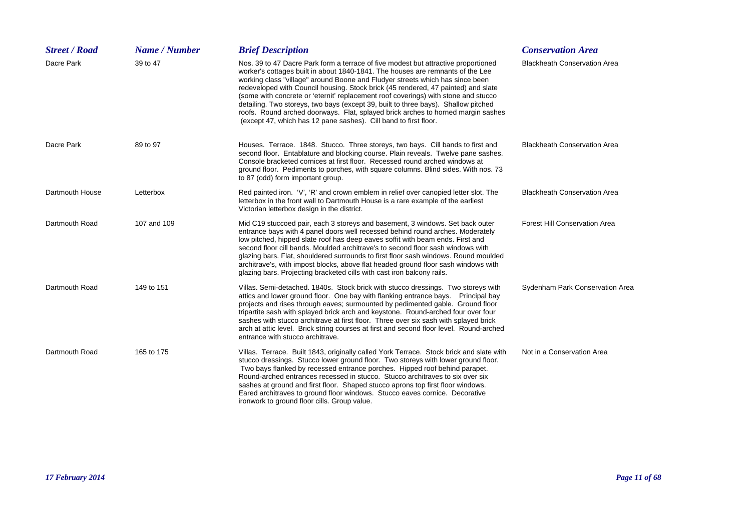| Street / Road | Name / Number | Brief Description | Conservation Area |
|---|---|---|---|
| Dacre Park | 39 to 47 | Nos. 39 to 47 Dacre Park form a terrace of five modest but attractive proportioned worker's cottages built in about 1840-1841. The houses are remnants of the Lee working class "village" around Boone and Fludyer streets which has since been redeveloped with Council housing. Stock brick (45 rendered, 47 painted) and slate (some with concrete or 'eternit' replacement roof coverings) with stone and stucco detailing. Two storeys, two bays (except 39, built to three bays). Shallow pitched roofs. Round arched doorways. Flat, splayed brick arches to horned margin sashes (except 47, which has 12 pane sashes). Cill band to first floor. | Blackheath Conservation Area |
| Dacre Park | 89 to 97 | Houses. Terrace. 1848. Stucco. Three storeys, two bays. Cill bands to first and second floor. Entablature and blocking course. Plain reveals. Twelve pane sashes. Console bracketed cornices at first floor. Recessed round arched windows at ground floor. Pediments to porches, with square columns. Blind sides. With nos. 73 to 87 (odd) form important group. | Blackheath Conservation Area |
| Dartmouth House | Letterbox | Red painted iron. 'V', 'R' and crown emblem in relief over canopied letter slot. The letterbox in the front wall to Dartmouth House is a rare example of the earliest Victorian letterbox design in the district. | Blackheath Conservation Area |
| Dartmouth Road | 107 and 109 | Mid C19 stuccoed pair, each 3 storeys and basement, 3 windows. Set back outer entrance bays with 4 panel doors well recessed behind round arches. Moderately low pitched, hipped slate roof has deep eaves soffit with beam ends. First and second floor cill bands. Moulded architrave's to second floor sash windows with glazing bars. Flat, shouldered surrounds to first floor sash windows. Round moulded architrave's, with impost blocks, above flat headed ground floor sash windows with glazing bars. Projecting bracketed cills with cast iron balcony rails. | Forest Hill Conservation Area |
| Dartmouth Road | 149 to 151 | Villas. Semi-detached. 1840s. Stock brick with stucco dressings. Two storeys with attics and lower ground floor. One bay with flanking entrance bays. Principal bay projects and rises through eaves; surmounted by pedimented gable. Ground floor tripartite sash with splayed brick arch and keystone. Round-arched four over four sashes with stucco architrave at first floor. Three over six sash with splayed brick arch at attic level. Brick string courses at first and second floor level. Round-arched entrance with stucco architrave. | Sydenham Park Conservation Area |
| Dartmouth Road | 165 to 175 | Villas. Terrace. Built 1843, originally called York Terrace. Stock brick and slate with stucco dressings. Stucco lower ground floor. Two storeys with lower ground floor. Two bays flanked by recessed entrance porches. Hipped roof behind parapet. Round-arched entrances recessed in stucco. Stucco architraves to six over six sashes at ground and first floor. Shaped stucco aprons top first floor windows. Eared architraves to ground floor windows. Stucco eaves cornice. Decorative ironwork to ground floor cills. Group value. | Not in a Conservation Area |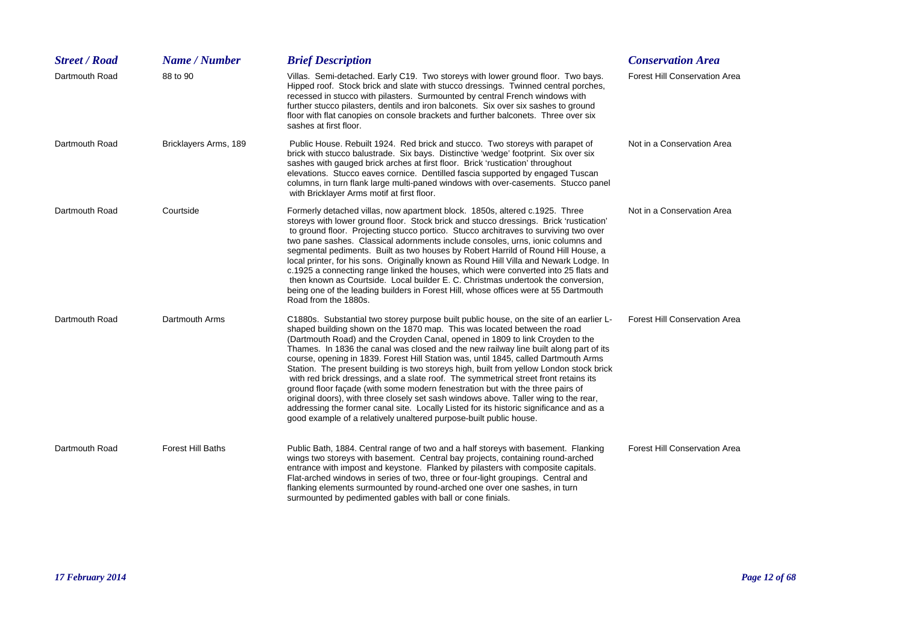| *Street / Road* | *Name / Number* | *Brief Description* | *Conservation Area* |
|---|---|---|---|
| Dartmouth Road | 88 to 90 | Villas. Semi-detached. Early C19. Two storeys with lower ground floor. Two bays. Hipped roof. Stock brick and slate with stucco dressings. Twinned central porches, recessed in stucco with pilasters. Surmounted by central French windows with further stucco pilasters, dentils and iron balconets. Six over six sashes to ground floor with flat canopies on console brackets and further balconets. Three over six sashes at first floor. | Forest Hill Conservation Area |
| Dartmouth Road | Bricklayers Arms, 189 | Public House. Rebuilt 1924. Red brick and stucco. Two storeys with parapet of brick with stucco balustrade. Six bays. Distinctive 'wedge' footprint. Six over six sashes with gauged brick arches at first floor. Brick 'rustication' throughout elevations. Stucco eaves cornice. Dentilled fascia supported by engaged Tuscan columns, in turn flank large multi-paned windows with over-casements. Stucco panel with Bricklayer Arms motif at first floor. | Not in a Conservation Area |
| Dartmouth Road | Courtside | Formerly detached villas, now apartment block. 1850s, altered c.1925. Three storeys with lower ground floor. Stock brick and stucco dressings. Brick 'rustication' to ground floor. Projecting stucco portico. Stucco architraves to surviving two over two pane sashes. Classical adornments include consoles, urns, ionic columns and segmental pediments. Built as two houses by Robert Harrild of Round Hill House, a local printer, for his sons. Originally known as Round Hill Villa and Newark Lodge. In c.1925 a connecting range linked the houses, which were converted into 25 flats and then known as Courtside. Local builder E. C. Christmas undertook the conversion, being one of the leading builders in Forest Hill, whose offices were at 55 Dartmouth Road from the 1880s. | Not in a Conservation Area |
| Dartmouth Road | Dartmouth Arms | C1880s. Substantial two storey purpose built public house, on the site of an earlier L-shaped building shown on the 1870 map. This was located between the road (Dartmouth Road) and the Croyden Canal, opened in 1809 to link Croyden to the Thames. In 1836 the canal was closed and the new railway line built along part of its course, opening in 1839. Forest Hill Station was, until 1845, called Dartmouth Arms Station. The present building is two storeys high, built from yellow London stock brick with red brick dressings, and a slate roof. The symmetrical street front retains its ground floor façade (with some modern fenestration but with the three pairs of original doors), with three closely set sash windows above. Taller wing to the rear, addressing the former canal site. Locally Listed for its historic significance and as a good example of a relatively unaltered purpose-built public house. | Forest Hill Conservation Area |
| Dartmouth Road | Forest Hill Baths | Public Bath, 1884. Central range of two and a half storeys with basement. Flanking wings two storeys with basement. Central bay projects, containing round-arched entrance with impost and keystone. Flanked by pilasters with composite capitals. Flat-arched windows in series of two, three or four-light groupings. Central and flanking elements surmounted by round-arched one over one sashes, in turn surmounted by pedimented gables with ball or cone finials. | Forest Hill Conservation Area |

*17 February 2014*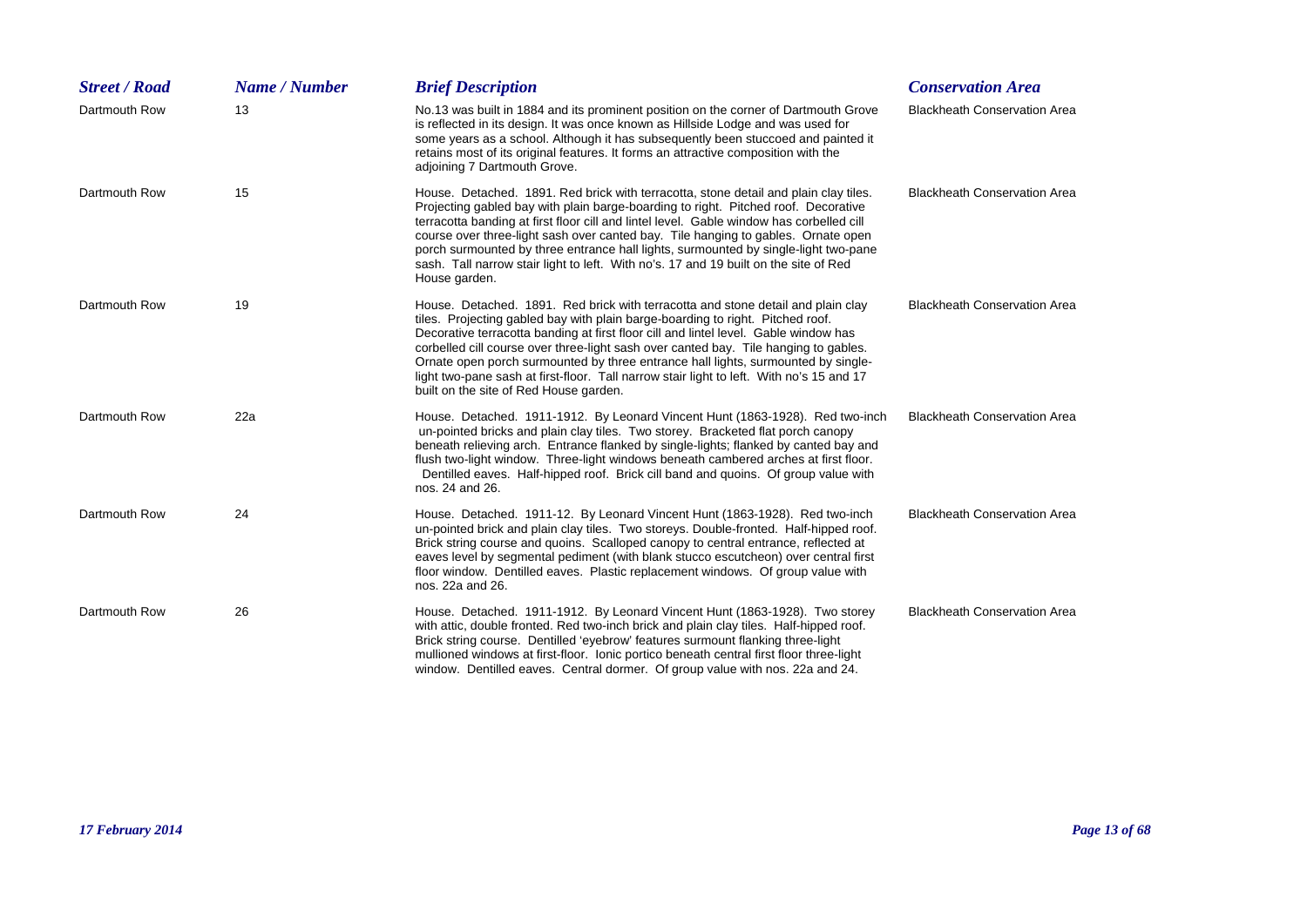| Street / Road | Name / Number | Brief Description | Conservation Area |
|---|---|---|---|
| Dartmouth Row | 13 | No.13 was built in 1884 and its prominent position on the corner of Dartmouth Grove is reflected in its design. It was once known as Hillside Lodge and was used for some years as a school. Although it has subsequently been stuccoed and painted it retains most of its original features. It forms an attractive composition with the adjoining 7 Dartmouth Grove. | Blackheath Conservation Area |
| Dartmouth Row | 15 | House. Detached. 1891. Red brick with terracotta, stone detail and plain clay tiles. Projecting gabled bay with plain barge-boarding to right. Pitched roof. Decorative terracotta banding at first floor cill and lintel level. Gable window has corbelled cill course over three-light sash over canted bay. Tile hanging to gables. Ornate open porch surmounted by three entrance hall lights, surmounted by single-light two-pane sash. Tall narrow stair light to left. With no's. 17 and 19 built on the site of Red House garden. | Blackheath Conservation Area |
| Dartmouth Row | 19 | House. Detached. 1891. Red brick with terracotta and stone detail and plain clay tiles. Projecting gabled bay with plain barge-boarding to right. Pitched roof. Decorative terracotta banding at first floor cill and lintel level. Gable window has corbelled cill course over three-light sash over canted bay. Tile hanging to gables. Ornate open porch surmounted by three entrance hall lights, surmounted by single-light two-pane sash at first-floor. Tall narrow stair light to left. With no's 15 and 17 built on the site of Red House garden. | Blackheath Conservation Area |
| Dartmouth Row | 22a | House. Detached. 1911-1912. By Leonard Vincent Hunt (1863-1928). Red two-inch un-pointed bricks and plain clay tiles. Two storey. Bracketed flat porch canopy beneath relieving arch. Entrance flanked by single-lights; flanked by canted bay and flush two-light window. Three-light windows beneath cambered arches at first floor. Dentilled eaves. Half-hipped roof. Brick cill band and quoins. Of group value with nos. 24 and 26. | Blackheath Conservation Area |
| Dartmouth Row | 24 | House. Detached. 1911-12. By Leonard Vincent Hunt (1863-1928). Red two-inch un-pointed brick and plain clay tiles. Two storeys. Double-fronted. Half-hipped roof. Brick string course and quoins. Scalloped canopy to central entrance, reflected at eaves level by segmental pediment (with blank stucco escutcheon) over central first floor window. Dentilled eaves. Plastic replacement windows. Of group value with nos. 22a and 26. | Blackheath Conservation Area |
| Dartmouth Row | 26 | House. Detached. 1911-1912. By Leonard Vincent Hunt (1863-1928). Two storey with attic, double fronted. Red two-inch brick and plain clay tiles. Half-hipped roof. Brick string course. Dentilled 'eyebrow' features surmount flanking three-light mullioned windows at first-floor. Ionic portico beneath central first floor three-light window. Dentilled eaves. Central dormer. Of group value with nos. 22a and 24. | Blackheath Conservation Area |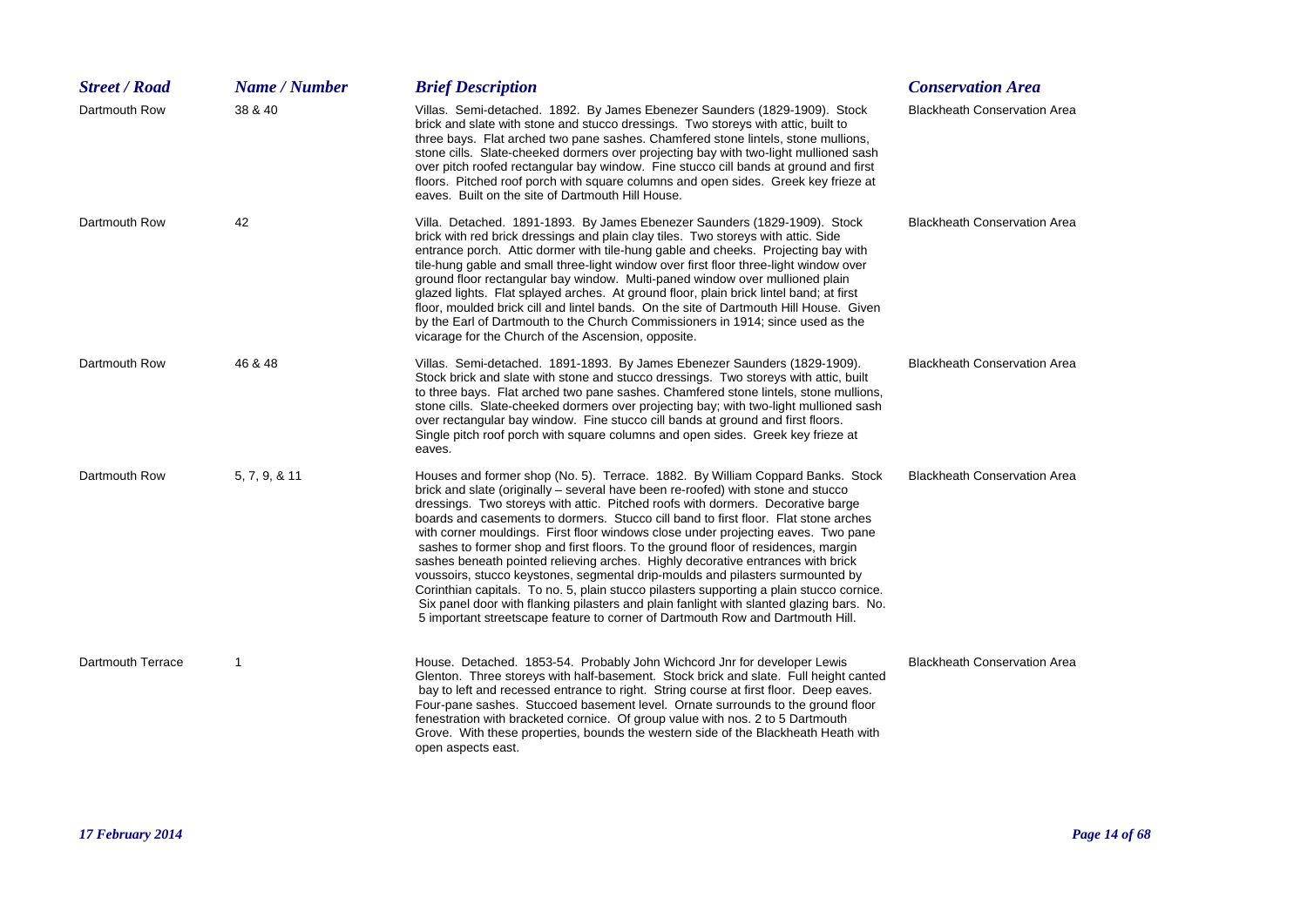| *Street / Road* | *Name / Number* | *Brief Description* | *Conservation Area* |
|---|---|---|---|
| Dartmouth Row | 38 & 40 | Villas. Semi-detached. 1892. By James Ebenezer Saunders (1829-1909). Stock brick and slate with stone and stucco dressings. Two storeys with attic, built to three bays. Flat arched two pane sashes. Chamfered stone lintels, stone mullions, stone cills. Slate-cheeked dormers over projecting bay with two-light mullioned sash over pitch roofed rectangular bay window. Fine stucco cill bands at ground and first floors. Pitched roof porch with square columns and open sides. Greek key frieze at eaves. Built on the site of Dartmouth Hill House. | Blackheath Conservation Area |
| Dartmouth Row | 42 | Villa. Detached. 1891-1893. By James Ebenezer Saunders (1829-1909). Stock brick with red brick dressings and plain clay tiles. Two storeys with attic. Side entrance porch. Attic dormer with tile-hung gable and cheeks. Projecting bay with tile-hung gable and small three-light window over first floor three-light window over ground floor rectangular bay window. Multi-paned window over mullioned plain glazed lights. Flat splayed arches. At ground floor, plain brick lintel band; at first floor, moulded brick cill and lintel bands. On the site of Dartmouth Hill House. Given by the Earl of Dartmouth to the Church Commissioners in 1914; since used as the vicarage for the Church of the Ascension, opposite. | Blackheath Conservation Area |
| Dartmouth Row | 46 & 48 | Villas. Semi-detached. 1891-1893. By James Ebenezer Saunders (1829-1909). Stock brick and slate with stone and stucco dressings. Two storeys with attic, built to three bays. Flat arched two pane sashes. Chamfered stone lintels, stone mullions, stone cills. Slate-cheeked dormers over projecting bay; with two-light mullioned sash over rectangular bay window. Fine stucco cill bands at ground and first floors. Single pitch roof porch with square columns and open sides. Greek key frieze at eaves. | Blackheath Conservation Area |
| Dartmouth Row | 5, 7, 9, & 11 | Houses and former shop (No. 5). Terrace. 1882. By William Coppard Banks. Stock brick and slate (originally – several have been re-roofed) with stone and stucco dressings. Two storeys with attic. Pitched roofs with dormers. Decorative barge boards and casements to dormers. Stucco cill band to first floor. Flat stone arches with corner mouldings. First floor windows close under projecting eaves. Two pane sashes to former shop and first floors. To the ground floor of residences, margin sashes beneath pointed relieving arches. Highly decorative entrances with brick voussoirs, stucco keystones, segmental drip-moulds and pilasters surmounted by Corinthian capitals. To no. 5, plain stucco pilasters supporting a plain stucco cornice. Six panel door with flanking pilasters and plain fanlight with slanted glazing bars. No. 5 important streetscape feature to corner of Dartmouth Row and Dartmouth Hill. | Blackheath Conservation Area |
| Dartmouth Terrace | 1 | House. Detached. 1853-54. Probably John Wichcord Jnr for developer Lewis Glenton. Three storeys with half-basement. Stock brick and slate. Full height canted bay to left and recessed entrance to right. String course at first floor. Deep eaves. Four-pane sashes. Stuccoed basement level. Ornate surrounds to the ground floor fenestration with bracketed cornice. Of group value with nos. 2 to 5 Dartmouth Grove. With these properties, bounds the western side of the Blackheath Heath with open aspects east. | Blackheath Conservation Area |

*17 February 2014*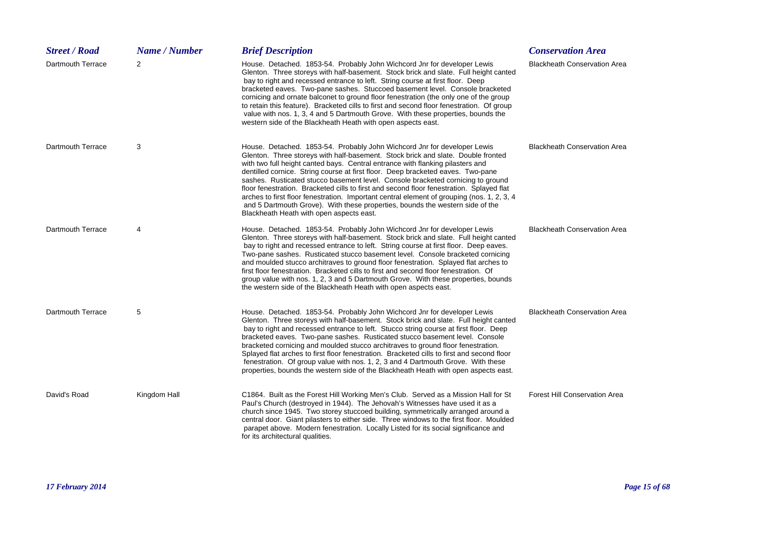| Street / Road | Name / Number | Brief Description | Conservation Area |
|---|---|---|---|
| Dartmouth Terrace | 2 | House. Detached. 1853-54. Probably John Wichcord Jnr for developer Lewis Glenton. Three storeys with half-basement. Stock brick and slate. Full height canted bay to right and recessed entrance to left. String course at first floor. Deep bracketed eaves. Two-pane sashes. Stuccoed basement level. Console bracketed cornicing and ornate balconet to ground floor fenestration (the only one of the group to retain this feature). Bracketed cills to first and second floor fenestration. Of group value with nos. 1, 3, 4 and 5 Dartmouth Grove. With these properties, bounds the western side of the Blackheath Heath with open aspects east. | Blackheath Conservation Area |
| Dartmouth Terrace | 3 | House. Detached. 1853-54. Probably John Wichcord Jnr for developer Lewis Glenton. Three storeys with half-basement. Stock brick and slate. Double fronted with two full height canted bays. Central entrance with flanking pilasters and dentilled cornice. String course at first floor. Deep bracketed eaves. Two-pane sashes. Rusticated stucco basement level. Console bracketed cornicing to ground floor fenestration. Bracketed cills to first and second floor fenestration. Splayed flat arches to first floor fenestration. Important central element of grouping (nos. 1, 2, 3, 4 and 5 Dartmouth Grove). With these properties, bounds the western side of the Blackheath Heath with open aspects east. | Blackheath Conservation Area |
| Dartmouth Terrace | 4 | House. Detached. 1853-54. Probably John Wichcord Jnr for developer Lewis Glenton. Three storeys with half-basement. Stock brick and slate. Full height canted bay to right and recessed entrance to left. String course at first floor. Deep eaves. Two-pane sashes. Rusticated stucco basement level. Console bracketed cornicing and moulded stucco architraves to ground floor fenestration. Splayed flat arches to first floor fenestration. Bracketed cills to first and second floor fenestration. Of group value with nos. 1, 2, 3 and 5 Dartmouth Grove. With these properties, bounds the western side of the Blackheath Heath with open aspects east. | Blackheath Conservation Area |
| Dartmouth Terrace | 5 | House. Detached. 1853-54. Probably John Wichcord Jnr for developer Lewis Glenton. Three storeys with half-basement. Stock brick and slate. Full height canted bay to right and recessed entrance to left. Stucco string course at first floor. Deep bracketed eaves. Two-pane sashes. Rusticated stucco basement level. Console bracketed cornicing and moulded stucco architraves to ground floor fenestration. Splayed flat arches to first floor fenestration. Bracketed cills to first and second floor fenestration. Of group value with nos. 1, 2, 3 and 4 Dartmouth Grove. With these properties, bounds the western side of the Blackheath Heath with open aspects east. | Blackheath Conservation Area |
| David's Road | Kingdom Hall | C1864. Built as the Forest Hill Working Men's Club. Served as a Mission Hall for St Paul's Church (destroyed in 1944). The Jehovah's Witnesses have used it as a church since 1945. Two storey stuccoed building, symmetrically arranged around a central door. Giant pilasters to either side. Three windows to the first floor. Moulded parapet above. Modern fenestration. Locally Listed for its social significance and for its architectural qualities. | Forest Hill Conservation Area |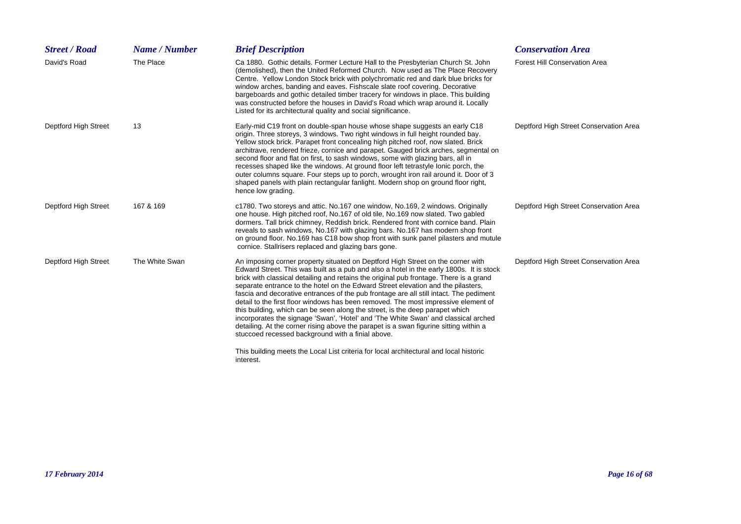| *Street / Road* | *Name / Number* | *Brief Description* | *Conservation Area* |
| --- | --- | --- | --- |
| David's Road | The Place | Ca 1880. Gothic details. Former Lecture Hall to the Presbyterian Church St. John (demolished), then the United Reformed Church. Now used as The Place Recovery Centre. Yellow London Stock brick with polychromatic red and dark blue bricks for window arches, banding and eaves. Fishscale slate roof covering. Decorative bargeboards and gothic detailed timber tracery for windows in place. This building was constructed before the houses in David's Road which wrap around it. Locally Listed for its architectural quality and social significance. | Forest Hill Conservation Area |
| Deptford High Street | 13 | Early-mid C19 front on double-span house whose shape suggests an early C18 origin. Three storeys, 3 windows. Two right windows in full height rounded bay. Yellow stock brick. Parapet front concealing high pitched roof, now slated. Brick architrave, rendered frieze, cornice and parapet. Gauged brick arches, segmental on second floor and flat on first, to sash windows, some with glazing bars, all in recesses shaped like the windows. At ground floor left tetrastyle Ionic porch, the outer columns square. Four steps up to porch, wrought iron rail around it. Door of 3 shaped panels with plain rectangular fanlight. Modern shop on ground floor right, hence low grading. | Deptford High Street Conservation Area |
| Deptford High Street | 167 & 169 | c1780. Two storeys and attic. No.167 one window, No.169, 2 windows. Originally one house. High pitched roof, No.167 of old tile, No.169 now slated. Two gabled dormers. Tall brick chimney, Reddish brick. Rendered front with cornice band. Plain reveals to sash windows, No.167 with glazing bars. No.167 has modern shop front on ground floor. No.169 has C18 bow shop front with sunk panel pilasters and mutule cornice. Stallrisers replaced and glazing bars gone. | Deptford High Street Conservation Area |
| Deptford High Street | The White Swan | An imposing corner property situated on Deptford High Street on the corner with Edward Street. This was built as a pub and also a hotel in the early 1800s. It is stock brick with classical detailing and retains the original pub frontage. There is a grand separate entrance to the hotel on the Edward Street elevation and the pilasters, fascia and decorative entrances of the pub frontage are all still intact. The pediment detail to the first floor windows has been removed. The most impressive element of this building, which can be seen along the street, is the deep parapet which incorporates the signage 'Swan', 'Hotel' and 'The White Swan' and classical arched detailing. At the corner rising above the parapet is a swan figurine sitting within a stuccoed recessed background with a finial above. This building meets the Local List criteria for local architectural and local historic interest. | Deptford High Street Conservation Area |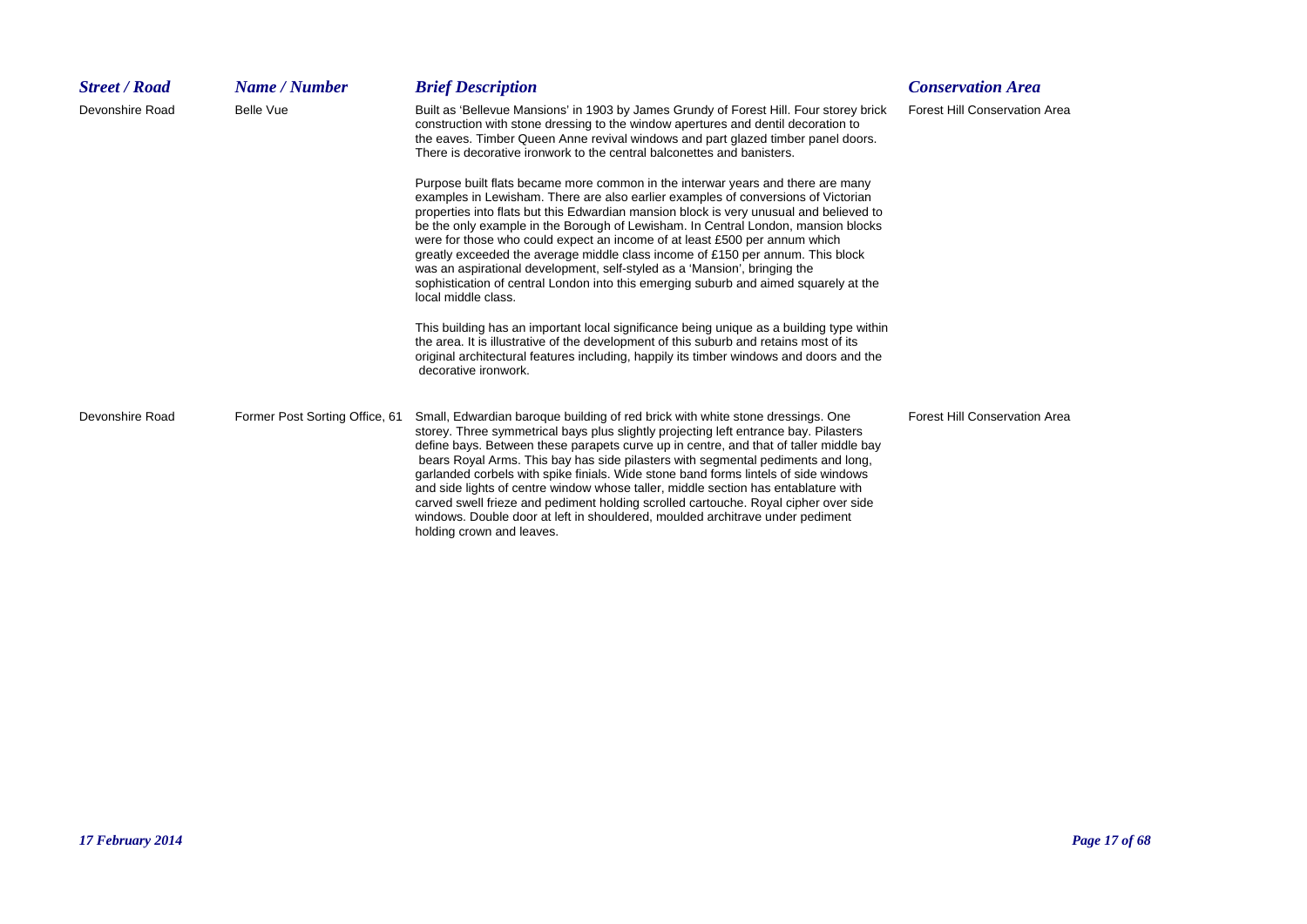| Street / Road | Name / Number | Brief Description | Conservation Area |
| --- | --- | --- | --- |
| Devonshire Road | Belle Vue | Built as 'Bellevue Mansions' in 1903 by James Grundy of Forest Hill. Four storey brick construction with stone dressing to the window apertures and dentil decoration to the eaves. Timber Queen Anne revival windows and part glazed timber panel doors. There is decorative ironwork to the central balconettes and banisters.<br><br>Purpose built flats became more common in the interwar years and there are many examples in Lewisham. There are also earlier examples of conversions of Victorian properties into flats but this Edwardian mansion block is very unusual and believed to be the only example in the Borough of Lewisham. In Central London, mansion blocks were for those who could expect an income of at least £500 per annum which greatly exceeded the average middle class income of £150 per annum. This block was an aspirational development, self-styled as a 'Mansion', bringing the sophistication of central London into this emerging suburb and aimed squarely at the local middle class.<br><br>This building has an important local significance being unique as a building type within the area. It is illustrative of the development of this suburb and retains most of its original architectural features including, happily its timber windows and doors and the decorative ironwork. | Forest Hill Conservation Area |
| Devonshire Road | Former Post Sorting Office, 61 | Small, Edwardian baroque building of red brick with white stone dressings. One storey. Three symmetrical bays plus slightly projecting left entrance bay. Pilasters define bays. Between these parapets curve up in centre, and that of taller middle bay bears Royal Arms. This bay has side pilasters with segmental pediments and long, garlanded corbels with spike finials. Wide stone band forms lintels of side windows and side lights of centre window whose taller, middle section has entablature with carved swell frieze and pediment holding scrolled cartouche. Royal cipher over side windows. Double door at left in shouldered, moulded architrave under pediment holding crown and leaves. | Forest Hill Conservation Area |

*17 February 2014*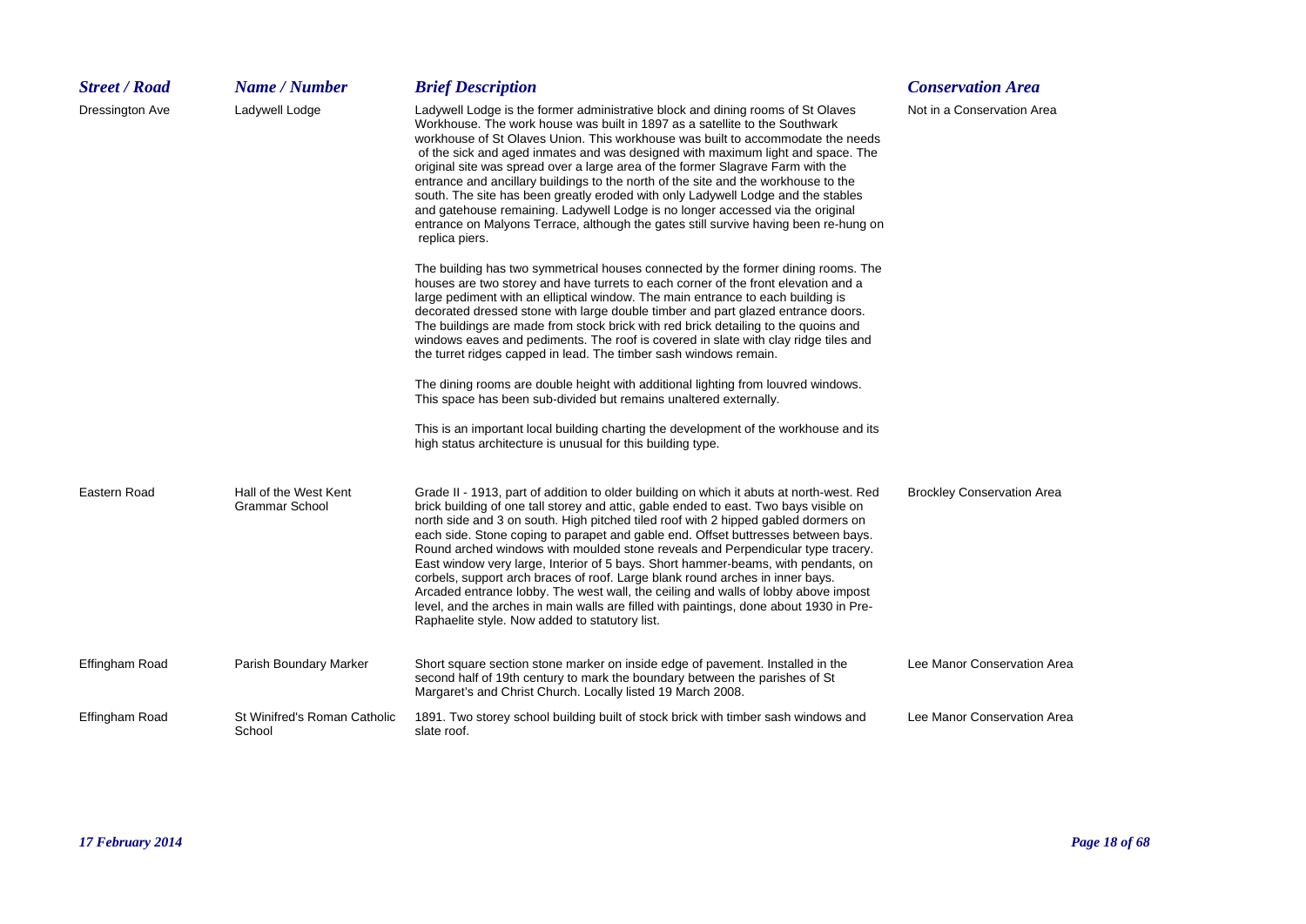| *Street / Road* | *Name / Number* | *Brief Description* | *Conservation Area* |
|---|---|---|---|
| Dressington Ave | Ladywell Lodge | Ladywell Lodge is the former administrative block and dining rooms of St Olaves Workhouse. The work house was built in 1897 as a satellite to the Southwark workhouse of St Olaves Union. This workhouse was built to accommodate the needs of the sick and aged inmates and was designed with maximum light and space. The original site was spread over a large area of the former Slagrave Farm with the entrance and ancillary buildings to the north of the site and the workhouse to the south. The site has been greatly eroded with only Ladywell Lodge and the stables and gatehouse remaining. Ladywell Lodge is no longer accessed via the original entrance on Malyons Terrace, although the gates still survive having been re-hung on replica piers.<br><br>The building has two symmetrical houses connected by the former dining rooms. The houses are two storey and have turrets to each corner of the front elevation and a large pediment with an elliptical window. The main entrance to each building is decorated dressed stone with large double timber and part glazed entrance doors. The buildings are made from stock brick with red brick detailing to the quoins and windows eaves and pediments. The roof is covered in slate with clay ridge tiles and the turret ridges capped in lead. The timber sash windows remain.<br><br>The dining rooms are double height with additional lighting from louvred windows. This space has been sub-divided but remains unaltered externally.<br><br>This is an important local building charting the development of the workhouse and its high status architecture is unusual for this building type. | Not in a Conservation Area |
| Eastern Road | Hall of the West Kent Grammar School | Grade II - 1913, part of addition to older building on which it abuts at north-west. Red brick building of one tall storey and attic, gable ended to east. Two bays visible on north side and 3 on south. High pitched tiled roof with 2 hipped gabled dormers on each side. Stone coping to parapet and gable end. Offset buttresses between bays. Round arched windows with moulded stone reveals and Perpendicular type tracery. East window very large, Interior of 5 bays. Short hammer-beams, with pendants, on corbels, support arch braces of roof. Large blank round arches in inner bays. Arcaded entrance lobby. The west wall, the ceiling and walls of lobby above impost level, and the arches in main walls are filled with paintings, done about 1930 in Pre-Raphaelite style. Now added to statutory list. | Brockley Conservation Area |
| Effingham Road | Parish Boundary Marker | Short square section stone marker on inside edge of pavement. Installed in the second half of 19th century to mark the boundary between the parishes of St Margaret's and Christ Church. Locally listed 19 March 2008. | Lee Manor Conservation Area |
| Effingham Road | St Winifred's Roman Catholic School | 1891. Two storey school building built of stock brick with timber sash windows and slate roof. | Lee Manor Conservation Area |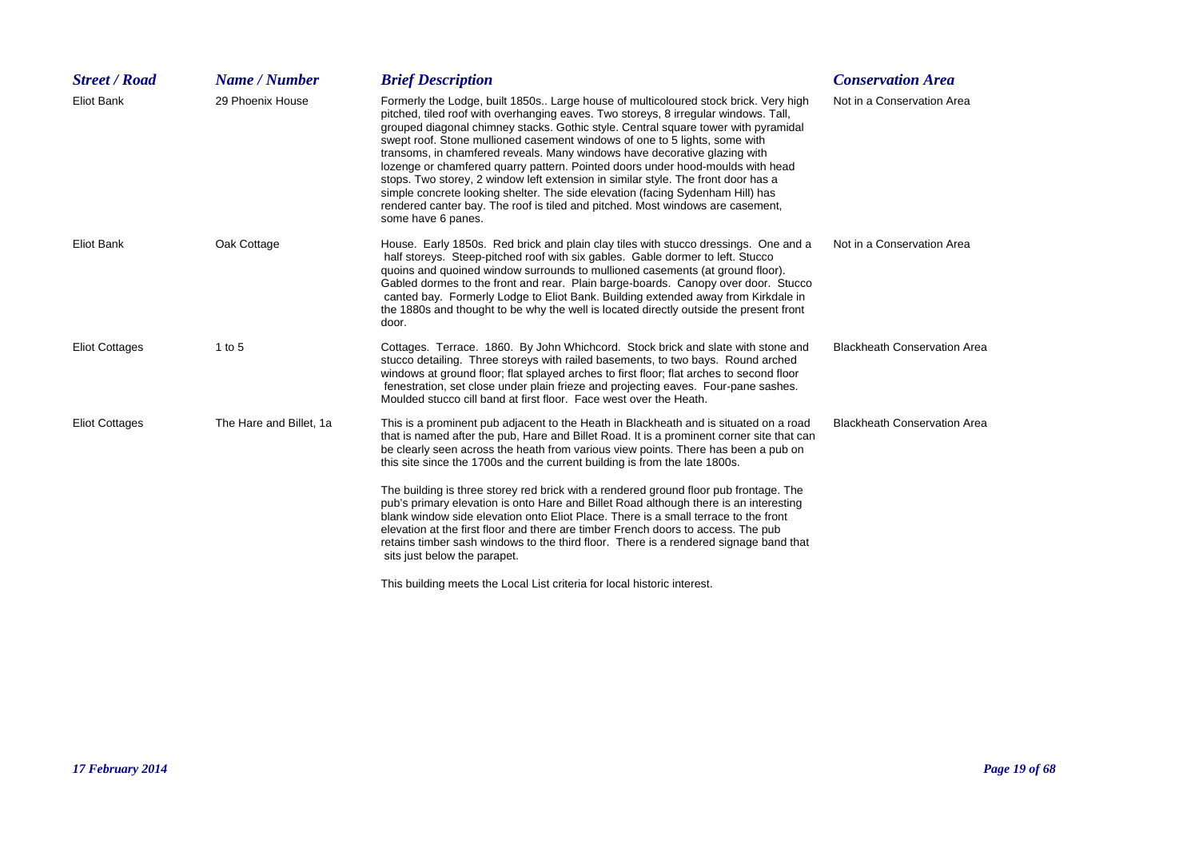| Street / Road | Name / Number | Brief Description | Conservation Area |
|---|---|---|---|
| Eliot Bank | 29 Phoenix House | Formerly the Lodge, built 1850s.. Large house of multicoloured stock brick. Very high pitched, tiled roof with overhanging eaves. Two storeys, 8 irregular windows. Tall, grouped diagonal chimney stacks. Gothic style. Central square tower with pyramidal swept roof. Stone mullioned casement windows of one to 5 lights, some with transoms, in chamfered reveals. Many windows have decorative glazing with lozenge or chamfered quarry pattern. Pointed doors under hood-moulds with head stops. Two storey, 2 window left extension in similar style. The front door has a simple concrete looking shelter. The side elevation (facing Sydenham Hill) has rendered canter bay. The roof is tiled and pitched. Most windows are casement, some have 6 panes. | Not in a Conservation Area |
| Eliot Bank | Oak Cottage | House. Early 1850s. Red brick and plain clay tiles with stucco dressings. One and a half storeys. Steep-pitched roof with six gables. Gable dormer to left. Stucco quoins and quoined window surrounds to mullioned casements (at ground floor). Gabled dormes to the front and rear. Plain barge-boards. Canopy over door. Stucco canted bay. Formerly Lodge to Eliot Bank. Building extended away from Kirkdale in the 1880s and thought to be why the well is located directly outside the present front door. | Not in a Conservation Area |
| Eliot Cottages | 1 to 5 | Cottages. Terrace. 1860. By John Whichcord. Stock brick and slate with stone and stucco detailing. Three storeys with railed basements, to two bays. Round arched windows at ground floor; flat splayed arches to first floor; flat arches to second floor fenestration, set close under plain frieze and projecting eaves. Four-pane sashes. Moulded stucco cill band at first floor. Face west over the Heath. | Blackheath Conservation Area |
| Eliot Cottages | The Hare and Billet, 1a | This is a prominent pub adjacent to the Heath in Blackheath and is situated on a road that is named after the pub, Hare and Billet Road. It is a prominent corner site that can be clearly seen across the heath from various view points. There has been a pub on this site since the 1700s and the current building is from the late 1800s.<br><br>The building is three storey red brick with a rendered ground floor pub frontage. The pub's primary elevation is onto Hare and Billet Road although there is an interesting blank window side elevation onto Eliot Place. There is a small terrace to the front elevation at the first floor and there are timber French doors to access. The pub retains timber sash windows to the third floor. There is a rendered signage band that sits just below the parapet.<br><br>This building meets the Local List criteria for local historic interest. | Blackheath Conservation Area |

*17 February 2014*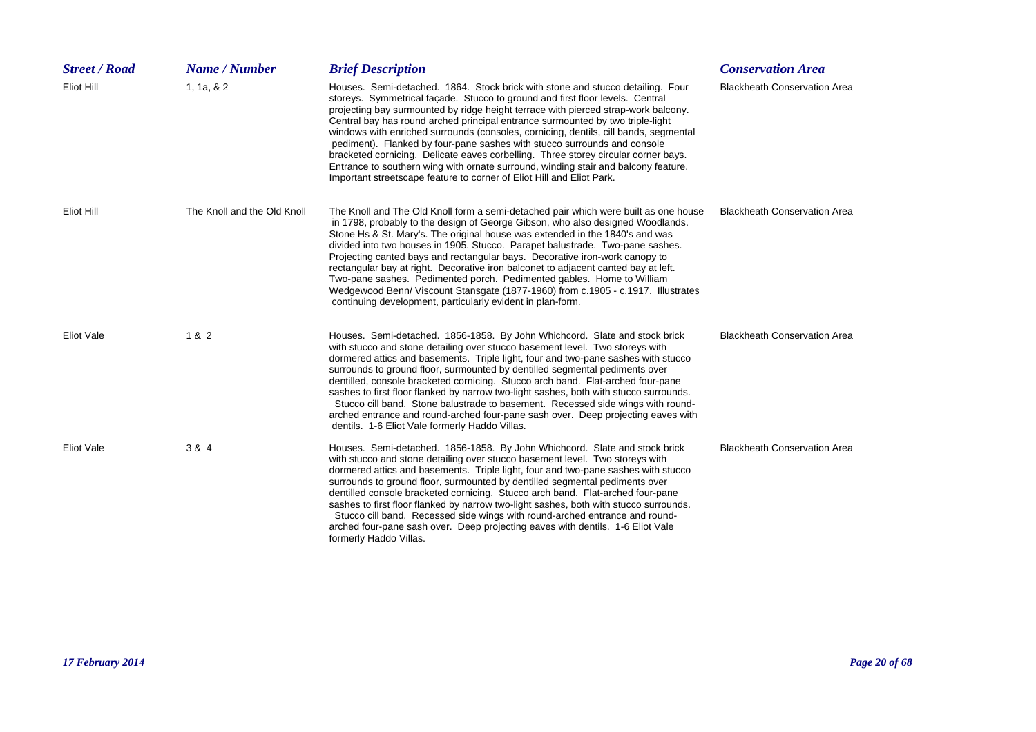| *Street / Road* | *Name / Number* | *Brief Description* | *Conservation Area* |
| --- | --- | --- | --- |
| Eliot Hill | 1, 1a, & 2 | Houses. Semi-detached. 1864. Stock brick with stone and stucco detailing. Four storeys. Symmetrical façade. Stucco to ground and first floor levels. Central projecting bay surmounted by ridge height terrace with pierced strap-work balcony. Central bay has round arched principal entrance surmounted by two triple-light windows with enriched surrounds (consoles, cornicing, dentils, cill bands, segmental pediment). Flanked by four-pane sashes with stucco surrounds and console bracketed cornicing. Delicate eaves corbelling. Three storey circular corner bays. Entrance to southern wing with ornate surround, winding stair and balcony feature. Important streetscape feature to corner of Eliot Hill and Eliot Park. | Blackheath Conservation Area |
| Eliot Hill | The Knoll and the Old Knoll | The Knoll and The Old Knoll form a semi-detached pair which were built as one house in 1798, probably to the design of George Gibson, who also designed Woodlands. Stone Hs & St. Mary's. The original house was extended in the 1840's and was divided into two houses in 1905. Stucco. Parapet balustrade. Two-pane sashes. Projecting canted bays and rectangular bays. Decorative iron-work canopy to rectangular bay at right. Decorative iron balconet to adjacent canted bay at left. Two-pane sashes. Pedimented porch. Pedimented gables. Home to William Wedgewood Benn/ Viscount Stansgate (1877-1960) from c.1905 - c.1917. Illustrates continuing development, particularly evident in plan-form. | Blackheath Conservation Area |
| Eliot Vale | 1 & 2 | Houses. Semi-detached. 1856-1858. By John Whichcord. Slate and stock brick with stucco and stone detailing over stucco basement level. Two storeys with dormered attics and basements. Triple light, four and two-pane sashes with stucco surrounds to ground floor, surmounted by dentilled segmental pediments over dentilled, console bracketed cornicing. Stucco arch band. Flat-arched four-pane sashes to first floor flanked by narrow two-light sashes, both with stucco surrounds. Stucco cill band. Stone balustrade to basement. Recessed side wings with round-arched entrance and round-arched four-pane sash over. Deep projecting eaves with dentils. 1-6 Eliot Vale formerly Haddo Villas. | Blackheath Conservation Area |
| Eliot Vale | 3 & 4 | Houses. Semi-detached. 1856-1858. By John Whichcord. Slate and stock brick with stucco and stone detailing over stucco basement level. Two storeys with dormered attics and basements. Triple light, four and two-pane sashes with stucco surrounds to ground floor, surmounted by dentilled segmental pediments over dentilled console bracketed cornicing. Stucco arch band. Flat-arched four-pane sashes to first floor flanked by narrow two-light sashes, both with stucco surrounds. Stucco cill band. Recessed side wings with round-arched entrance and round-arched four-pane sash over. Deep projecting eaves with dentils. 1-6 Eliot Vale formerly Haddo Villas. | Blackheath Conservation Area |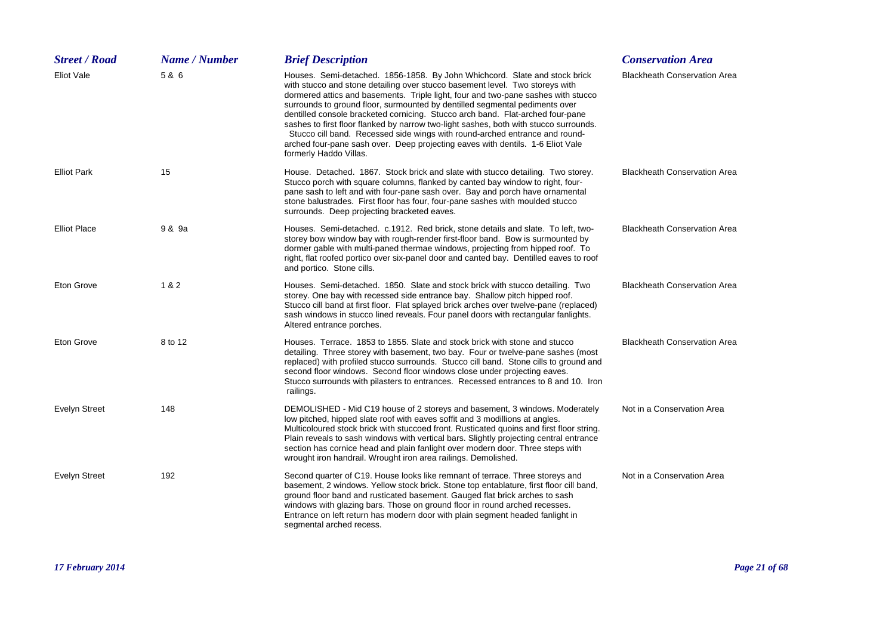| Street / Road | Name / Number | Brief Description | Conservation Area |
| --- | --- | --- | --- |
| Eliot Vale | 5 & 6 | Houses. Semi-detached. 1856-1858. By John Whichcord. Slate and stock brick with stucco and stone detailing over stucco basement level. Two storeys with dormered attics and basements. Triple light, four and two-pane sashes with stucco surrounds to ground floor, surmounted by dentilled segmental pediments over dentilled console bracketed cornicing. Stucco arch band. Flat-arched four-pane sashes to first floor flanked by narrow two-light sashes, both with stucco surrounds. Stucco cill band. Recessed side wings with round-arched entrance and round-arched four-pane sash over. Deep projecting eaves with dentils. 1-6 Eliot Vale formerly Haddo Villas. | Blackheath Conservation Area |
| Elliot Park | 15 | House. Detached. 1867. Stock brick and slate with stucco detailing. Two storey. Stucco porch with square columns, flanked by canted bay window to right, four-pane sash to left and with four-pane sash over. Bay and porch have ornamental stone balustrades. First floor has four, four-pane sashes with moulded stucco surrounds. Deep projecting bracketed eaves. | Blackheath Conservation Area |
| Elliot Place | 9 & 9a | Houses. Semi-detached. c.1912. Red brick, stone details and slate. To left, two-storey bow window bay with rough-render first-floor band. Bow is surmounted by dormer gable with multi-paned thermae windows, projecting from hipped roof. To right, flat roofed portico over six-panel door and canted bay. Dentilled eaves to roof and portico. Stone cills. | Blackheath Conservation Area |
| Eton Grove | 1 & 2 | Houses. Semi-detached. 1850. Slate and stock brick with stucco detailing. Two storey. One bay with recessed side entrance bay. Shallow pitch hipped roof. Stucco cill band at first floor. Flat splayed brick arches over twelve-pane (replaced) sash windows in stucco lined reveals. Four panel doors with rectangular fanlights. Altered entrance porches. | Blackheath Conservation Area |
| Eton Grove | 8 to 12 | Houses. Terrace. 1853 to 1855. Slate and stock brick with stone and stucco detailing. Three storey with basement, two bay. Four or twelve-pane sashes (most replaced) with profiled stucco surrounds. Stucco cill band. Stone cills to ground and second floor windows. Second floor windows close under projecting eaves. Stucco surrounds with pilasters to entrances. Recessed entrances to 8 and 10. Iron railings. | Blackheath Conservation Area |
| Evelyn Street | 148 | DEMOLISHED - Mid C19 house of 2 storeys and basement, 3 windows. Moderately low pitched, hipped slate roof with eaves soffit and 3 modillions at angles. Multicoloured stock brick with stuccoed front. Rusticated quoins and first floor string. Plain reveals to sash windows with vertical bars. Slightly projecting central entrance section has cornice head and plain fanlight over modern door. Three steps with wrought iron handrail. Wrought iron area railings. Demolished. | Not in a Conservation Area |
| Evelyn Street | 192 | Second quarter of C19. House looks like remnant of terrace. Three storeys and basement, 2 windows. Yellow stock brick. Stone top entablature, first floor cill band, ground floor band and rusticated basement. Gauged flat brick arches to sash windows with glazing bars. Those on ground floor in round arched recesses. Entrance on left return has modern door with plain segment headed fanlight in segmental arched recess. | Not in a Conservation Area |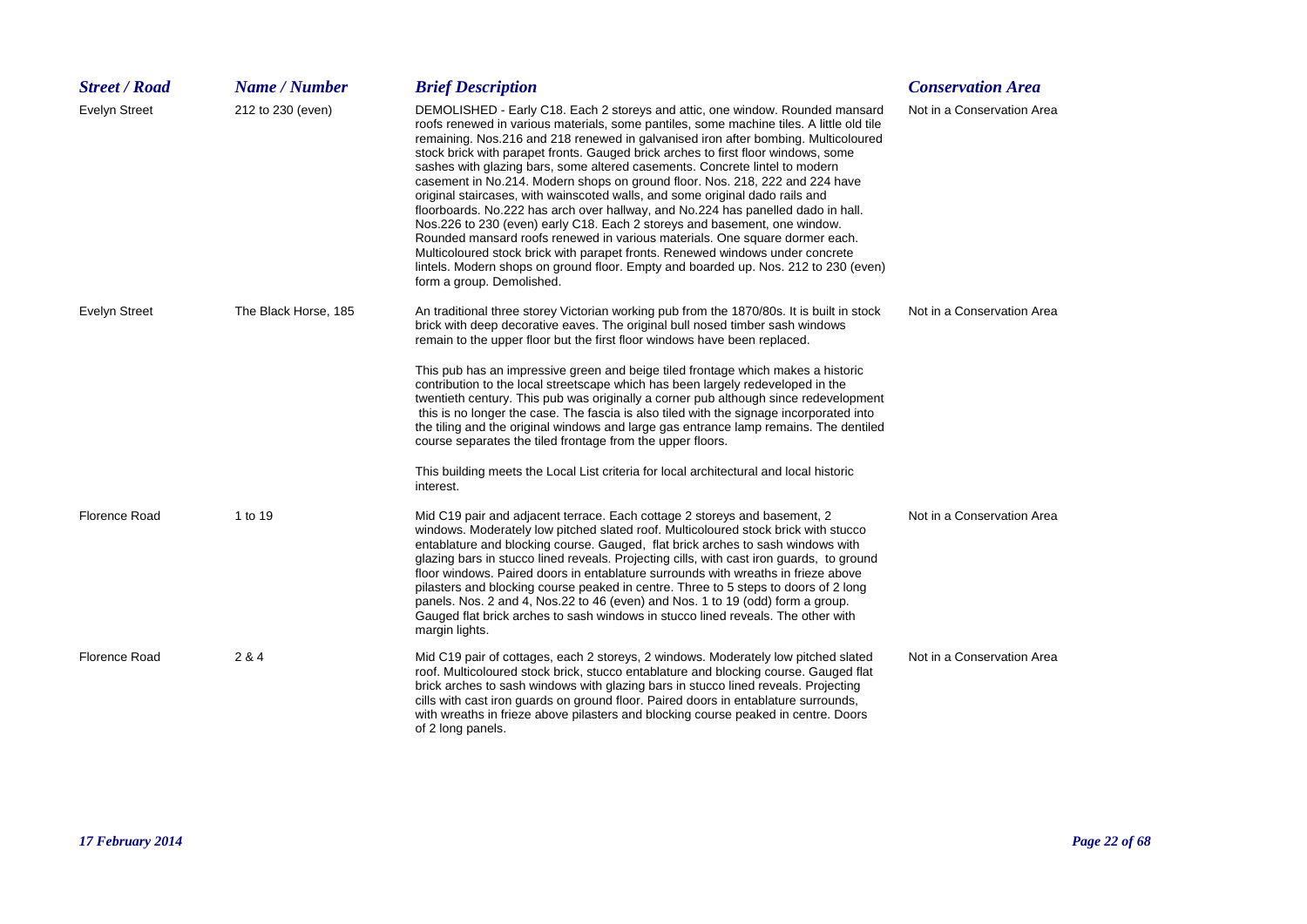| *Street / Road* | *Name / Number* | *Brief Description* | *Conservation Area* |
| --- | --- | --- | --- |
| Evelyn Street | 212 to 230 (even) | DEMOLISHED - Early C18. Each 2 storeys and attic, one window. Rounded mansard roofs renewed in various materials, some pantiles, some machine tiles. A little old tile remaining. Nos.216 and 218 renewed in galvanised iron after bombing. Multicoloured stock brick with parapet fronts. Gauged brick arches to first floor windows, some sashes with glazing bars, some altered casements. Concrete lintel to modern casement in No.214. Modern shops on ground floor. Nos. 218, 222 and 224 have original staircases, with wainscoted walls, and some original dado rails and floorboards. No.222 has arch over hallway, and No.224 has panelled dado in hall. Nos.226 to 230 (even) early C18. Each 2 storeys and basement, one window. Rounded mansard roofs renewed in various materials. One square dormer each. Multicoloured stock brick with parapet fronts. Renewed windows under concrete lintels. Modern shops on ground floor. Empty and boarded up. Nos. 212 to 230 (even) form a group. Demolished. | Not in a Conservation Area |
| Evelyn Street | The Black Horse, 185 | An traditional three storey Victorian working pub from the 1870/80s. It is built in stock brick with deep decorative eaves. The original bull nosed timber sash windows remain to the upper floor but the first floor windows have been replaced.<br><br>This pub has an impressive green and beige tiled frontage which makes a historic contribution to the local streetscape which has been largely redeveloped in the twentieth century. This pub was originally a corner pub although since redevelopment this is no longer the case. The fascia is also tiled with the signage incorporated into the tiling and the original windows and large gas entrance lamp remains. The dentiled course separates the tiled frontage from the upper floors.<br><br>This building meets the Local List criteria for local architectural and local historic interest. | Not in a Conservation Area |
| Florence Road | 1 to 19 | Mid C19 pair and adjacent terrace. Each cottage 2 storeys and basement, 2 windows. Moderately low pitched slated roof. Multicoloured stock brick with stucco entablature and blocking course. Gauged, flat brick arches to sash windows with glazing bars in stucco lined reveals. Projecting cills, with cast iron guards, to ground floor windows. Paired doors in entablature surrounds with wreaths in frieze above pilasters and blocking course peaked in centre. Three to 5 steps to doors of 2 long panels. Nos. 2 and 4, Nos.22 to 46 (even) and Nos. 1 to 19 (odd) form a group. Gauged flat brick arches to sash windows in stucco lined reveals. The other with margin lights. | Not in a Conservation Area |
| Florence Road | 2 & 4 | Mid C19 pair of cottages, each 2 storeys, 2 windows. Moderately low pitched slated roof. Multicoloured stock brick, stucco entablature and blocking course. Gauged flat brick arches to sash windows with glazing bars in stucco lined reveals. Projecting cills with cast iron guards on ground floor. Paired doors in entablature surrounds, with wreaths in frieze above pilasters and blocking course peaked in centre. Doors of 2 long panels. | Not in a Conservation Area |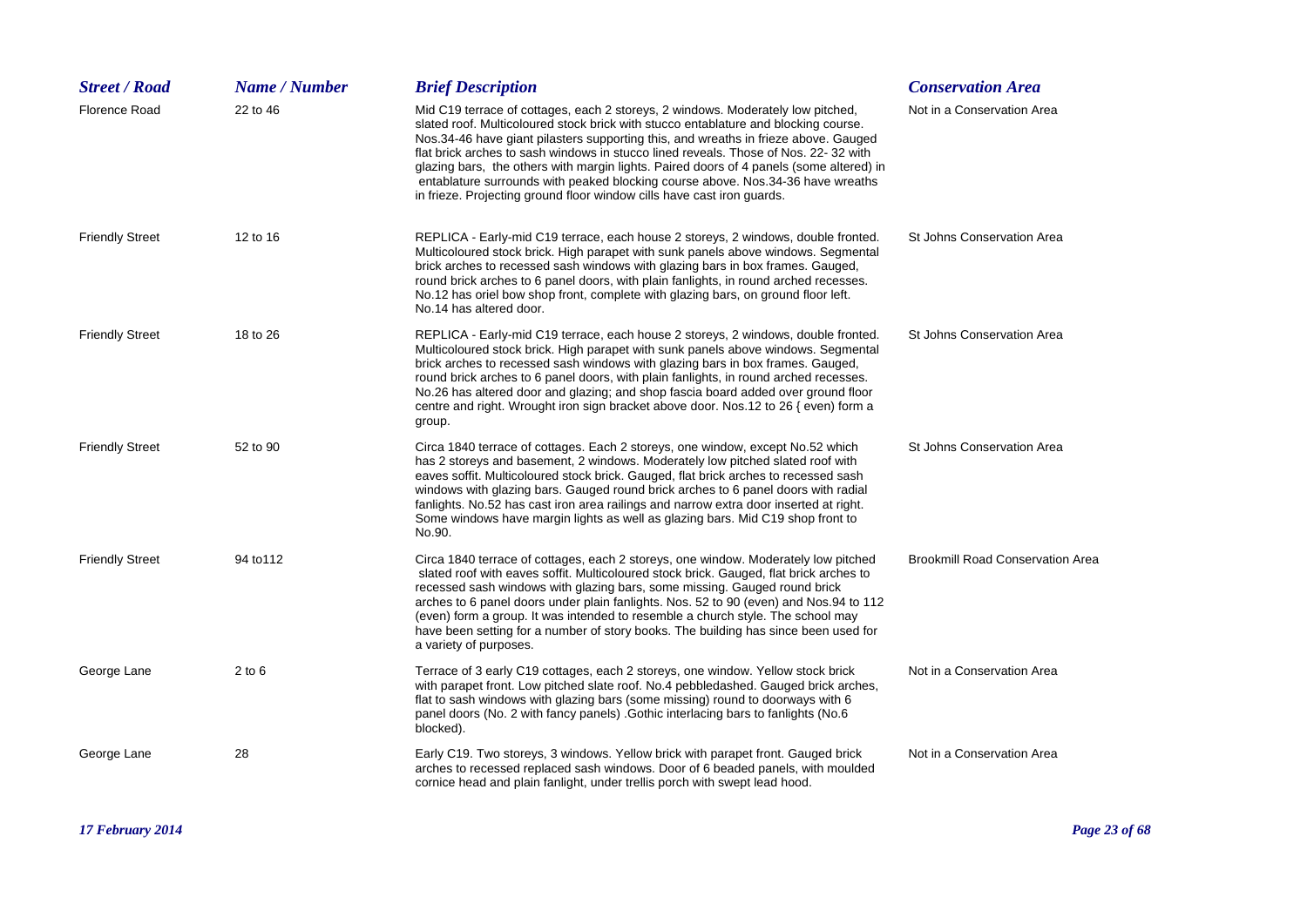| Street / Road | Name / Number | Brief Description | Conservation Area |
|---|---|---|---|
| Florence Road | 22 to 46 | Mid C19 terrace of cottages, each 2 storeys, 2 windows. Moderately low pitched, slated roof. Multicoloured stock brick with stucco entablature and blocking course. Nos.34-46 have giant pilasters supporting this, and wreaths in frieze above. Gauged flat brick arches to sash windows in stucco lined reveals. Those of Nos. 22- 32 with glazing bars, the others with margin lights. Paired doors of 4 panels (some altered) in entablature surrounds with peaked blocking course above. Nos.34-36 have wreaths in frieze. Projecting ground floor window cills have cast iron guards. | Not in a Conservation Area |
| Friendly Street | 12 to 16 | REPLICA - Early-mid C19 terrace, each house 2 storeys, 2 windows, double fronted. Multicoloured stock brick. High parapet with sunk panels above windows. Segmental brick arches to recessed sash windows with glazing bars in box frames. Gauged, round brick arches to 6 panel doors, with plain fanlights, in round arched recesses. No.12 has oriel bow shop front, complete with glazing bars, on ground floor left. No.14 has altered door. | St Johns Conservation Area |
| Friendly Street | 18 to 26 | REPLICA - Early-mid C19 terrace, each house 2 storeys, 2 windows, double fronted. Multicoloured stock brick. High parapet with sunk panels above windows. Segmental brick arches to recessed sash windows with glazing bars in box frames. Gauged, round brick arches to 6 panel doors, with plain fanlights, in round arched recesses. No.26 has altered door and glazing; and shop fascia board added over ground floor centre and right. Wrought iron sign bracket above door. Nos.12 to 26 { even) form a group. | St Johns Conservation Area |
| Friendly Street | 52 to 90 | Circa 1840 terrace of cottages. Each 2 storeys, one window, except No.52 which has 2 storeys and basement, 2 windows. Moderately low pitched slated roof with eaves soffit. Multicoloured stock brick. Gauged, flat brick arches to recessed sash windows with glazing bars. Gauged round brick arches to 6 panel doors with radial fanlights. No.52 has cast iron area railings and narrow extra door inserted at right. Some windows have margin lights as well as glazing bars. Mid C19 shop front to No.90. | St Johns Conservation Area |
| Friendly Street | 94 to112 | Circa 1840 terrace of cottages, each 2 storeys, one window. Moderately low pitched slated roof with eaves soffit. Multicoloured stock brick. Gauged, flat brick arches to recessed sash windows with glazing bars, some missing. Gauged round brick arches to 6 panel doors under plain fanlights. Nos. 52 to 90 (even) and Nos.94 to 112 (even) form a group. It was intended to resemble a church style. The school may have been setting for a number of story books. The building has since been used for a variety of purposes. | Brookmill Road Conservation Area |
| George Lane | 2 to 6 | Terrace of 3 early C19 cottages, each 2 storeys, one window. Yellow stock brick with parapet front. Low pitched slate roof. No.4 pebbledashed. Gauged brick arches, flat to sash windows with glazing bars (some missing) round to doorways with 6 panel doors (No. 2 with fancy panels) .Gothic interlacing bars to fanlights (No.6 blocked). | Not in a Conservation Area |
| George Lane | 28 | Early C19. Two storeys, 3 windows. Yellow brick with parapet front. Gauged brick arches to recessed replaced sash windows. Door of 6 beaded panels, with moulded cornice head and plain fanlight, under trellis porch with swept lead hood. | Not in a Conservation Area |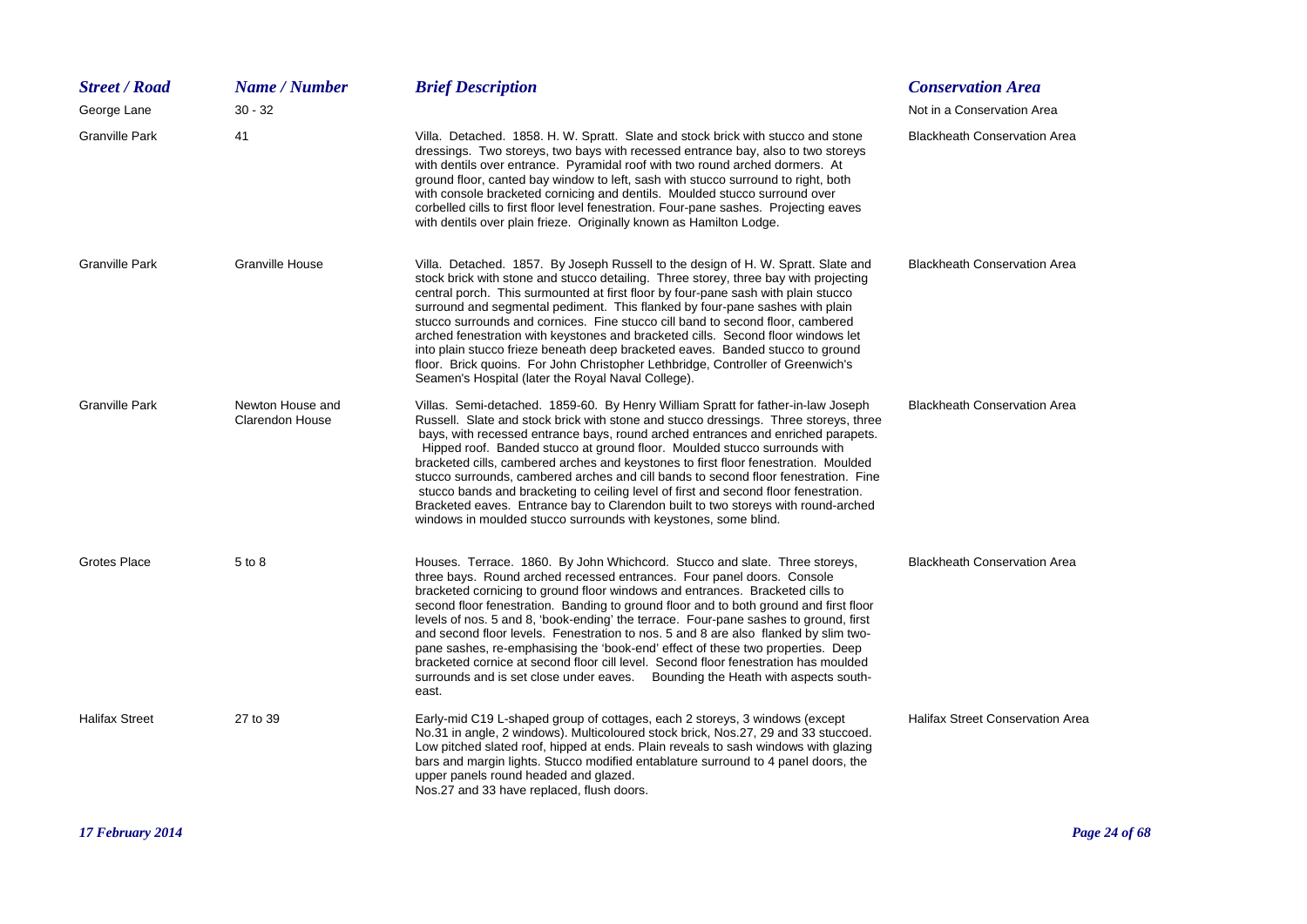| Street / Road | Name / Number | Brief Description | Conservation Area |
| --- | --- | --- | --- |
| George Lane | 30 - 32 | | Not in a Conservation Area |
| Granville Park | 41 | Villa. Detached. 1858. H. W. Spratt. Slate and stock brick with stucco and stone dressings. Two storeys, two bays with recessed entrance bay, also to two storeys with dentils over entrance. Pyramidal roof with two round arched dormers. At ground floor, canted bay window to left, sash with stucco surround to right, both with console bracketed cornicing and dentils. Moulded stucco surround over corbelled cills to first floor level fenestration. Four-pane sashes. Projecting eaves with dentils over plain frieze. Originally known as Hamilton Lodge. | Blackheath Conservation Area |
| Granville Park | Granville House | Villa. Detached. 1857. By Joseph Russell to the design of H. W. Spratt. Slate and stock brick with stone and stucco detailing. Three storey, three bay with projecting central porch. This surmounted at first floor by four-pane sash with plain stucco surround and segmental pediment. This flanked by four-pane sashes with plain stucco surrounds and cornices. Fine stucco cill band to second floor, cambered arched fenestration with keystones and bracketed cills. Second floor windows let into plain stucco frieze beneath deep bracketed eaves. Banded stucco to ground floor. Brick quoins. For John Christopher Lethbridge, Controller of Greenwich's Seamen's Hospital (later the Royal Naval College). | Blackheath Conservation Area |
| Granville Park | Newton House and Clarendon House | Villas. Semi-detached. 1859-60. By Henry William Spratt for father-in-law Joseph Russell. Slate and stock brick with stone and stucco dressings. Three storeys, three bays, with recessed entrance bays, round arched entrances and enriched parapets. Hipped roof. Banded stucco at ground floor. Moulded stucco surrounds with bracketed cills, cambered arches and keystones to first floor fenestration. Moulded stucco surrounds, cambered arches and cill bands to second floor fenestration. Fine stucco bands and bracketing to ceiling level of first and second floor fenestration. Bracketed eaves. Entrance bay to Clarendon built to two storeys with round-arched windows in moulded stucco surrounds with keystones, some blind. | Blackheath Conservation Area |
| Grotes Place | 5 to 8 | Houses. Terrace. 1860. By John Whichcord. Stucco and slate. Three storeys, three bays. Round arched recessed entrances. Four panel doors. Console bracketed cornicing to ground floor windows and entrances. Bracketed cills to second floor fenestration. Banding to ground floor and to both ground and first floor levels of nos. 5 and 8, 'book-ending' the terrace. Four-pane sashes to ground, first and second floor levels. Fenestration to nos. 5 and 8 are also flanked by slim two-pane sashes, re-emphasising the 'book-end' effect of these two properties. Deep bracketed cornice at second floor cill level. Second floor fenestration has moulded surrounds and is set close under eaves. Bounding the Heath with aspects south-east. | Blackheath Conservation Area |
| Halifax Street | 27 to 39 | Early-mid C19 L-shaped group of cottages, each 2 storeys, 3 windows (except No.31 in angle, 2 windows). Multicoloured stock brick, Nos.27, 29 and 33 stuccoed. Low pitched slated roof, hipped at ends. Plain reveals to sash windows with glazing bars and margin lights. Stucco modified entablature surround to 4 panel doors, the upper panels round headed and glazed. Nos.27 and 33 have replaced, flush doors. | Halifax Street Conservation Area |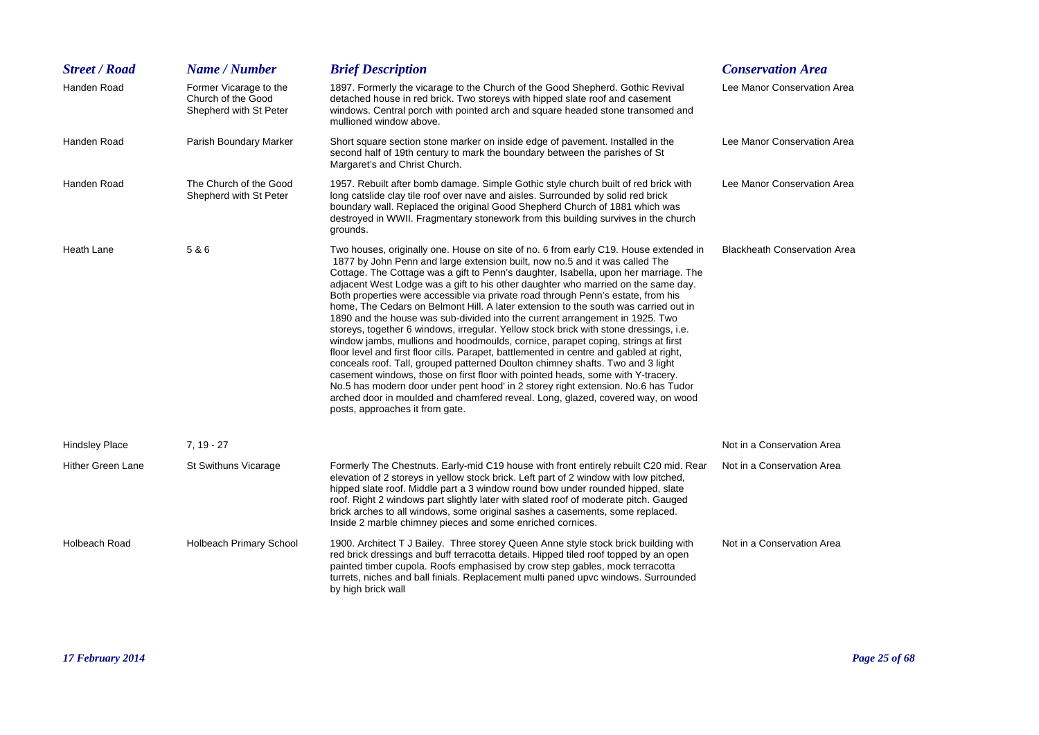| Street / Road | Name / Number | Brief Description | Conservation Area |
|---|---|---|---|
| Handen Road | Former Vicarage to the Church of the Good Shepherd with St Peter | 1897. Formerly the vicarage to the Church of the Good Shepherd. Gothic Revival detached house in red brick. Two storeys with hipped slate roof and casement windows. Central porch with pointed arch and square headed stone transomed and mullioned window above. | Lee Manor Conservation Area |
| Handen Road | Parish Boundary Marker | Short square section stone marker on inside edge of pavement. Installed in the second half of 19th century to mark the boundary between the parishes of St Margaret's and Christ Church. | Lee Manor Conservation Area |
| Handen Road | The Church of the Good Shepherd with St Peter | 1957. Rebuilt after bomb damage. Simple Gothic style church built of red brick with long catslide clay tile roof over nave and aisles. Surrounded by solid red brick boundary wall. Replaced the original Good Shepherd Church of 1881 which was destroyed in WWII. Fragmentary stonework from this building survives in the church grounds. | Lee Manor Conservation Area |
| Heath Lane | 5 & 6 | Two houses, originally one. House on site of no. 6 from early C19. House extended in 1877 by John Penn and large extension built, now no.5 and it was called The Cottage. The Cottage was a gift to Penn's daughter, Isabella, upon her marriage. The adjacent West Lodge was a gift to his other daughter who married on the same day. Both properties were accessible via private road through Penn's estate, from his home, The Cedars on Belmont Hill. A later extension to the south was carried out in 1890 and the house was sub-divided into the current arrangement in 1925. Two storeys, together 6 windows, irregular. Yellow stock brick with stone dressings, i.e. window jambs, mullions and hoodmoulds, cornice, parapet coping, strings at first floor level and first floor cills. Parapet, battlemented in centre and gabled at right, conceals roof. Tall, grouped patterned Doulton chimney shafts. Two and 3 light casement windows, those on first floor with pointed heads, some with Y-tracery. No.5 has modern door under pent hood' in 2 storey right extension. No.6 has Tudor arched door in moulded and chamfered reveal. Long, glazed, covered way, on wood posts, approaches it from gate. | Blackheath Conservation Area |
| Hindsley Place | 7, 19 - 27 | | Not in a Conservation Area |
| Hither Green Lane | St Swithuns Vicarage | Formerly The Chestnuts. Early-mid C19 house with front entirely rebuilt C20 mid. Rear elevation of 2 storeys in yellow stock brick. Left part of 2 window with low pitched, hipped slate roof. Middle part a 3 window round bow under rounded hipped, slate roof. Right 2 windows part slightly later with slated roof of moderate pitch. Gauged brick arches to all windows, some original sashes a casements, some replaced. Inside 2 marble chimney pieces and some enriched cornices. | Not in a Conservation Area |
| Holbeach Road | Holbeach Primary School | 1900. Architect T J Bailey. Three storey Queen Anne style stock brick building with red brick dressings and buff terracotta details. Hipped tiled roof topped by an open painted timber cupola. Roofs emphasised by crow step gables, mock terracotta turrets, niches and ball finials. Replacement multi paned upvc windows. Surrounded by high brick wall | Not in a Conservation Area |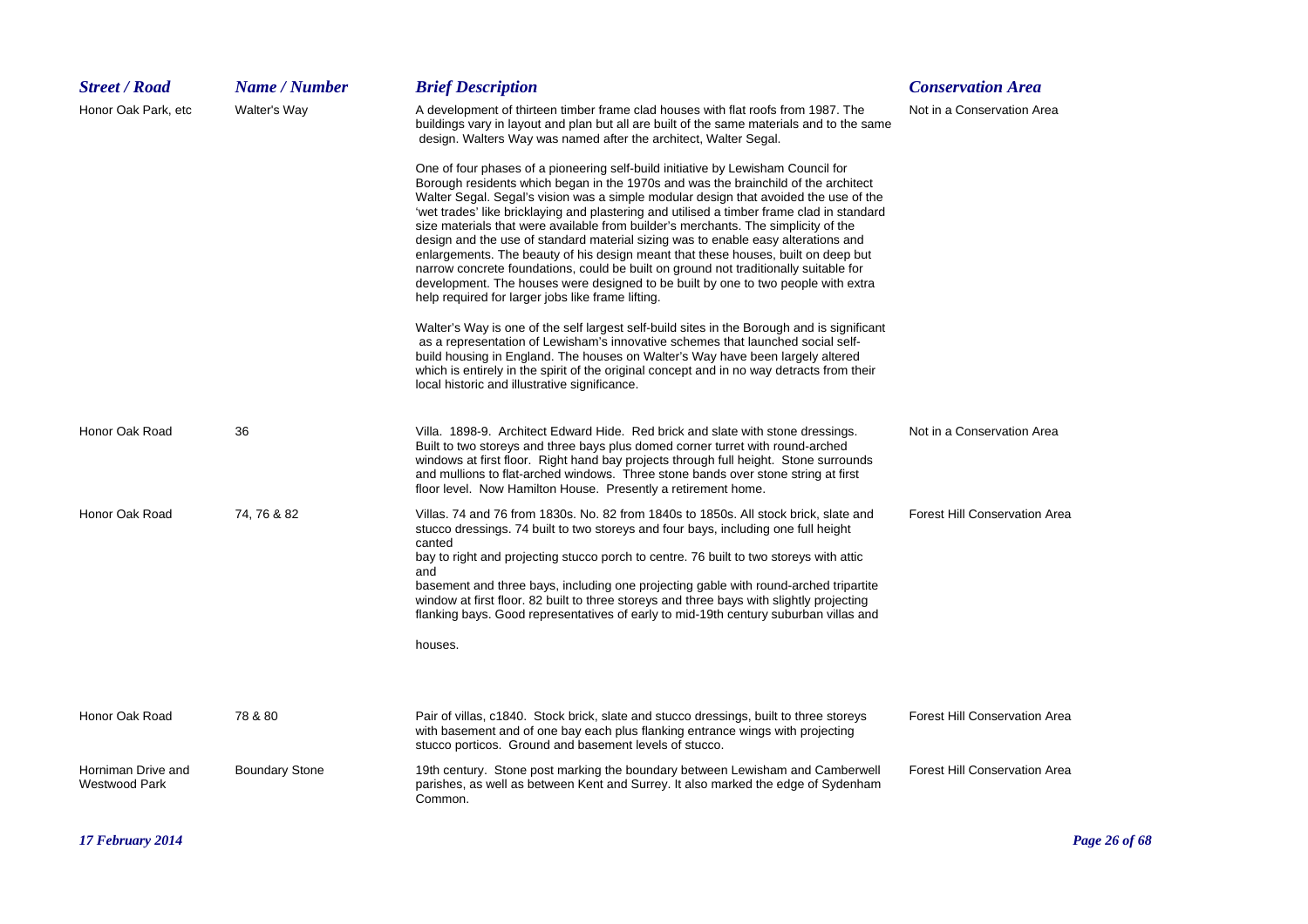| *Street / Road* | *Name / Number* | *Brief Description* | *Conservation Area* |
| --- | --- | --- | --- |
| Honor Oak Park, etc | Walter's Way | A development of thirteen timber frame clad houses with flat roofs from 1987. The buildings vary in layout and plan but all are built of the same materials and to the same design. Walters Way was named after the architect, Walter Segal.<br><br>One of four phases of a pioneering self-build initiative by Lewisham Council for Borough residents which began in the 1970s and was the brainchild of the architect Walter Segal. Segal's vision was a simple modular design that avoided the use of the 'wet trades' like bricklaying and plastering and utilised a timber frame clad in standard size materials that were available from builder's merchants. The simplicity of the design and the use of standard material sizing was to enable easy alterations and enlargements. The beauty of his design meant that these houses, built on deep but narrow concrete foundations, could be built on ground not traditionally suitable for development. The houses were designed to be built by one to two people with extra help required for larger jobs like frame lifting.<br><br>Walter's Way is one of the self largest self-build sites in the Borough and is significant as a representation of Lewisham's innovative schemes that launched social self-build housing in England. The houses on Walter's Way have been largely altered which is entirely in the spirit of the original concept and in no way detracts from their local historic and illustrative significance. | Not in a Conservation Area |
| Honor Oak Road | 36 | Villa. 1898-9. Architect Edward Hide. Red brick and slate with stone dressings. Built to two storeys and three bays plus domed corner turret with round-arched windows at first floor. Right hand bay projects through full height. Stone surrounds and mullions to flat-arched windows. Three stone bands over stone string at first floor level. Now Hamilton House. Presently a retirement home. | Not in a Conservation Area |
| Honor Oak Road | 74, 76 & 82 | Villas. 74 and 76 from 1830s. No. 82 from 1840s to 1850s. All stock brick, slate and stucco dressings. 74 built to two storeys and four bays, including one full height canted bay to right and projecting stucco porch to centre. 76 built to two storeys with attic and basement and three bays, including one projecting gable with round-arched tripartite window at first floor. 82 built to three storeys and three bays with slightly projecting flanking bays. Good representatives of early to mid-19th century suburban villas and houses. | Forest Hill Conservation Area |
| Honor Oak Road | 78 & 80 | Pair of villas, c1840. Stock brick, slate and stucco dressings, built to three storeys with basement and of one bay each plus flanking entrance wings with projecting stucco porticos. Ground and basement levels of stucco. | Forest Hill Conservation Area |
| Horniman Drive and Westwood Park | Boundary Stone | 19th century. Stone post marking the boundary between Lewisham and Camberwell parishes, as well as between Kent and Surrey. It also marked the edge of Sydenham Common. | Forest Hill Conservation Area |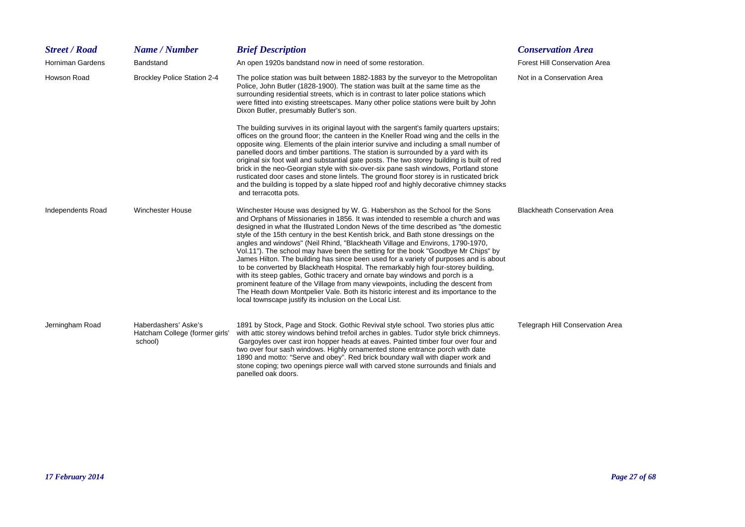| Street / Road | Name / Number | Brief Description | Conservation Area |
| --- | --- | --- | --- |
| Horniman Gardens | Bandstand | An open 1920s bandstand now in need of some restoration. | Forest Hill Conservation Area |
| Howson Road | Brockley Police Station 2-4 | The police station was built between 1882-1883 by the surveyor to the Metropolitan Police, John Butler (1828-1900). The station was built at the same time as the surrounding residential streets, which is in contrast to later police stations which were fitted into existing streetscapes. Many other police stations were built by John Dixon Butler, presumably Butler's son.<br><br>The building survives in its original layout with the sargent's family quarters upstairs; offices on the ground floor; the canteen in the Kneller Road wing and the cells in the opposite wing. Elements of the plain interior survive and including a small number of panelled doors and timber partitions. The station is surrounded by a yard with its original six foot wall and substantial gate posts. The two storey building is built of red brick in the neo-Georgian style with six-over-six pane sash windows, Portland stone rusticated door cases and stone lintels. The ground floor storey is in rusticated brick and the building is topped by a slate hipped roof and highly decorative chimney stacks and terracotta pots. | Not in a Conservation Area |
| Independents Road | Winchester House | Winchester House was designed by W. G. Habershon as the School for the Sons and Orphans of Missionaries in 1856. It was intended to resemble a church and was designed in what the Illustrated London News of the time described as "the domestic style of the 15th century in the best Kentish brick, and Bath stone dressings on the angles and windows" (Neil Rhind, "Blackheath Village and Environs, 1790-1970, Vol.11"). The school may have been the setting for the book "Goodbye Mr Chips" by James Hilton. The building has since been used for a variety of purposes and is about to be converted by Blackheath Hospital. The remarkably high four-storey building, with its steep gables, Gothic tracery and ornate bay windows and porch is a prominent feature of the Village from many viewpoints, including the descent from The Heath down Montpelier Vale. Both its historic interest and its importance to the local townscape justify its inclusion on the Local List. | Blackheath Conservation Area |
| Jerningham Road | Haberdashers' Aske's Hatcham College (former girls' school) | 1891 by Stock, Page and Stock. Gothic Revival style school. Two stories plus attic with attic storey windows behind trefoil arches in gables. Tudor style brick chimneys. Gargoyles over cast iron hopper heads at eaves. Painted timber four over four and two over four sash windows. Highly ornamented stone entrance porch with date 1890 and motto: "Serve and obey". Red brick boundary wall with diaper work and stone coping; two openings pierce wall with carved stone surrounds and finials and panelled oak doors. | Telegraph Hill Conservation Area |

*17 February 2014*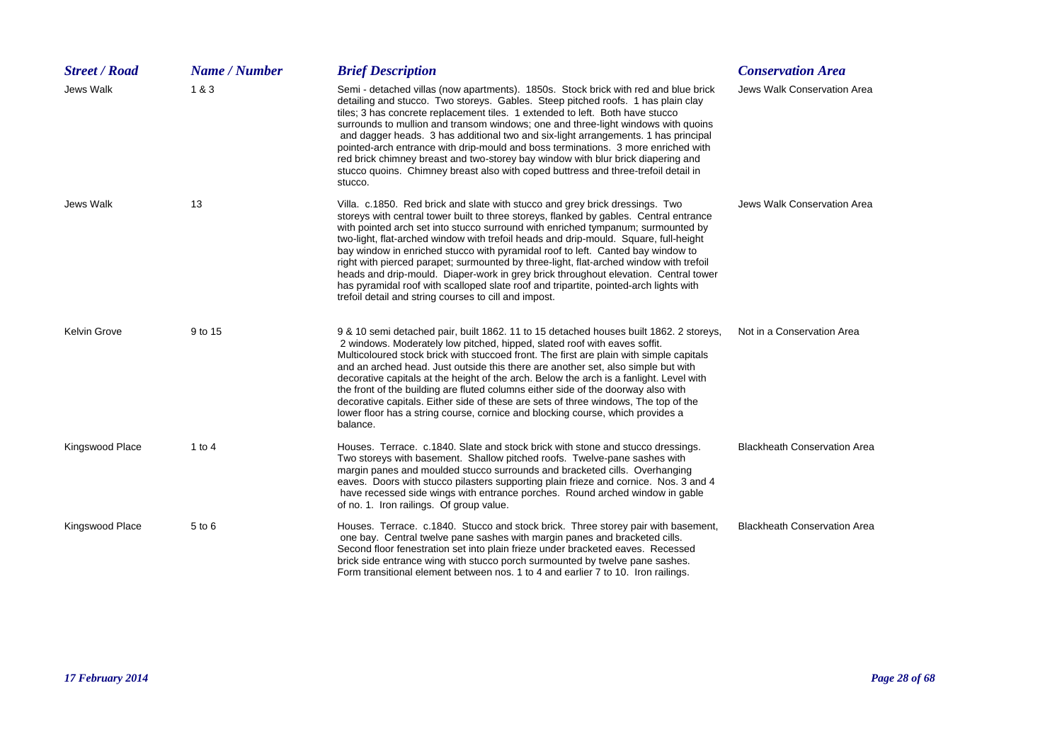| Street / Road | Name / Number | Brief Description | Conservation Area |
|---|---|---|---|
| Jews Walk | 1 & 3 | Semi - detached villas (now apartments). 1850s. Stock brick with red and blue brick detailing and stucco. Two storeys. Gables. Steep pitched roofs. 1 has plain clay tiles; 3 has concrete replacement tiles. 1 extended to left. Both have stucco surrounds to mullion and transom windows; one and three-light windows with quoins and dagger heads. 3 has additional two and six-light arrangements. 1 has principal pointed-arch entrance with drip-mould and boss terminations. 3 more enriched with red brick chimney breast and two-storey bay window with blur brick diapering and stucco quoins. Chimney breast also with coped buttress and three-trefoil detail in stucco. | Jews Walk Conservation Area |
| Jews Walk | 13 | Villa. c.1850. Red brick and slate with stucco and grey brick dressings. Two storeys with central tower built to three storeys, flanked by gables. Central entrance with pointed arch set into stucco surround with enriched tympanum; surmounted by two-light, flat-arched window with trefoil heads and drip-mould. Square, full-height bay window in enriched stucco with pyramidal roof to left. Canted bay window to right with pierced parapet; surmounted by three-light, flat-arched window with trefoil heads and drip-mould. Diaper-work in grey brick throughout elevation. Central tower has pyramidal roof with scalloped slate roof and tripartite, pointed-arch lights with trefoil detail and string courses to cill and impost. | Jews Walk Conservation Area |
| Kelvin Grove | 9 to 15 | 9 & 10 semi detached pair, built 1862. 11 to 15 detached houses built 1862. 2 storeys, 2 windows. Moderately low pitched, hipped, slated roof with eaves soffit. Multicoloured stock brick with stuccoed front. The first are plain with simple capitals and an arched head. Just outside this there are another set, also simple but with decorative capitals at the height of the arch. Below the arch is a fanlight. Level with the front of the building are fluted columns either side of the doorway also with decorative capitals. Either side of these are sets of three windows, The top of the lower floor has a string course, cornice and blocking course, which provides a balance. | Not in a Conservation Area |
| Kingswood Place | 1 to 4 | Houses. Terrace. c.1840. Slate and stock brick with stone and stucco dressings. Two storeys with basement. Shallow pitched roofs. Twelve-pane sashes with margin panes and moulded stucco surrounds and bracketed cills. Overhanging eaves. Doors with stucco pilasters supporting plain frieze and cornice. Nos. 3 and 4 have recessed side wings with entrance porches. Round arched window in gable of no. 1. Iron railings. Of group value. | Blackheath Conservation Area |
| Kingswood Place | 5 to 6 | Houses. Terrace. c.1840. Stucco and stock brick. Three storey pair with basement, one bay. Central twelve pane sashes with margin panes and bracketed cills. Second floor fenestration set into plain frieze under bracketed eaves. Recessed brick side entrance wing with stucco porch surmounted by twelve pane sashes. Form transitional element between nos. 1 to 4 and earlier 7 to 10. Iron railings. | Blackheath Conservation Area |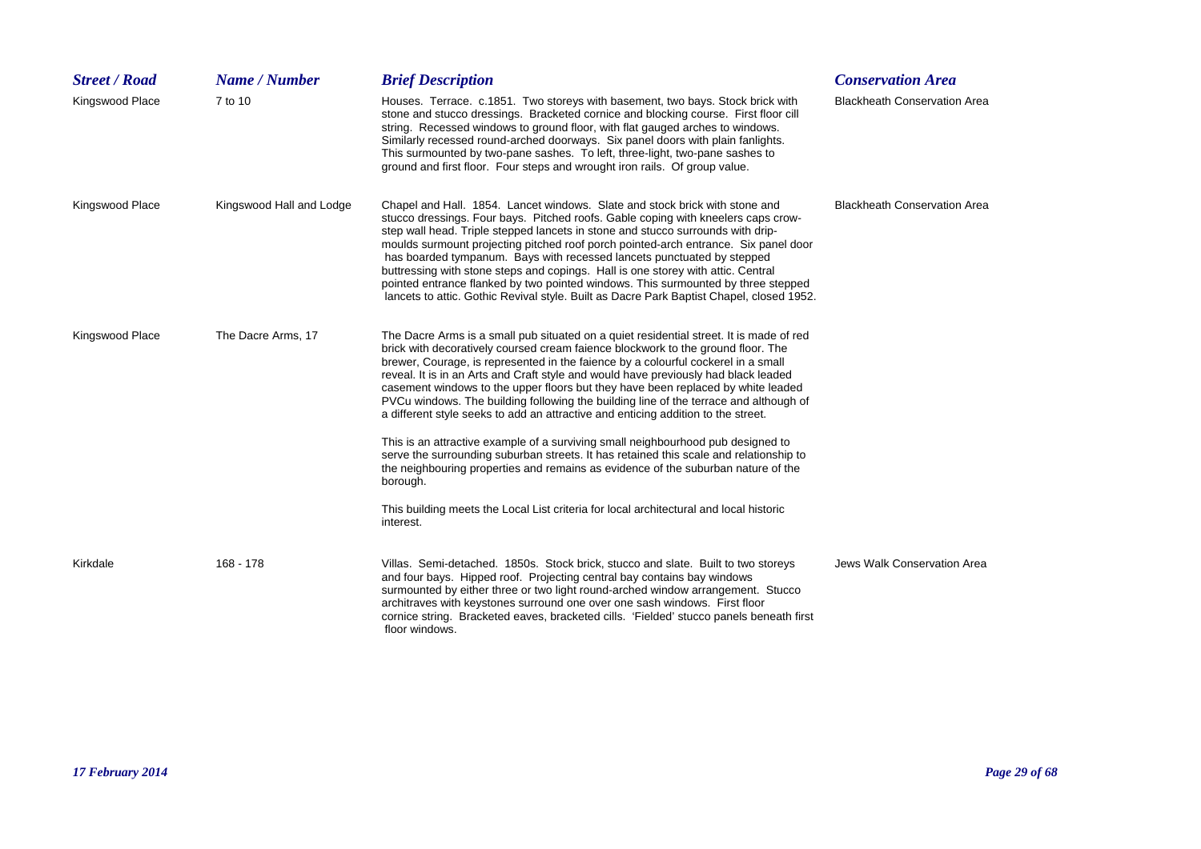| Street / Road | Name / Number | Brief Description | Conservation Area |
| --- | --- | --- | --- |
| Kingswood Place | 7 to 10 | Houses. Terrace. c.1851. Two storeys with basement, two bays. Stock brick with stone and stucco dressings. Bracketed cornice and blocking course. First floor cill string. Recessed windows to ground floor, with flat gauged arches to windows. Similarly recessed round-arched doorways. Six panel doors with plain fanlights. This surmounted by two-pane sashes. To left, three-light, two-pane sashes to ground and first floor. Four steps and wrought iron rails. Of group value. | Blackheath Conservation Area |
| Kingswood Place | Kingswood Hall and Lodge | Chapel and Hall. 1854. Lancet windows. Slate and stock brick with stone and stucco dressings. Four bays. Pitched roofs. Gable coping with kneelers caps crow-step wall head. Triple stepped lancets in stone and stucco surrounds with drip-moulds surmount projecting pitched roof porch pointed-arch entrance. Six panel door has boarded tympanum. Bays with recessed lancets punctuated by stepped buttressing with stone steps and copings. Hall is one storey with attic. Central pointed entrance flanked by two pointed windows. This surmounted by three stepped lancets to attic. Gothic Revival style. Built as Dacre Park Baptist Chapel, closed 1952. | Blackheath Conservation Area |
| Kingswood Place | The Dacre Arms, 17 | The Dacre Arms is a small pub situated on a quiet residential street. It is made of red brick with decoratively coursed cream faience blockwork to the ground floor. The brewer, Courage, is represented in the faience by a colourful cockerel in a small reveal. It is in an Arts and Craft style and would have previously had black leaded casement windows to the upper floors but they have been replaced by white leaded PVCu windows. The building following the building line of the terrace and although of a different style seeks to add an attractive and enticing addition to the street.<br><br>This is an attractive example of a surviving small neighbourhood pub designed to serve the surrounding suburban streets. It has retained this scale and relationship to the neighbouring properties and remains as evidence of the suburban nature of the borough.<br><br>This building meets the Local List criteria for local architectural and local historic interest. | |
| Kirkdale | 168 - 178 | Villas. Semi-detached. 1850s. Stock brick, stucco and slate. Built to two storeys and four bays. Hipped roof. Projecting central bay contains bay windows surmounted by either three or two light round-arched window arrangement. Stucco architraves with keystones surround one over one sash windows. First floor cornice string. Bracketed eaves, bracketed cills. 'Fielded' stucco panels beneath first floor windows. | Jews Walk Conservation Area |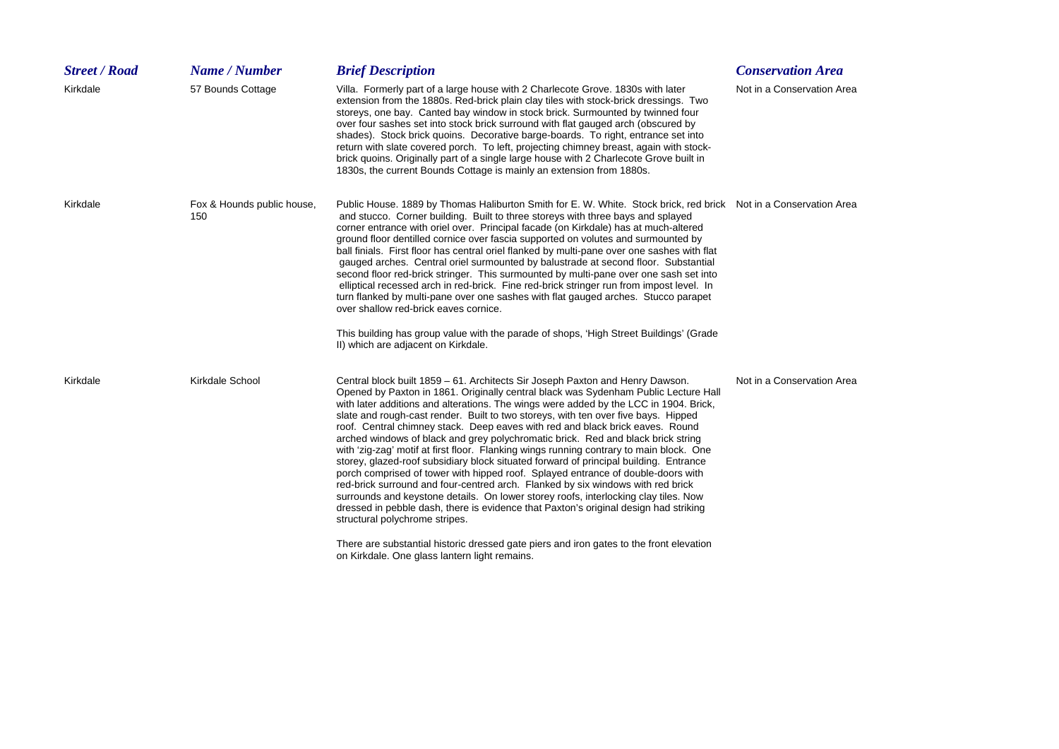| *Street / Road* | *Name / Number* | *Brief Description* | *Conservation Area* |
|---|---|---|---|
| Kirkdale | 57 Bounds Cottage | Villa. Formerly part of a large house with 2 Charlecote Grove. 1830s with later extension from the 1880s. Red-brick plain clay tiles with stock-brick dressings. Two storeys, one bay. Canted bay window in stock brick. Surmounted by twinned four over four sashes set into stock brick surround with flat gauged arch (obscured by shades). Stock brick quoins. Decorative barge-boards. To right, entrance set into return with slate covered porch. To left, projecting chimney breast, again with stock-brick quoins. Originally part of a single large house with 2 Charlecote Grove built in 1830s, the current Bounds Cottage is mainly an extension from 1880s. | Not in a Conservation Area |
| Kirkdale | Fox & Hounds public house, 150 | Public House. 1889 by Thomas Haliburton Smith for E. W. White. Stock brick, red brick and stucco. Corner building. Built to three storeys with three bays and splayed corner entrance with oriel over. Principal facade (on Kirkdale) has at much-altered ground floor dentilled cornice over fascia supported on volutes and surmounted by ball finials. First floor has central oriel flanked by multi-pane over one sashes with flat gauged arches. Central oriel surmounted by balustrade at second floor. Substantial second floor red-brick stringer. This surmounted by multi-pane over one sash set into elliptical recessed arch in red-brick. Fine red-brick stringer run from impost level. In turn flanked by multi-pane over one sashes with flat gauged arches. Stucco parapet over shallow red-brick eaves cornice.<br><br>This building has group value with the parade of shops, 'High Street Buildings' (Grade II) which are adjacent on Kirkdale. | Not in a Conservation Area |
| Kirkdale | Kirkdale School | Central block built 1859 – 61. Architects Sir Joseph Paxton and Henry Dawson. Opened by Paxton in 1861. Originally central black was Sydenham Public Lecture Hall with later additions and alterations. The wings were added by the LCC in 1904. Brick, slate and rough-cast render. Built to two storeys, with ten over five bays. Hipped roof. Central chimney stack. Deep eaves with red and black brick eaves. Round arched windows of black and grey polychromatic brick. Red and black brick string with 'zig-zag' motif at first floor. Flanking wings running contrary to main block. One storey, glazed-roof subsidiary block situated forward of principal building. Entrance porch comprised of tower with hipped roof. Splayed entrance of double-doors with red-brick surround and four-centred arch. Flanked by six windows with red brick surrounds and keystone details. On lower storey roofs, interlocking clay tiles. Now dressed in pebble dash, there is evidence that Paxton's original design had striking structural polychrome stripes.<br><br>There are substantial historic dressed gate piers and iron gates to the front elevation on Kirkdale. One glass lantern light remains. | Not in a Conservation Area |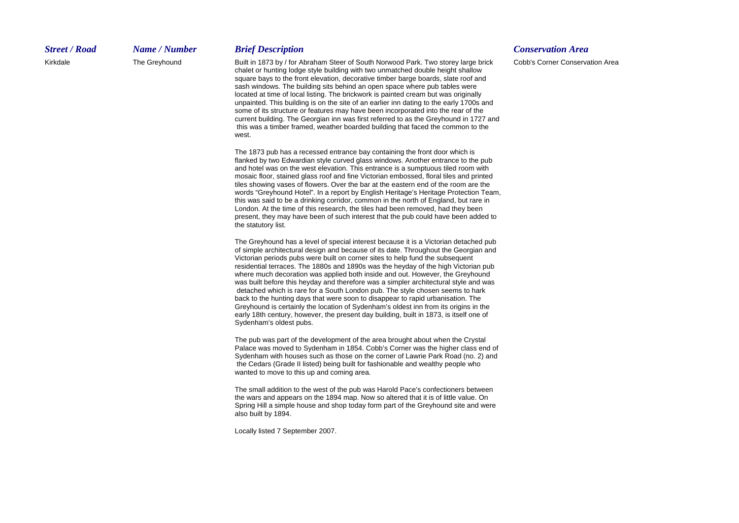| Street / Road | Name / Number | Brief Description | Conservation Area |
| --- | --- | --- | --- |
| Kirkdale | The Greyhound | Built in 1873 by / for Abraham Steer of South Norwood Park. Two storey large brick chalet or hunting lodge style building with two unmatched double height shallow square bays to the front elevation, decorative timber barge boards, slate roof and sash windows. The building sits behind an open space where pub tables were located at time of local listing. The brickwork is painted cream but was originally unpainted. This building is on the site of an earlier inn dating to the early 1700s and some of its structure or features may have been incorporated into the rear of the current building. The Georgian inn was first referred to as the Greyhound in 1727 and this was a timber framed, weather boarded building that faced the common to the west.<br><br>The 1873 pub has a recessed entrance bay containing the front door which is flanked by two Edwardian style curved glass windows. Another entrance to the pub and hotel was on the west elevation. This entrance is a sumptuous tiled room with mosaic floor, stained glass roof and fine Victorian embossed, floral tiles and printed tiles showing vases of flowers. Over the bar at the eastern end of the room are the words "Greyhound Hotel". In a report by English Heritage's Heritage Protection Team, this was said to be a drinking corridor, common in the north of England, but rare in London. At the time of this research, the tiles had been removed, had they been present, they may have been of such interest that the pub could have been added to the statutory list.<br><br>The Greyhound has a level of special interest because it is a Victorian detached pub of simple architectural design and because of its date. Throughout the Georgian and Victorian periods pubs were built on corner sites to help fund the subsequent residential terraces. The 1880s and 1890s was the heyday of the high Victorian pub where much decoration was applied both inside and out. However, the Greyhound was built before this heyday and therefore was a simpler architectural style and was detached which is rare for a South London pub. The style chosen seems to hark back to the hunting days that were soon to disappear to rapid urbanisation. The Greyhound is certainly the location of Sydenham's oldest inn from its origins in the early 18th century, however, the present day building, built in 1873, is itself one of Sydenham's oldest pubs.<br><br>The pub was part of the development of the area brought about when the Crystal Palace was moved to Sydenham in 1854. Cobb's Corner was the higher class end of Sydenham with houses such as those on the corner of Lawrie Park Road (no. 2) and the Cedars (Grade II listed) being built for fashionable and wealthy people who wanted to move to this up and coming area.<br><br>The small addition to the west of the pub was Harold Pace's confectioners between the wars and appears on the 1894 map. Now so altered that it is of little value. On Spring Hill a simple house and shop today form part of the Greyhound site and were also built by 1894.<br><br>Locally listed 7 September 2007. | Cobb's Corner Conservation Area |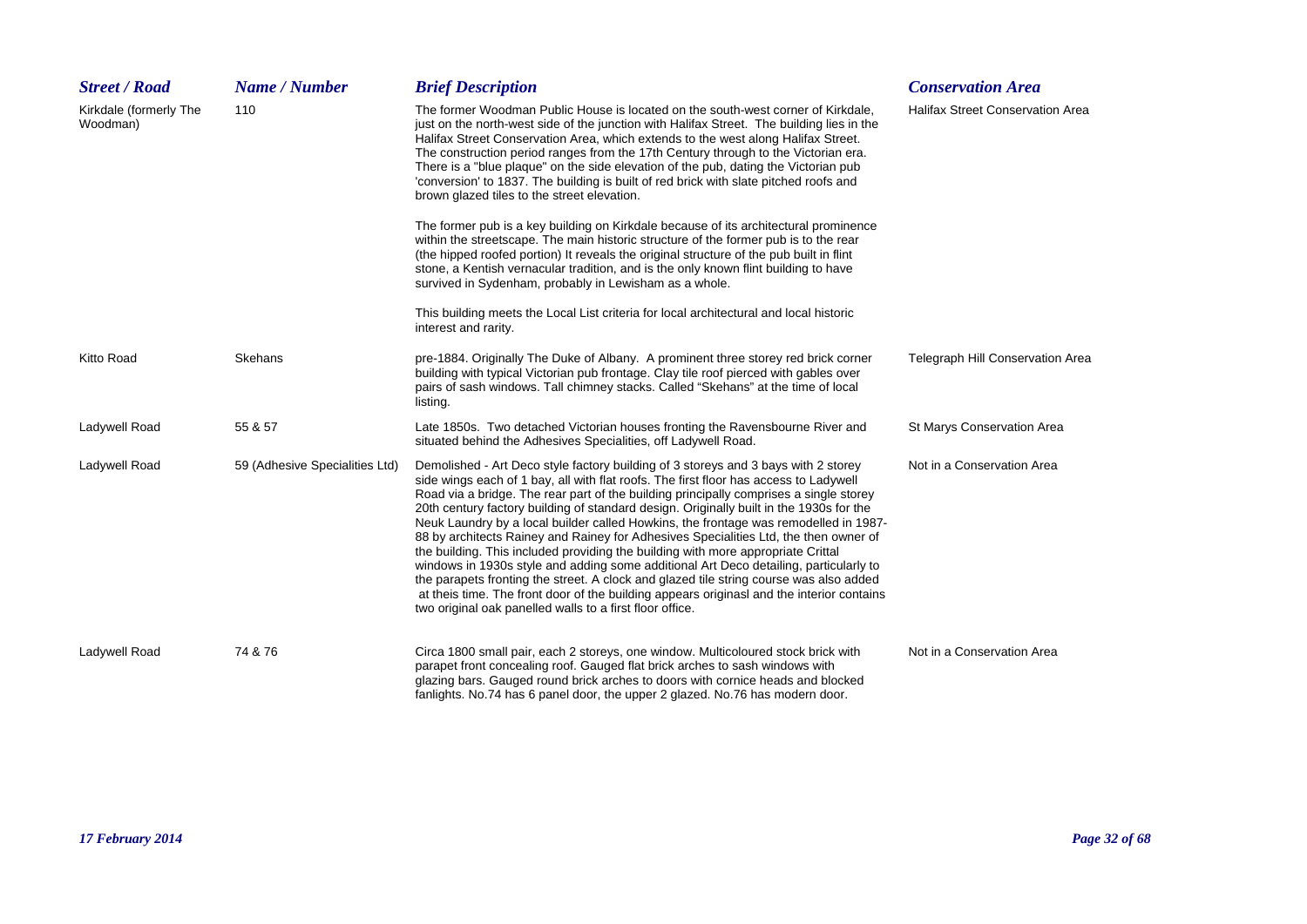| *Street / Road* | *Name / Number* | *Brief Description* | *Conservation Area* |
|---|---|---|---|
| Kirkdale (formerly The Woodman) | 110 | The former Woodman Public House is located on the south-west corner of Kirkdale, just on the north-west side of the junction with Halifax Street. The building lies in the Halifax Street Conservation Area, which extends to the west along Halifax Street. The construction period ranges from the 17th Century through to the Victorian era. There is a "blue plaque" on the side elevation of the pub, dating the Victorian pub 'conversion' to 1837. The building is built of red brick with slate pitched roofs and brown glazed tiles to the street elevation.<br><br>The former pub is a key building on Kirkdale because of its architectural prominence within the streetscape. The main historic structure of the former pub is to the rear (the hipped roofed portion) It reveals the original structure of the pub built in flint stone, a Kentish vernacular tradition, and is the only known flint building to have survived in Sydenham, probably in Lewisham as a whole.<br><br>This building meets the Local List criteria for local architectural and local historic interest and rarity. | Halifax Street Conservation Area |
| Kitto Road | Skehans | pre-1884. Originally The Duke of Albany. A prominent three storey red brick corner building with typical Victorian pub frontage. Clay tile roof pierced with gables over pairs of sash windows. Tall chimney stacks. Called "Skehans" at the time of local listing. | Telegraph Hill Conservation Area |
| Ladywell Road | 55 & 57 | Late 1850s. Two detached Victorian houses fronting the Ravensbourne River and situated behind the Adhesives Specialities, off Ladywell Road. | St Marys Conservation Area |
| Ladywell Road | 59 (Adhesive Specialities Ltd) | Demolished - Art Deco style factory building of 3 storeys and 3 bays with 2 storey side wings each of 1 bay, all with flat roofs. The first floor has access to Ladywell Road via a bridge. The rear part of the building principally comprises a single storey 20th century factory building of standard design. Originally built in the 1930s for the Neuk Laundry by a local builder called Howkins, the frontage was remodelled in 1987-88 by architects Rainey and Rainey for Adhesives Specialities Ltd, the then owner of the building. This included providing the building with more appropriate Crittal windows in 1930s style and adding some additional Art Deco detailing, particularly to the parapets fronting the street. A clock and glazed tile string course was also added at theis time. The front door of the building appears originasl and the interior contains two original oak panelled walls to a first floor office. | Not in a Conservation Area |
| Ladywell Road | 74 & 76 | Circa 1800 small pair, each 2 storeys, one window. Multicoloured stock brick with parapet front concealing roof. Gauged flat brick arches to sash windows with glazing bars. Gauged round brick arches to doors with cornice heads and blocked fanlights. No.74 has 6 panel door, the upper 2 glazed. No.76 has modern door. | Not in a Conservation Area |

*17 February 2014*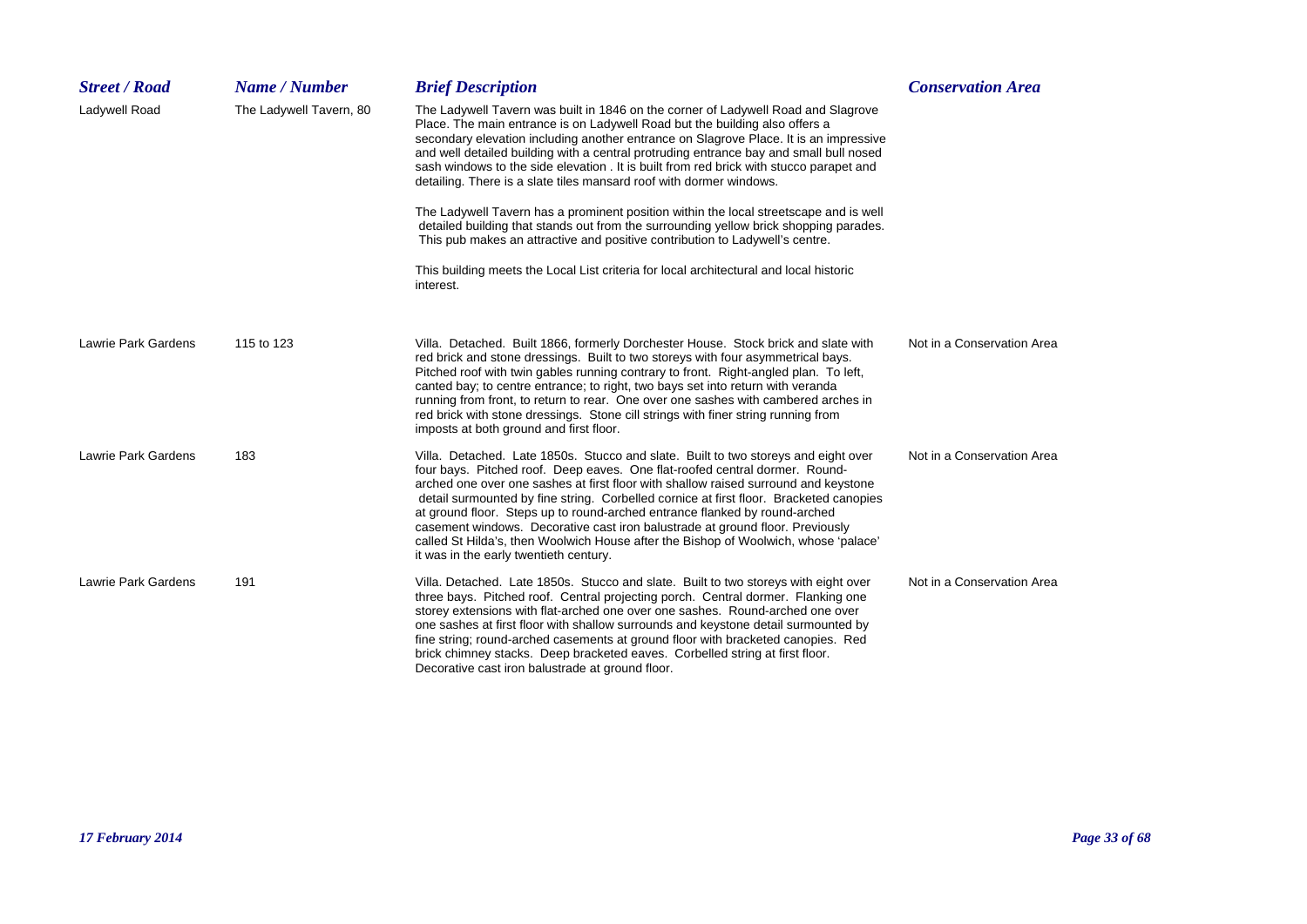| Street / Road | Name / Number | Brief Description | Conservation Area |
|---|---|---|---|
| Ladywell Road | The Ladywell Tavern, 80 | The Ladywell Tavern was built in 1846 on the corner of Ladywell Road and Slagrove Place. The main entrance is on Ladywell Road but the building also offers a secondary elevation including another entrance on Slagrove Place. It is an impressive and well detailed building with a central protruding entrance bay and small bull nosed sash windows to the side elevation . It is built from red brick with stucco parapet and detailing. There is a slate tiles mansard roof with dormer windows.<br><br>The Ladywell Tavern has a prominent position within the local streetscape and is well detailed building that stands out from the surrounding yellow brick shopping parades. This pub makes an attractive and positive contribution to Ladywell's centre.<br><br>This building meets the Local List criteria for local architectural and local historic interest. | |
| Lawrie Park Gardens | 115 to 123 | Villa. Detached. Built 1866, formerly Dorchester House. Stock brick and slate with red brick and stone dressings. Built to two storeys with four asymmetrical bays. Pitched roof with twin gables running contrary to front. Right-angled plan. To left, canted bay; to centre entrance; to right, two bays set into return with veranda running from front, to return to rear. One over one sashes with cambered arches in red brick with stone dressings. Stone cill strings with finer string running from imposts at both ground and first floor. | Not in a Conservation Area |
| Lawrie Park Gardens | 183 | Villa. Detached. Late 1850s. Stucco and slate. Built to two storeys and eight over four bays. Pitched roof. Deep eaves. One flat-roofed central dormer. Round-arched one over one sashes at first floor with shallow raised surround and keystone detail surmounted by fine string. Corbelled cornice at first floor. Bracketed canopies at ground floor. Steps up to round-arched entrance flanked by round-arched casement windows. Decorative cast iron balustrade at ground floor. Previously called St Hilda's, then Woolwich House after the Bishop of Woolwich, whose 'palace' it was in the early twentieth century. | Not in a Conservation Area |
| Lawrie Park Gardens | 191 | Villa. Detached. Late 1850s. Stucco and slate. Built to two storeys with eight over three bays. Pitched roof. Central projecting porch. Central dormer. Flanking one storey extensions with flat-arched one over one sashes. Round-arched one over one sashes at first floor with shallow surrounds and keystone detail surmounted by fine string; round-arched casements at ground floor with bracketed canopies. Red brick chimney stacks. Deep bracketed eaves. Corbelled string at first floor. Decorative cast iron balustrade at ground floor. | Not in a Conservation Area |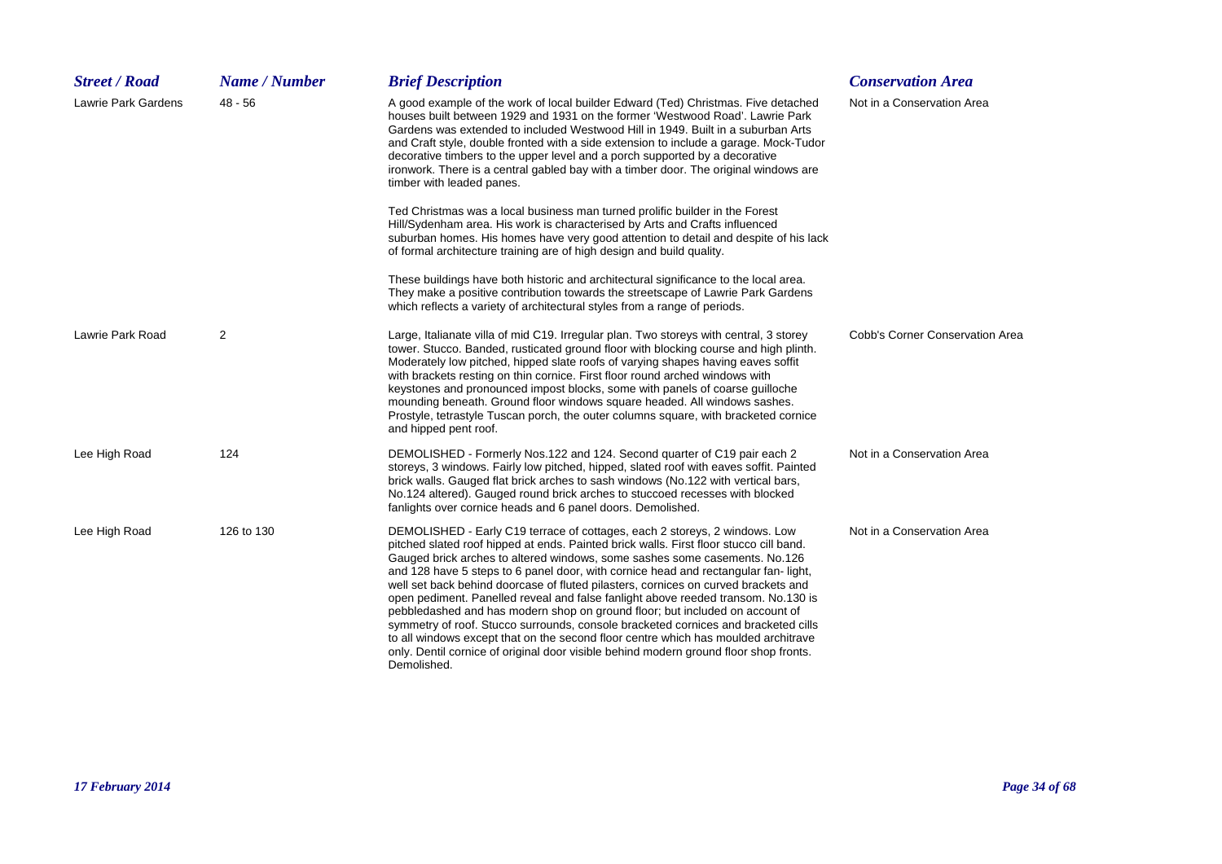| Street / Road | Name / Number | Brief Description | Conservation Area |
|---|---|---|---|
| Lawrie Park Gardens | 48 - 56 | A good example of the work of local builder Edward (Ted) Christmas. Five detached houses built between 1929 and 1931 on the former 'Westwood Road'. Lawrie Park Gardens was extended to included Westwood Hill in 1949. Built in a suburban Arts and Craft style, double fronted with a side extension to include a garage. Mock-Tudor decorative timbers to the upper level and a porch supported by a decorative ironwork. There is a central gabled bay with a timber door. The original windows are timber with leaded panes.<br><br>Ted Christmas was a local business man turned prolific builder in the Forest Hill/Sydenham area. His work is characterised by Arts and Crafts influenced suburban homes. His homes have very good attention to detail and despite of his lack of formal architecture training are of high design and build quality.<br><br>These buildings have both historic and architectural significance to the local area. They make a positive contribution towards the streetscape of Lawrie Park Gardens which reflects a variety of architectural styles from a range of periods. | Not in a Conservation Area |
| Lawrie Park Road | 2 | Large, Italianate villa of mid C19. Irregular plan. Two storeys with central, 3 storey tower. Stucco. Banded, rusticated ground floor with blocking course and high plinth. Moderately low pitched, hipped slate roofs of varying shapes having eaves soffit with brackets resting on thin cornice. First floor round arched windows with keystones and pronounced impost blocks, some with panels of coarse guilloche mounding beneath. Ground floor windows square headed. All windows sashes. Prostyle, tetrastyle Tuscan porch, the outer columns square, with bracketed cornice and hipped pent roof. | Cobb's Corner Conservation Area |
| Lee High Road | 124 | DEMOLISHED - Formerly Nos.122 and 124. Second quarter of C19 pair each 2 storeys, 3 windows. Fairly low pitched, hipped, slated roof with eaves soffit. Painted brick walls. Gauged flat brick arches to sash windows (No.122 with vertical bars, No.124 altered). Gauged round brick arches to stuccoed recesses with blocked fanlights over cornice heads and 6 panel doors. Demolished. | Not in a Conservation Area |
| Lee High Road | 126 to 130 | DEMOLISHED - Early C19 terrace of cottages, each 2 storeys, 2 windows. Low pitched slated roof hipped at ends. Painted brick walls. First floor stucco cill band. Gauged brick arches to altered windows, some sashes some casements. No.126 and 128 have 5 steps to 6 panel door, with cornice head and rectangular fan- light, well set back behind doorcase of fluted pilasters, cornices on curved brackets and open pediment. Panelled reveal and false fanlight above reeded transom. No.130 is pebbledashed and has modern shop on ground floor; but included on account of symmetry of roof. Stucco surrounds, console bracketed cornices and bracketed cills to all windows except that on the second floor centre which has moulded architrave only. Dentil cornice of original door visible behind modern ground floor shop fronts. Demolished. | Not in a Conservation Area |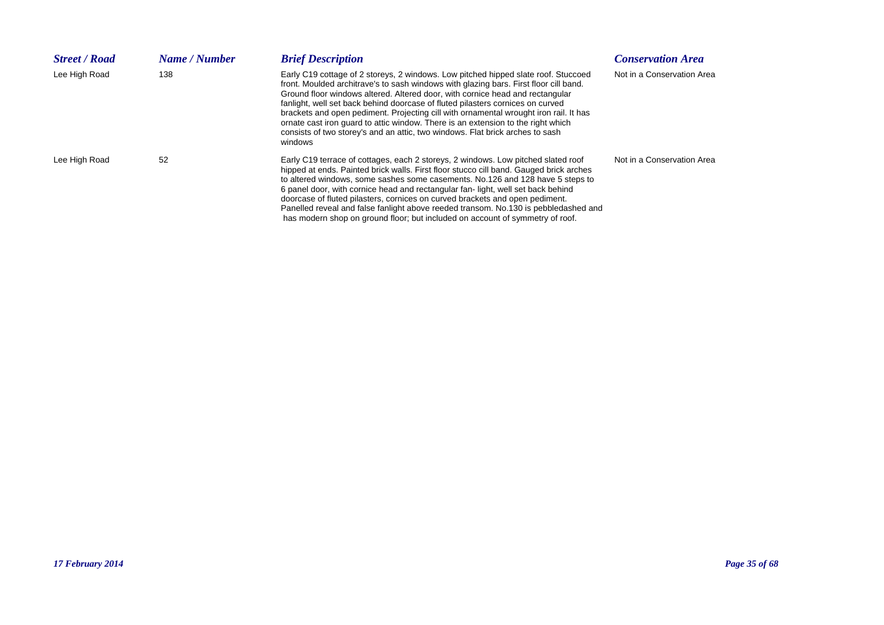| Street / Road | Name / Number | Brief Description | Conservation Area |
|---|---|---|---|
| Lee High Road | 138 | Early C19 cottage of 2 storeys, 2 windows. Low pitched hipped slate roof. Stuccoed front. Moulded architrave's to sash windows with glazing bars. First floor cill band. Ground floor windows altered. Altered door, with cornice head and rectangular fanlight, well set back behind doorcase of fluted pilasters cornices on curved brackets and open pediment. Projecting cill with ornamental wrought iron rail. It has ornate cast iron guard to attic window. There is an extension to the right which consists of two storey's and an attic, two windows. Flat brick arches to sash windows | Not in a Conservation Area |
| Lee High Road | 52 | Early C19 terrace of cottages, each 2 storeys, 2 windows. Low pitched slated roof hipped at ends. Painted brick walls. First floor stucco cill band. Gauged brick arches to altered windows, some sashes some casements. No.126 and 128 have 5 steps to 6 panel door, with cornice head and rectangular fan- light, well set back behind doorcase of fluted pilasters, cornices on curved brackets and open pediment. Panelled reveal and false fanlight above reeded transom. No.130 is pebbledashed and has modern shop on ground floor; but included on account of symmetry of roof. | Not in a Conservation Area |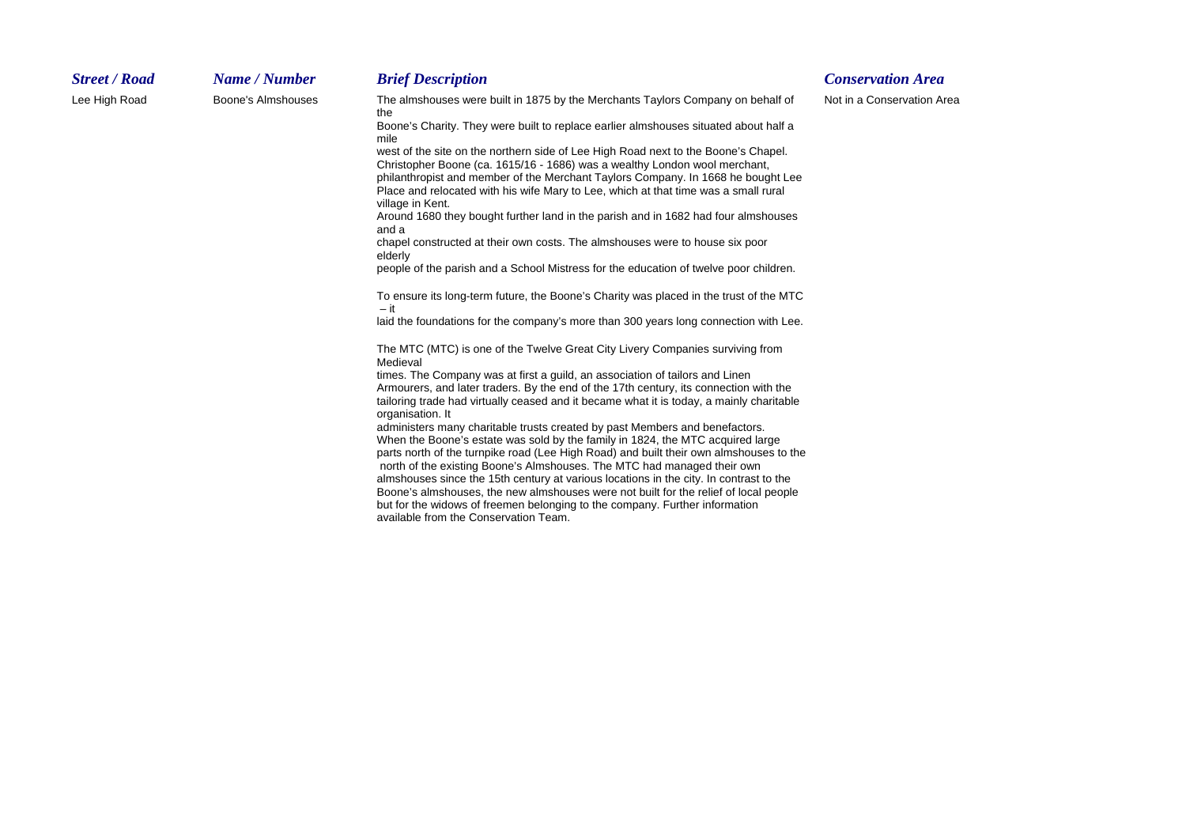| Street / Road | Name / Number | Brief Description | Conservation Area |
| --- | --- | --- | --- |
| Lee High Road | Boone's Almshouses | The almshouses were built in 1875 by the Merchants Taylors Company on behalf of the Boone's Charity. They were built to replace earlier almshouses situated about half a mile west of the site on the northern side of Lee High Road next to the Boone's Chapel. Christopher Boone (ca. 1615/16 - 1686) was a wealthy London wool merchant, philanthropist and member of the Merchant Taylors Company. In 1668 he bought Lee Place and relocated with his wife Mary to Lee, which at that time was a small rural village in Kent. Around 1680 they bought further land in the parish and in 1682 had four almshouses and a chapel constructed at their own costs. The almshouses were to house six poor elderly people of the parish and a School Mistress for the education of twelve poor children.<br><br>To ensure its long-term future, the Boone's Charity was placed in the trust of the MTC – it laid the foundations for the company's more than 300 years long connection with Lee.<br><br>The MTC (MTC) is one of the Twelve Great City Livery Companies surviving from Medieval times. The Company was at first a guild, an association of tailors and Linen Armourers, and later traders. By the end of the 17th century, its connection with the tailoring trade had virtually ceased and it became what it is today, a mainly charitable organisation. It administers many charitable trusts created by past Members and benefactors. When the Boone's estate was sold by the family in 1824, the MTC acquired large parts north of the turnpike road (Lee High Road) and built their own almshouses to the north of the existing Boone's Almshouses. The MTC had managed their own almshouses since the 15th century at various locations in the city. In contrast to the Boone's almshouses, the new almshouses were not built for the relief of local people but for the widows of freemen belonging to the company. Further information available from the Conservation Team. | Not in a Conservation Area |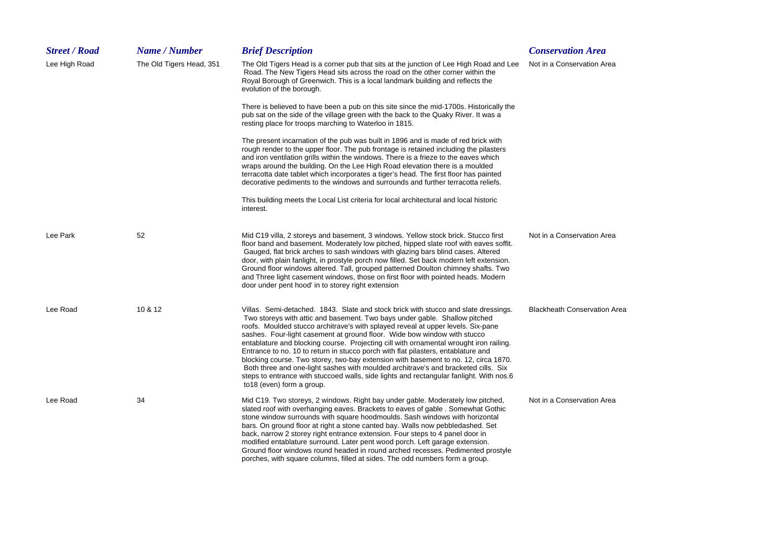| *Street / Road* | *Name / Number* | *Brief Description* | *Conservation Area* |
|---|---|---|---|
| Lee High Road | The Old Tigers Head, 351 | The Old Tigers Head is a corner pub that sits at the junction of Lee High Road and Lee Road. The New Tigers Head sits across the road on the other corner within the Royal Borough of Greenwich. This is a local landmark building and reflects the evolution of the borough.<br><br>There is believed to have been a pub on this site since the mid-1700s. Historically the pub sat on the side of the village green with the back to the Quaky River. It was a resting place for troops marching to Waterloo in 1815.<br><br>The present incarnation of the pub was built in 1896 and is made of red brick with rough render to the upper floor. The pub frontage is retained including the pilasters and iron ventilation grills within the windows. There is a frieze to the eaves which wraps around the building. On the Lee High Road elevation there is a moulded terracotta date tablet which incorporates a tiger's head. The first floor has painted decorative pediments to the windows and surrounds and further terracotta reliefs.<br><br>This building meets the Local List criteria for local architectural and local historic interest. | Not in a Conservation Area |
| Lee Park | 52 | Mid C19 villa, 2 storeys and basement, 3 windows. Yellow stock brick. Stucco first floor band and basement. Moderately low pitched, hipped slate roof with eaves soffit. Gauged, flat brick arches to sash windows with glazing bars blind cases. Altered door, with plain fanlight, in prostyle porch now filled. Set back modern left extension. Ground floor windows altered. Tall, grouped patterned Doulton chimney shafts. Two and Three light casement windows, those on first floor with pointed heads. Modern door under pent hood' in to storey right extension | Not in a Conservation Area |
| Lee Road | 10 & 12 | Villas. Semi-detached. 1843. Slate and stock brick with stucco and slate dressings. Two storeys with attic and basement. Two bays under gable. Shallow pitched roofs. Moulded stucco architrave's with splayed reveal at upper levels. Six-pane sashes. Four-light casement at ground floor. Wide bow window with stucco entablature and blocking course. Projecting cill with ornamental wrought iron railing. Entrance to no. 10 to return in stucco porch with flat pilasters, entablature and blocking course. Two storey, two-bay extension with basement to no. 12, circa 1870. Both three and one-light sashes with moulded architrave's and bracketed cills. Six steps to entrance with stuccoed walls, side lights and rectangular fanlight. With nos.6 to18 (even) form a group. | Blackheath Conservation Area |
| Lee Road | 34 | Mid C19. Two storeys, 2 windows. Right bay under gable. Moderately low pitched, slated roof with overhanging eaves. Brackets to eaves of gable . Somewhat Gothic stone window surrounds with square hoodmoulds. Sash windows with horizontal bars. On ground floor at right a stone canted bay. Walls now pebbledashed. Set back, narrow 2 storey right entrance extension. Four steps to 4 panel door in modified entablature surround. Later pent wood porch. Left garage extension. Ground floor windows round headed in round arched recesses. Pedimented prostyle porches, with square columns, filled at sides. The odd numbers form a group. | Not in a Conservation Area |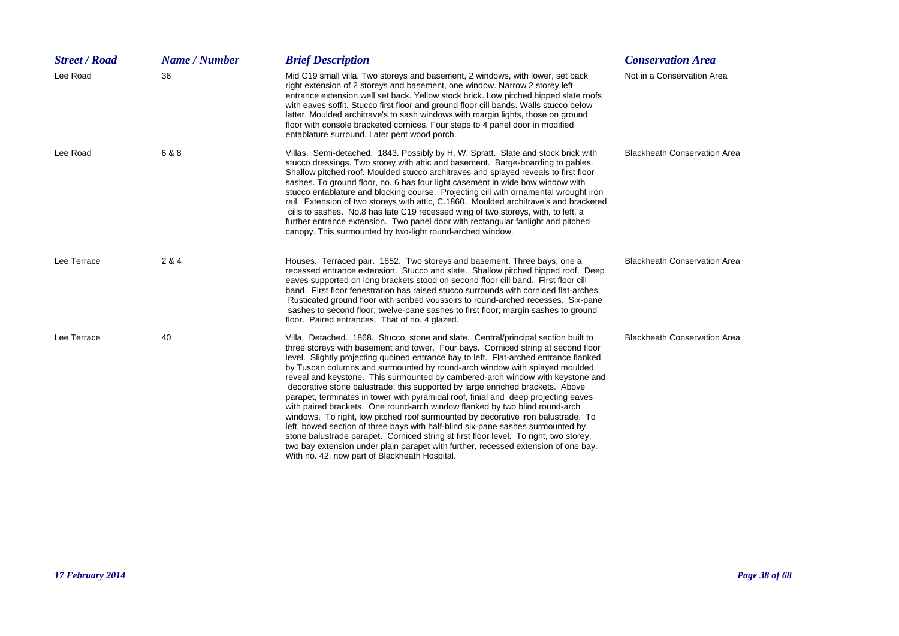| *Street / Road* | *Name / Number* | *Brief Description* | *Conservation Area* |
|---|---|---|---|
| Lee Road | 36 | Mid C19 small villa. Two storeys and basement, 2 windows, with lower, set back right extension of 2 storeys and basement, one window. Narrow 2 storey left entrance extension well set back. Yellow stock brick. Low pitched hipped slate roofs with eaves soffit. Stucco first floor and ground floor cill bands. Walls stucco below latter. Moulded architrave's to sash windows with margin lights, those on ground floor with console bracketed cornices. Four steps to 4 panel door in modified entablature surround. Later pent wood porch. | Not in a Conservation Area |
| Lee Road | 6 & 8 | Villas. Semi-detached. 1843. Possibly by H. W. Spratt. Slate and stock brick with stucco dressings. Two storey with attic and basement. Barge-boarding to gables. Shallow pitched roof. Moulded stucco architraves and splayed reveals to first floor sashes. To ground floor, no. 6 has four light casement in wide bow window with stucco entablature and blocking course. Projecting cill with ornamental wrought iron rail. Extension of two storeys with attic, C.1860. Moulded architrave's and bracketed cills to sashes. No.8 has late C19 recessed wing of two storeys, with, to left, a further entrance extension. Two panel door with rectangular fanlight and pitched canopy. This surmounted by two-light round-arched window. | Blackheath Conservation Area |
| Lee Terrace | 2 & 4 | Houses. Terraced pair. 1852. Two storeys and basement. Three bays, one a recessed entrance extension. Stucco and slate. Shallow pitched hipped roof. Deep eaves supported on long brackets stood on second floor cill band. First floor cill band. First floor fenestration has raised stucco surrounds with corniced flat-arches. Rusticated ground floor with scribed voussoirs to round-arched recesses. Six-pane sashes to second floor; twelve-pane sashes to first floor; margin sashes to ground floor. Paired entrances. That of no. 4 glazed. | Blackheath Conservation Area |
| Lee Terrace | 40 | Villa. Detached. 1868. Stucco, stone and slate. Central/principal section built to three storeys with basement and tower. Four bays. Corniced string at second floor level. Slightly projecting quoined entrance bay to left. Flat-arched entrance flanked by Tuscan columns and surmounted by round-arch window with splayed moulded reveal and keystone. This surmounted by cambered-arch window with keystone and decorative stone balustrade; this supported by large enriched brackets. Above parapet, terminates in tower with pyramidal roof, finial and deep projecting eaves with paired brackets. One round-arch window flanked by two blind round-arch windows. To right, low pitched roof surmounted by decorative iron balustrade. To left, bowed section of three bays with half-blind six-pane sashes surmounted by stone balustrade parapet. Corniced string at first floor level. To right, two storey, two bay extension under plain parapet with further, recessed extension of one bay. With no. 42, now part of Blackheath Hospital. | Blackheath Conservation Area |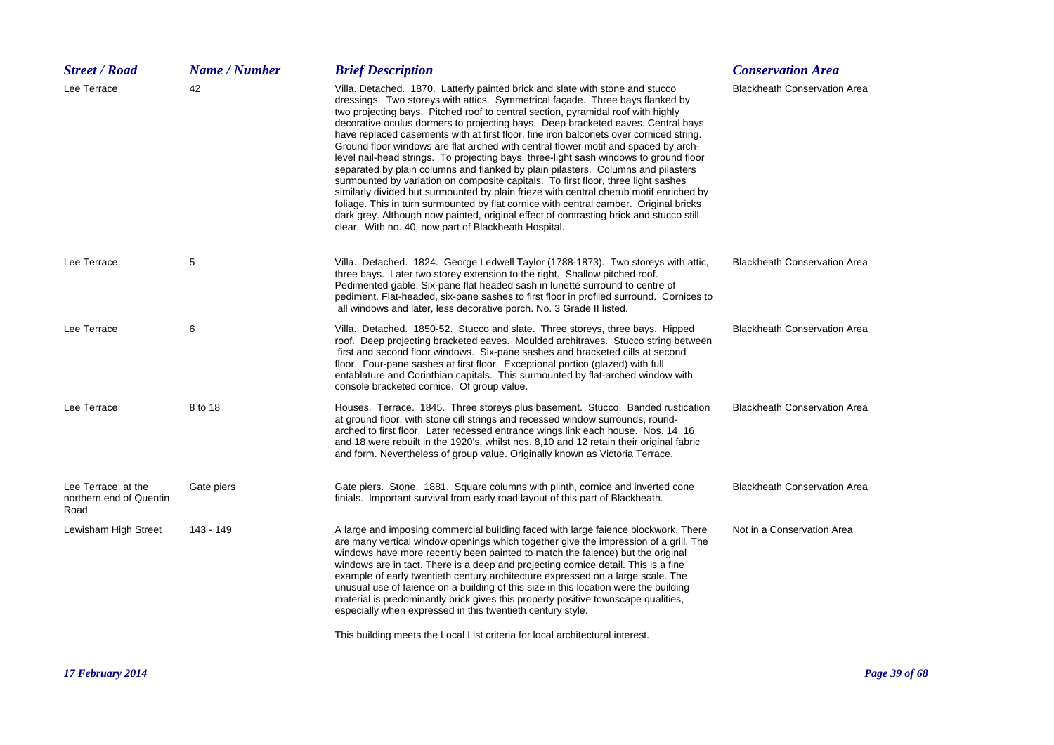| *Street / Road* | *Name / Number* | *Brief Description* | *Conservation Area* |
|---|---|---|---|
| Lee Terrace | 42 | Villa. Detached. 1870. Latterly painted brick and slate with stone and stucco dressings. Two storeys with attics. Symmetrical façade. Three bays flanked by two projecting bays. Pitched roof to central section, pyramidal roof with highly decorative oculus dormers to projecting bays. Deep bracketed eaves. Central bays have replaced casements with at first floor, fine iron balconets over corniced string. Ground floor windows are flat arched with central flower motif and spaced by arch-level nail-head strings. To projecting bays, three-light sash windows to ground floor separated by plain columns and flanked by plain pilasters. Columns and pilasters surmounted by variation on composite capitals. To first floor, three light sashes similarly divided but surmounted by plain frieze with central cherub motif enriched by foliage. This in turn surmounted by flat cornice with central camber. Original bricks dark grey. Although now painted, original effect of contrasting brick and stucco still clear. With no. 40, now part of Blackheath Hospital. | Blackheath Conservation Area |
| Lee Terrace | 5 | Villa. Detached. 1824. George Ledwell Taylor (1788-1873). Two storeys with attic, three bays. Later two storey extension to the right. Shallow pitched roof. Pedimented gable. Six-pane flat headed sash in lunette surround to centre of pediment. Flat-headed, six-pane sashes to first floor in profiled surround. Cornices to all windows and later, less decorative porch. No. 3 Grade II listed. | Blackheath Conservation Area |
| Lee Terrace | 6 | Villa. Detached. 1850-52. Stucco and slate. Three storeys, three bays. Hipped roof. Deep projecting bracketed eaves. Moulded architraves. Stucco string between first and second floor windows. Six-pane sashes and bracketed cills at second floor. Four-pane sashes at first floor. Exceptional portico (glazed) with full entablature and Corinthian capitals. This surmounted by flat-arched window with console bracketed cornice. Of group value. | Blackheath Conservation Area |
| Lee Terrace | 8 to 18 | Houses. Terrace. 1845. Three storeys plus basement. Stucco. Banded rustication at ground floor, with stone cill strings and recessed window surrounds, round-arched to first floor. Later recessed entrance wings link each house. Nos. 14, 16 and 18 were rebuilt in the 1920's, whilst nos. 8,10 and 12 retain their original fabric and form. Nevertheless of group value. Originally known as Victoria Terrace. | Blackheath Conservation Area |
| Lee Terrace, at the northern end of Quentin Road | Gate piers | Gate piers. Stone. 1881. Square columns with plinth, cornice and inverted cone finials. Important survival from early road layout of this part of Blackheath. | Blackheath Conservation Area |
| Lewisham High Street | 143 - 149 | A large and imposing commercial building faced with large faience blockwork. There are many vertical window openings which together give the impression of a grill. The windows have more recently been painted to match the faience) but the original windows are in tact. There is a deep and projecting cornice detail. This is a fine example of early twentieth century architecture expressed on a large scale. The unusual use of faience on a building of this size in this location were the building material is predominantly brick gives this property positive townscape qualities, especially when expressed in this twentieth century style.<br><br>This building meets the Local List criteria for local architectural interest. | Not in a Conservation Area |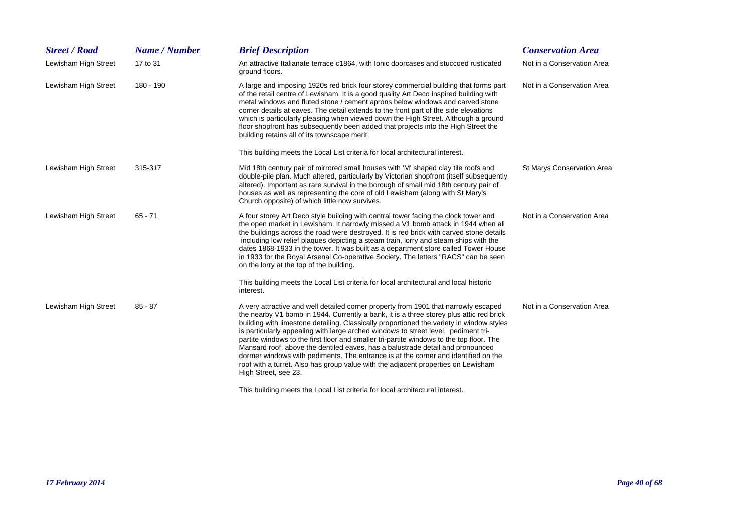| Street / Road | Name / Number | Brief Description | Conservation Area |
| --- | --- | --- | --- |
| Lewisham High Street | 17 to 31 | An attractive Italianate terrace c1864, with Ionic doorcases and stuccoed rusticated ground floors. | Not in a Conservation Area |
| Lewisham High Street | 180 - 190 | A large and imposing 1920s red brick four storey commercial building that forms part of the retail centre of Lewisham. It is a good quality Art Deco inspired building with metal windows and fluted stone / cement aprons below windows and carved stone corner details at eaves. The detail extends to the front part of the side elevations which is particularly pleasing when viewed down the High Street. Although a ground floor shopfront has subsequently been added that projects into the High Street the building retains all of its townscape merit.<br><br>This building meets the Local List criteria for local architectural interest. | Not in a Conservation Area |
| Lewisham High Street | 315-317 | Mid 18th century pair of mirrored small houses with 'M' shaped clay tile roofs and double-pile plan. Much altered, particularly by Victorian shopfront (itself subsequently altered). Important as rare survival in the borough of small mid 18th century pair of houses as well as representing the core of old Lewisham (along with St Mary's Church opposite) of which little now survives. | St Marys Conservation Area |
| Lewisham High Street | 65 - 71 | A four storey Art Deco style building with central tower facing the clock tower and the open market in Lewisham. It narrowly missed a V1 bomb attack in 1944 when all the buildings across the road were destroyed. It is red brick with carved stone details including low relief plaques depicting a steam train, lorry and steam ships with the dates 1868-1933 in the tower. It was built as a department store called Tower House in 1933 for the Royal Arsenal Co-operative Society. The letters "RACS" can be seen on the lorry at the top of the building.<br><br>This building meets the Local List criteria for local architectural and local historic interest. | Not in a Conservation Area |
| Lewisham High Street | 85 - 87 | A very attractive and well detailed corner property from 1901 that narrowly escaped the nearby V1 bomb in 1944. Currently a bank, it is a three storey plus attic red brick building with limestone detailing. Classically proportioned the variety in window styles is particularly appealing with large arched windows to street level, pediment tri-partite windows to the first floor and smaller tri-partite windows to the top floor. The Mansard roof, above the dentiled eaves, has a balustrade detail and pronounced dormer windows with pediments. The entrance is at the corner and identified on the roof with a turret. Also has group value with the adjacent properties on Lewisham High Street, see 23.<br><br>This building meets the Local List criteria for local architectural interest. | Not in a Conservation Area |

*17 February 2014*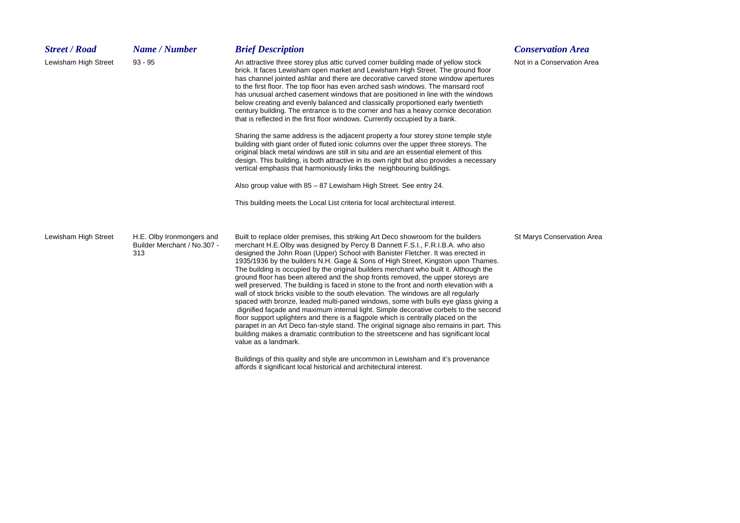| Street / Road | Name / Number | Brief Description | Conservation Area |
| --- | --- | --- | --- |
| Lewisham High Street | 93 - 95 | An attractive three storey plus attic curved corner building made of yellow stock brick. It faces Lewisham open market and Lewisham High Street. The ground floor has channel jointed ashlar and there are decorative carved stone window apertures to the first floor. The top floor has even arched sash windows. The mansard roof has unusual arched casement windows that are positioned in line with the windows below creating and evenly balanced and classically proportioned early twentieth century building. The entrance is to the corner and has a heavy cornice decoration that is reflected in the first floor windows. Currently occupied by a bank.<br><br>Sharing the same address is the adjacent property a four storey stone temple style building with giant order of fluted ionic columns over the upper three storeys. The original black metal windows are still in situ and are an essential element of this design. This building, is both attractive in its own right but also provides a necessary vertical emphasis that harmoniously links the neighbouring buildings.<br><br>Also group value with 85 – 87 Lewisham High Street. See entry 24.<br><br>This building meets the Local List criteria for local architectural interest. | Not in a Conservation Area |
| Lewisham High Street | H.E. Olby Ironmongers and Builder Merchant / No.307 - 313 | Built to replace older premises, this striking Art Deco showroom for the builders merchant H.E.Olby was designed by Percy B Dannett F.S.I., F.R.I.B.A. who also designed the John Roan (Upper) School with Banister Fletcher. It was erected in 1935/1936 by the builders N.H. Gage & Sons of High Street, Kingston upon Thames. The building is occupied by the original builders merchant who built it. Although the ground floor has been altered and the shop fronts removed, the upper storeys are well preserved. The building is faced in stone to the front and north elevation with a wall of stock bricks visible to the south elevation. The windows are all regularly spaced with bronze, leaded multi-paned windows, some with bulls eye glass giving a dignified façade and maximum internal light. Simple decorative corbels to the second floor support uplighters and there is a flagpole which is centrally placed on the parapet in an Art Deco fan-style stand. The original signage also remains in part. This building makes a dramatic contribution to the streetscene and has significant local value as a landmark.<br><br>Buildings of this quality and style are uncommon in Lewisham and it's provenance affords it significant local historical and architectural interest. | St Marys Conservation Area |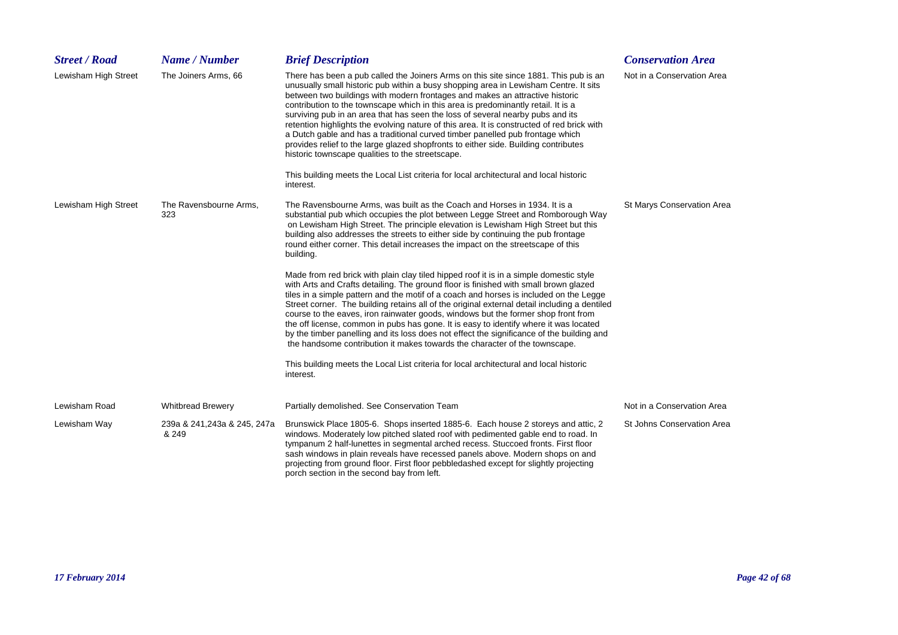| Street / Road | Name / Number | Brief Description | Conservation Area |
|---|---|---|---|
| Lewisham High Street | The Joiners Arms, 66 | There has been a pub called the Joiners Arms on this site since 1881. This pub is an unusually small historic pub within a busy shopping area in Lewisham Centre. It sits between two buildings with modern frontages and makes an attractive historic contribution to the townscape which in this area is predominantly retail. It is a surviving pub in an area that has seen the loss of several nearby pubs and its retention highlights the evolving nature of this area. It is constructed of red brick with a Dutch gable and has a traditional curved timber panelled pub frontage which provides relief to the large glazed shopfronts to either side. Building contributes historic townscape qualities to the streetscape.<br><br>This building meets the Local List criteria for local architectural and local historic interest. | Not in a Conservation Area |
| Lewisham High Street | The Ravensbourne Arms, 323 | The Ravensbourne Arms, was built as the Coach and Horses in 1934. It is a substantial pub which occupies the plot between Legge Street and Romborough Way on Lewisham High Street. The principle elevation is Lewisham High Street but this building also addresses the streets to either side by continuing the pub frontage round either corner. This detail increases the impact on the streetscape of this building.<br><br>Made from red brick with plain clay tiled hipped roof it is in a simple domestic style with Arts and Crafts detailing. The ground floor is finished with small brown glazed tiles in a simple pattern and the motif of a coach and horses is included on the Legge Street corner. The building retains all of the original external detail including a dentiled course to the eaves, iron rainwater goods, windows but the former shop front from the off license, common in pubs has gone. It is easy to identify where it was located by the timber panelling and its loss does not effect the significance of the building and the handsome contribution it makes towards the character of the townscape.<br><br>This building meets the Local List criteria for local architectural and local historic interest. | St Marys Conservation Area |
| Lewisham Road | Whitbread Brewery | Partially demolished. See Conservation Team | Not in a Conservation Area |
| Lewisham Way | 239a & 241,243a & 245, 247a & 249 | Brunswick Place 1805-6. Shops inserted 1885-6. Each house 2 storeys and attic, 2 windows. Moderately low pitched slated roof with pedimented gable end to road. In tympanum 2 half-lunettes in segmental arched recess. Stuccoed fronts. First floor sash windows in plain reveals have recessed panels above. Modern shops on and projecting from ground floor. First floor pebbledashed except for slightly projecting porch section in the second bay from left. | St Johns Conservation Area |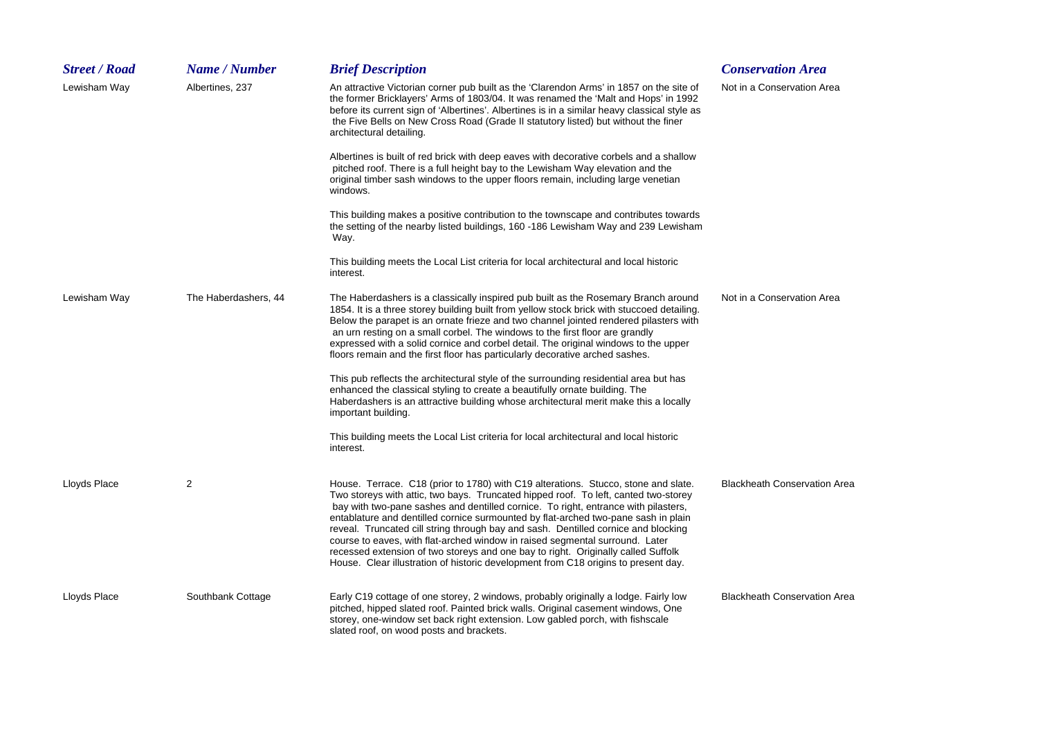| Street / Road | Name / Number | Brief Description | Conservation Area |
|---|---|---|---|
| Lewisham Way | Albertines, 237 | An attractive Victorian corner pub built as the 'Clarendon Arms' in 1857 on the site of the former Bricklayers' Arms of 1803/04. It was renamed the 'Malt and Hops' in 1992 before its current sign of 'Albertines'. Albertines is in a similar heavy classical style as the Five Bells on New Cross Road (Grade II statutory listed) but without the finer architectural detailing.<br><br>Albertines is built of red brick with deep eaves with decorative corbels and a shallow pitched roof. There is a full height bay to the Lewisham Way elevation and the original timber sash windows to the upper floors remain, including large venetian windows.<br><br>This building makes a positive contribution to the townscape and contributes towards the setting of the nearby listed buildings, 160 -186 Lewisham Way and 239 Lewisham Way.<br><br>This building meets the Local List criteria for local architectural and local historic interest. | Not in a Conservation Area |
| Lewisham Way | The Haberdashers, 44 | The Haberdashers is a classically inspired pub built as the Rosemary Branch around 1854. It is a three storey building built from yellow stock brick with stuccoed detailing. Below the parapet is an ornate frieze and two channel jointed rendered pilasters with an urn resting on a small corbel. The windows to the first floor are grandly expressed with a solid cornice and corbel detail. The original windows to the upper floors remain and the first floor has particularly decorative arched sashes.<br><br>This pub reflects the architectural style of the surrounding residential area but has enhanced the classical styling to create a beautifully ornate building. The Haberdashers is an attractive building whose architectural merit make this a locally important building.<br><br>This building meets the Local List criteria for local architectural and local historic interest. | Not in a Conservation Area |
| Lloyds Place | 2 | House. Terrace. C18 (prior to 1780) with C19 alterations. Stucco, stone and slate. Two storeys with attic, two bays. Truncated hipped roof. To left, canted two-storey bay with two-pane sashes and dentilled cornice. To right, entrance with pilasters, entablature and dentilled cornice surmounted by flat-arched two-pane sash in plain reveal. Truncated cill string through bay and sash. Dentilled cornice and blocking course to eaves, with flat-arched window in raised segmental surround. Later recessed extension of two storeys and one bay to right. Originally called Suffolk House. Clear illustration of historic development from C18 origins to present day. | Blackheath Conservation Area |
| Lloyds Place | Southbank Cottage | Early C19 cottage of one storey, 2 windows, probably originally a lodge. Fairly low pitched, hipped slated roof. Painted brick walls. Original casement windows, One storey, one-window set back right extension. Low gabled porch, with fishscale slated roof, on wood posts and brackets. | Blackheath Conservation Area |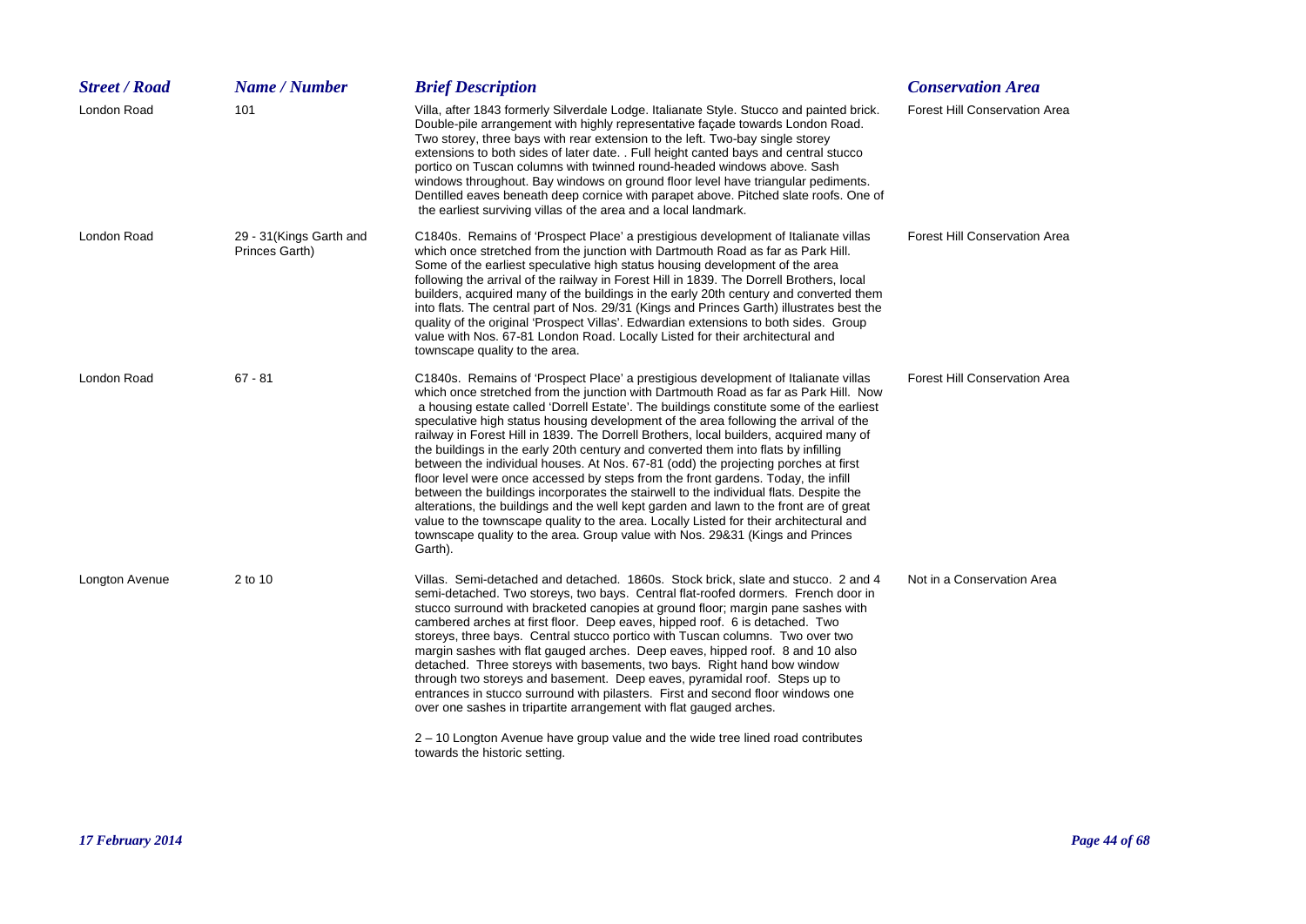| *Street / Road* | *Name / Number* | *Brief Description* | *Conservation Area* |
|---|---|---|---|
| London Road | 101 | Villa, after 1843 formerly Silverdale Lodge. Italianate Style. Stucco and painted brick. Double-pile arrangement with highly representative façade towards London Road. Two storey, three bays with rear extension to the left. Two-bay single storey extensions to both sides of later date. . Full height canted bays and central stucco portico on Tuscan columns with twinned round-headed windows above. Sash windows throughout. Bay windows on ground floor level have triangular pediments. Dentilled eaves beneath deep cornice with parapet above. Pitched slate roofs. One of the earliest surviving villas of the area and a local landmark. | Forest Hill Conservation Area |
| London Road | 29 - 31(Kings Garth and Princes Garth) | C1840s. Remains of 'Prospect Place' a prestigious development of Italianate villas which once stretched from the junction with Dartmouth Road as far as Park Hill. Some of the earliest speculative high status housing development of the area following the arrival of the railway in Forest Hill in 1839. The Dorrell Brothers, local builders, acquired many of the buildings in the early 20th century and converted them into flats. The central part of Nos. 29/31 (Kings and Princes Garth) illustrates best the quality of the original 'Prospect Villas'. Edwardian extensions to both sides. Group value with Nos. 67-81 London Road. Locally Listed for their architectural and townscape quality to the area. | Forest Hill Conservation Area |
| London Road | 67 - 81 | C1840s. Remains of 'Prospect Place' a prestigious development of Italianate villas which once stretched from the junction with Dartmouth Road as far as Park Hill. Now a housing estate called 'Dorrell Estate'. The buildings constitute some of the earliest speculative high status housing development of the area following the arrival of the railway in Forest Hill in 1839. The Dorrell Brothers, local builders, acquired many of the buildings in the early 20th century and converted them into flats by infilling between the individual houses. At Nos. 67-81 (odd) the projecting porches at first floor level were once accessed by steps from the front gardens. Today, the infill between the buildings incorporates the stairwell to the individual flats. Despite the alterations, the buildings and the well kept garden and lawn to the front are of great value to the townscape quality to the area. Locally Listed for their architectural and townscape quality to the area. Group value with Nos. 29&31 (Kings and Princes Garth). | Forest Hill Conservation Area |
| Longton Avenue | 2 to 10 | Villas. Semi-detached and detached. 1860s. Stock brick, slate and stucco. 2 and 4 semi-detached. Two storeys, two bays. Central flat-roofed dormers. French door in stucco surround with bracketed canopies at ground floor; margin pane sashes with cambered arches at first floor. Deep eaves, hipped roof. 6 is detached. Two storeys, three bays. Central stucco portico with Tuscan columns. Two over two margin sashes with flat gauged arches. Deep eaves, hipped roof. 8 and 10 also detached. Three storeys with basements, two bays. Right hand bow window through two storeys and basement. Deep eaves, pyramidal roof. Steps up to entrances in stucco surround with pilasters. First and second floor windows one over one sashes in tripartite arrangement with flat gauged arches.<br><br>2 – 10 Longton Avenue have group value and the wide tree lined road contributes towards the historic setting. | Not in a Conservation Area |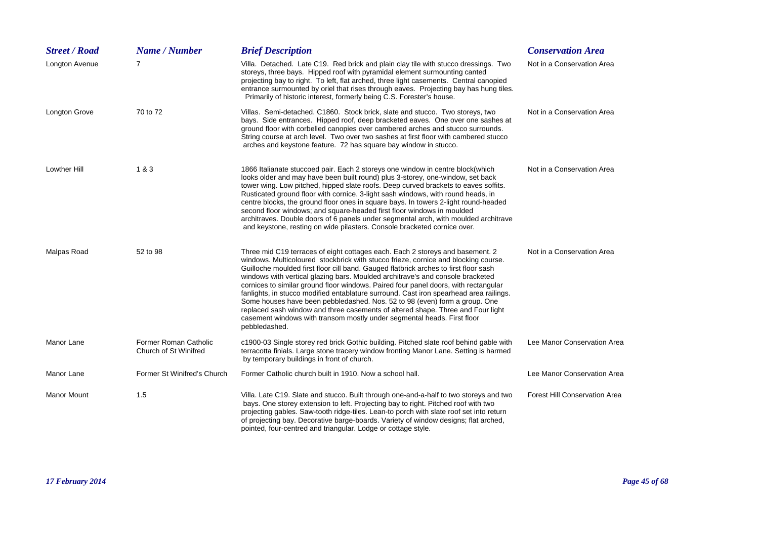| *Street / Road* | *Name / Number* | *Brief Description* | *Conservation Area* |
|---|---|---|---|
| Longton Avenue | 7 | Villa. Detached. Late C19. Red brick and plain clay tile with stucco dressings. Two storeys, three bays. Hipped roof with pyramidal element surmounting canted projecting bay to right. To left, flat arched, three light casements. Central canopied entrance surmounted by oriel that rises through eaves. Projecting bay has hung tiles. Primarily of historic interest, formerly being C.S. Forester's house. | Not in a Conservation Area |
| Longton Grove | 70 to 72 | Villas. Semi-detached. C1860. Stock brick, slate and stucco. Two storeys, two bays. Side entrances. Hipped roof, deep bracketed eaves. One over one sashes at ground floor with corbelled canopies over cambered arches and stucco surrounds. String course at arch level. Two over two sashes at first floor with cambered stucco arches and keystone feature. 72 has square bay window in stucco. | Not in a Conservation Area |
| Lowther Hill | 1 & 3 | 1866 Italianate stuccoed pair. Each 2 storeys one window in centre block(which looks older and may have been built round) plus 3-storey, one-window, set back tower wing. Low pitched, hipped slate roofs. Deep curved brackets to eaves soffits. Rusticated ground floor with cornice. 3-light sash windows, with round heads, in centre blocks, the ground floor ones in square bays. In towers 2-light round-headed second floor windows; and square-headed first floor windows in moulded architraves. Double doors of 6 panels under segmental arch, with moulded architrave and keystone, resting on wide pilasters. Console bracketed cornice over. | Not in a Conservation Area |
| Malpas Road | 52 to 98 | Three mid C19 terraces of eight cottages each. Each 2 storeys and basement. 2 windows. Multicoloured stockbrick with stucco frieze, cornice and blocking course. Guilloche moulded first floor cill band. Gauged flatbrick arches to first floor sash windows with vertical glazing bars. Moulded architrave's and console bracketed cornices to similar ground floor windows. Paired four panel doors, with rectangular fanlights, in stucco modified entablature surround. Cast iron spearhead area railings. Some houses have been pebbledashed. Nos. 52 to 98 (even) form a group. One replaced sash window and three casements of altered shape. Three and Four light casement windows with transom mostly under segmental heads. First floor pebbledashed. | Not in a Conservation Area |
| Manor Lane | Former Roman Catholic Church of St Winifred | c1900-03 Single storey red brick Gothic building. Pitched slate roof behind gable with terracotta finials. Large stone tracery window fronting Manor Lane. Setting is harmed by temporary buildings in front of church. | Lee Manor Conservation Area |
| Manor Lane | Former St Winifred's Church | Former Catholic church built in 1910. Now a school hall. | Lee Manor Conservation Area |
| Manor Mount | 1.5 | Villa. Late C19. Slate and stucco. Built through one-and-a-half to two storeys and two bays. One storey extension to left. Projecting bay to right. Pitched roof with two projecting gables. Saw-tooth ridge-tiles. Lean-to porch with slate roof set into return of projecting bay. Decorative barge-boards. Variety of window designs; flat arched, pointed, four-centred and triangular. Lodge or cottage style. | Forest Hill Conservation Area |

*17 February 2014*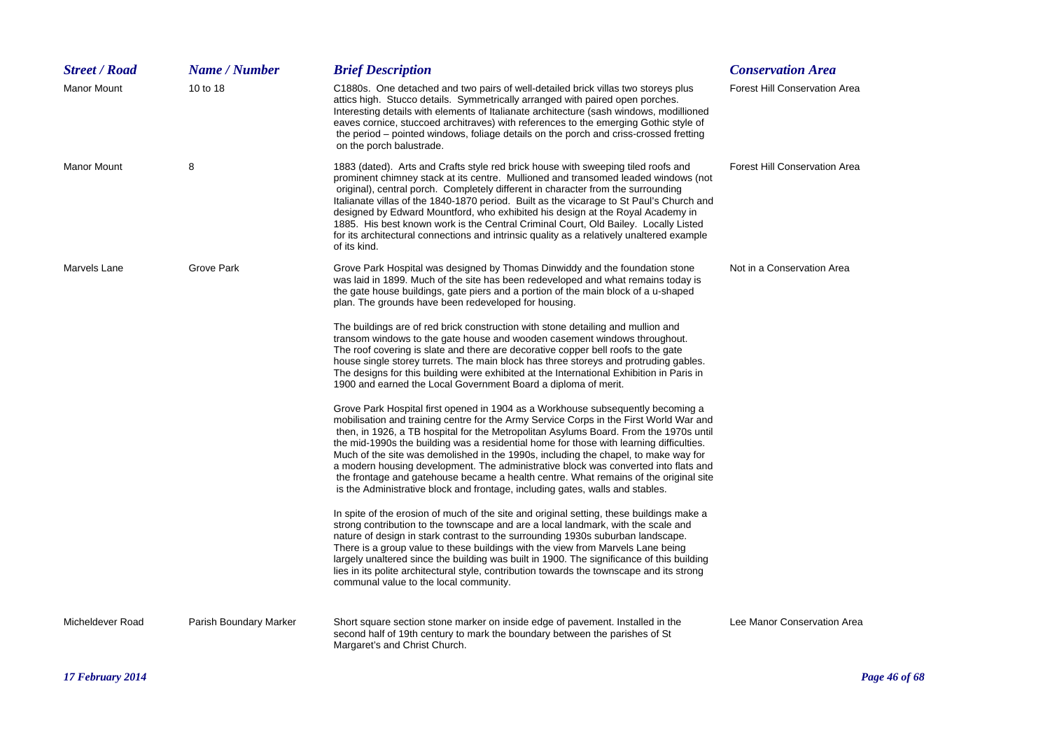| Street / Road | Name / Number | Brief Description | Conservation Area |
|---|---|---|---|
| Manor Mount | 10 to 18 | C1880s. One detached and two pairs of well-detailed brick villas two storeys plus attics high. Stucco details. Symmetrically arranged with paired open porches. Interesting details with elements of Italianate architecture (sash windows, modillioned eaves cornice, stuccoed architraves) with references to the emerging Gothic style of the period – pointed windows, foliage details on the porch and criss-crossed fretting on the porch balustrade. | Forest Hill Conservation Area |
| Manor Mount | 8 | 1883 (dated). Arts and Crafts style red brick house with sweeping tiled roofs and prominent chimney stack at its centre. Mullioned and transomed leaded windows (not original), central porch. Completely different in character from the surrounding Italianate villas of the 1840-1870 period. Built as the vicarage to St Paul's Church and designed by Edward Mountford, who exhibited his design at the Royal Academy in 1885. His best known work is the Central Criminal Court, Old Bailey. Locally Listed for its architectural connections and intrinsic quality as a relatively unaltered example of its kind. | Forest Hill Conservation Area |
| Marvels Lane | Grove Park | Grove Park Hospital was designed by Thomas Dinwiddy and the foundation stone was laid in 1899. Much of the site has been redeveloped and what remains today is the gate house buildings, gate piers and a portion of the main block of a u-shaped plan. The grounds have been redeveloped for housing.<br><br>The buildings are of red brick construction with stone detailing and mullion and transom windows to the gate house and wooden casement windows throughout. The roof covering is slate and there are decorative copper bell roofs to the gate house single storey turrets. The main block has three storeys and protruding gables. The designs for this building were exhibited at the International Exhibition in Paris in 1900 and earned the Local Government Board a diploma of merit.<br><br>Grove Park Hospital first opened in 1904 as a Workhouse subsequently becoming a mobilisation and training centre for the Army Service Corps in the First World War and then, in 1926, a TB hospital for the Metropolitan Asylums Board. From the 1970s until the mid-1990s the building was a residential home for those with learning difficulties. Much of the site was demolished in the 1990s, including the chapel, to make way for a modern housing development. The administrative block was converted into flats and the frontage and gatehouse became a health centre. What remains of the original site is the Administrative block and frontage, including gates, walls and stables.<br><br>In spite of the erosion of much of the site and original setting, these buildings make a strong contribution to the townscape and are a local landmark, with the scale and nature of design in stark contrast to the surrounding 1930s suburban landscape. There is a group value to these buildings with the view from Marvels Lane being largely unaltered since the building was built in 1900. The significance of this building lies in its polite architectural style, contribution towards the townscape and its strong communal value to the local community. | Not in a Conservation Area |
| Micheldever Road | Parish Boundary Marker | Short square section stone marker on inside edge of pavement. Installed in the second half of 19th century to mark the boundary between the parishes of St Margaret's and Christ Church. | Lee Manor Conservation Area |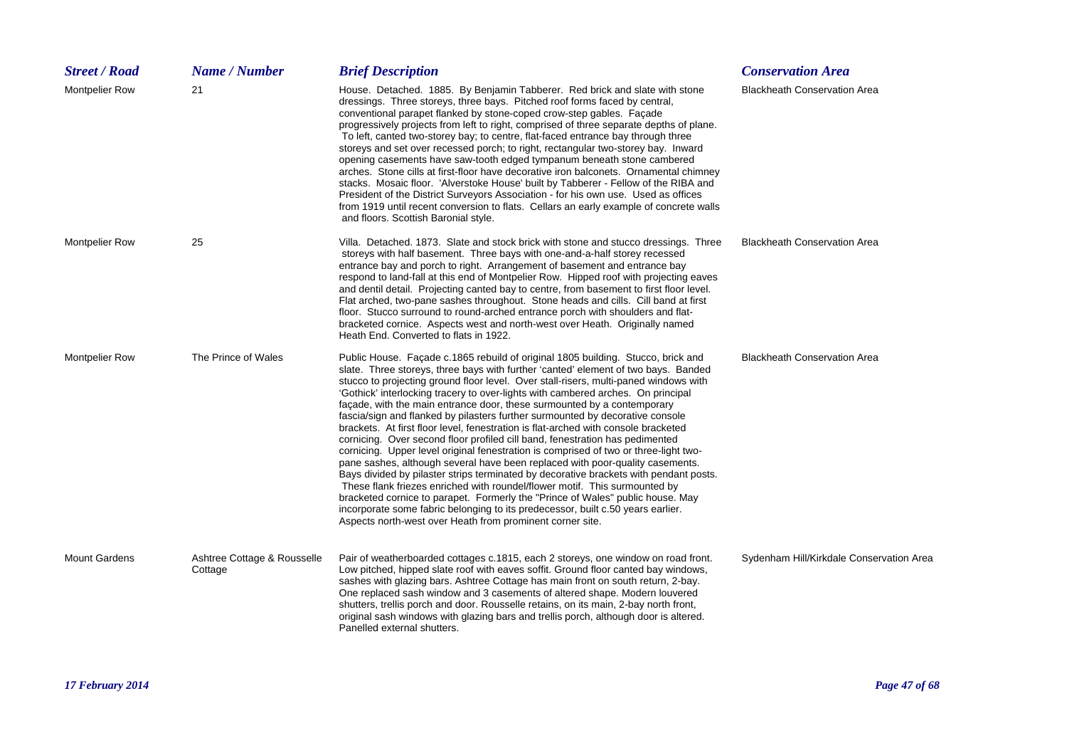| Street / Road | Name / Number | Brief Description | Conservation Area |
| --- | --- | --- | --- |
| Montpelier Row | 21 | House. Detached. 1885. By Benjamin Tabberer. Red brick and slate with stone dressings. Three storeys, three bays. Pitched roof forms faced by central, conventional parapet flanked by stone-coped crow-step gables. Façade progressively projects from left to right, comprised of three separate depths of plane. To left, canted two-storey bay; to centre, flat-faced entrance bay through three storeys and set over recessed porch; to right, rectangular two-storey bay. Inward opening casements have saw-tooth edged tympanum beneath stone cambered arches. Stone cills at first-floor have decorative iron balconets. Ornamental chimney stacks. Mosaic floor. 'Alverstoke House' built by Tabberer - Fellow of the RIBA and President of the District Surveyors Association - for his own use. Used as offices from 1919 until recent conversion to flats. Cellars an early example of concrete walls and floors. Scottish Baronial style. | Blackheath Conservation Area |
| Montpelier Row | 25 | Villa. Detached. 1873. Slate and stock brick with stone and stucco dressings. Three storeys with half basement. Three bays with one-and-a-half storey recessed entrance bay and porch to right. Arrangement of basement and entrance bay respond to land-fall at this end of Montpelier Row. Hipped roof with projecting eaves and dentil detail. Projecting canted bay to centre, from basement to first floor level. Flat arched, two-pane sashes throughout. Stone heads and cills. Cill band at first floor. Stucco surround to round-arched entrance porch with shoulders and flat-bracketed cornice. Aspects west and north-west over Heath. Originally named Heath End. Converted to flats in 1922. | Blackheath Conservation Area |
| Montpelier Row | The Prince of Wales | Public House. Façade c.1865 rebuild of original 1805 building. Stucco, brick and slate. Three storeys, three bays with further 'canted' element of two bays. Banded stucco to projecting ground floor level. Over stall-risers, multi-paned windows with 'Gothick' interlocking tracery to over-lights with cambered arches. On principal façade, with the main entrance door, these surmounted by a contemporary fascia/sign and flanked by pilasters further surmounted by decorative console brackets. At first floor level, fenestration is flat-arched with console bracketed cornicing. Over second floor profiled cill band, fenestration has pedimented cornicing. Upper level original fenestration is comprised of two or three-light two-pane sashes, although several have been replaced with poor-quality casements. Bays divided by pilaster strips terminated by decorative brackets with pendant posts. These flank friezes enriched with roundel/flower motif. This surmounted by bracketed cornice to parapet. Formerly the "Prince of Wales" public house. May incorporate some fabric belonging to its predecessor, built c.50 years earlier. Aspects north-west over Heath from prominent corner site. | Blackheath Conservation Area |
| Mount Gardens | Ashtree Cottage & Rousselle Cottage | Pair of weatherboarded cottages c.1815, each 2 storeys, one window on road front. Low pitched, hipped slate roof with eaves soffit. Ground floor canted bay windows, sashes with glazing bars. Ashtree Cottage has main front on south return, 2-bay. One replaced sash window and 3 casements of altered shape. Modern louvered shutters, trellis porch and door. Rousselle retains, on its main, 2-bay north front, original sash windows with glazing bars and trellis porch, although door is altered. Panelled external shutters. | Sydenham Hill/Kirkdale Conservation Area |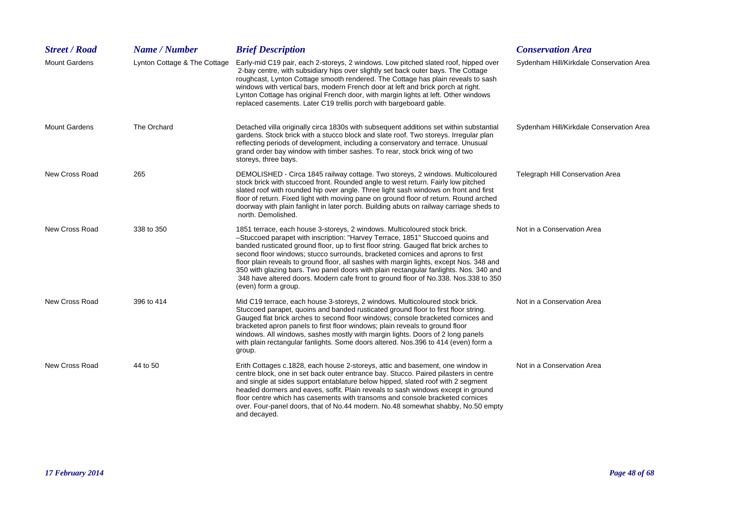| Street / Road | Name / Number | Brief Description | Conservation Area |
|---|---|---|---|
| Mount Gardens | Lynton Cottage & The Cottage | Early-mid C19 pair, each 2-storeys, 2 windows. Low pitched slated roof, hipped over 2-bay centre, with subsidiary hips over slightly set back outer bays. The Cottage roughcast, Lynton Cottage smooth rendered. The Cottage has plain reveals to sash windows with vertical bars, modern French door at left and brick porch at right. Lynton Cottage has original French door, with margin lights at left. Other windows replaced casements. Later C19 trellis porch with bargeboard gable. | Sydenham Hill/Kirkdale Conservation Area |
| Mount Gardens | The Orchard | Detached villa originally circa 1830s with subsequent additions set within substantial gardens. Stock brick with a stucco block and slate roof. Two storeys. Irregular plan reflecting periods of development, including a conservatory and terrace. Unusual grand order bay window with timber sashes. To rear, stock brick wing of two storeys, three bays. | Sydenham Hill/Kirkdale Conservation Area |
| New Cross Road | 265 | DEMOLISHED - Circa 1845 railway cottage. Two storeys, 2 windows. Multicoloured stock brick with stuccoed front. Rounded angle to west return. Fairly low pitched slated roof with rounded hip over angle. Three light sash windows on front and first floor of return. Fixed light with moving pane on ground floor of return. Round arched doorway with plain fanlight in later porch. Building abuts on railway carriage sheds to north. Demolished. | Telegraph Hill Conservation Area |
| New Cross Road | 338 to 350 | 1851 terrace, each house 3-storeys, 2 windows. Multicoloured stock brick. –Stuccoed parapet with inscription: "Harvey Terrace, 1851" Stuccoed quoins and banded rusticated ground floor, up to first floor string. Gauged flat brick arches to second floor windows; stucco surrounds, bracketed cornices and aprons to first floor plain reveals to ground floor, all sashes with margin lights, except Nos. 348 and 350 with glazing bars. Two panel doors with plain rectangular fanlights. Nos. 340 and 348 have altered doors. Modern cafe front to ground floor of No.338. Nos.338 to 350 (even) form a group. | Not in a Conservation Area |
| New Cross Road | 396 to 414 | Mid C19 terrace, each house 3-storeys, 2 windows. Multicoloured stock brick. Stuccoed parapet, quoins and banded rusticated ground floor to first floor string. Gauged flat brick arches to second floor windows; console bracketed cornices and bracketed apron panels to first floor windows; plain reveals to ground floor windows. All windows, sashes mostly with margin lights. Doors of 2 long panels with plain rectangular fanlights. Some doors altered. Nos.396 to 414 (even) form a group. | Not in a Conservation Area |
| New Cross Road | 44 to 50 | Erith Cottages c.1828, each house 2-storeys, attic and basement, one window in centre block, one in set back outer entrance bay. Stucco. Paired pilasters in centre and single at sides support entablature below hipped, slated roof with 2 segment headed dormers and eaves, soffit. Plain reveals to sash windows except in ground floor centre which has casements with transoms and console bracketed cornices over. Four-panel doors, that of No.44 modern. No.48 somewhat shabby, No.50 empty and decayed. | Not in a Conservation Area |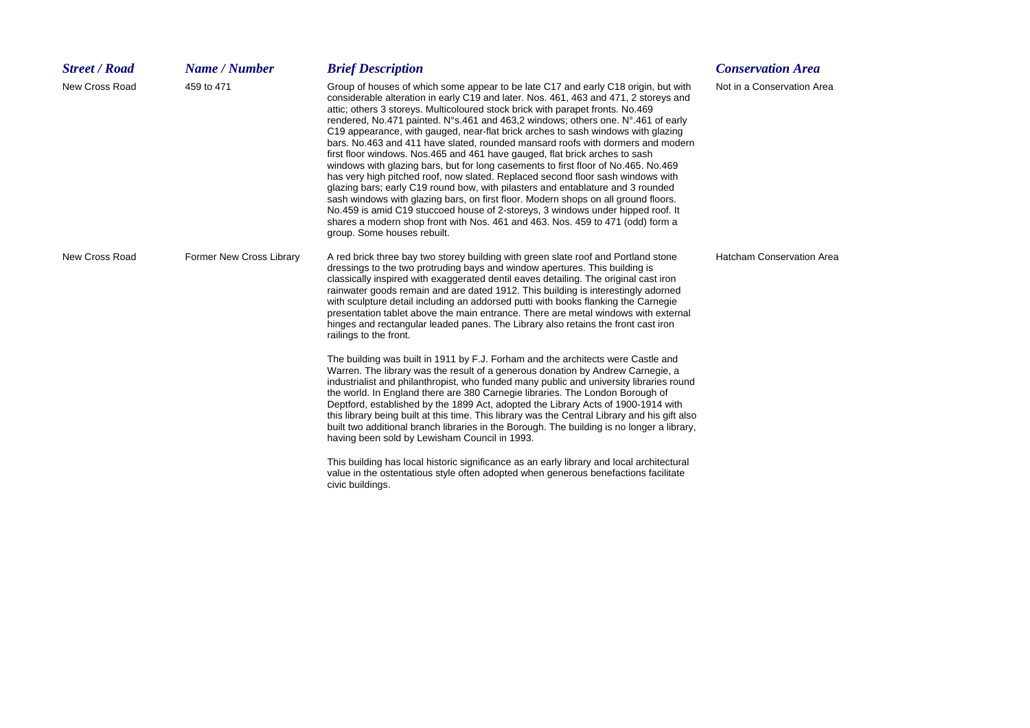| Street / Road | Name / Number | Brief Description | Conservation Area |
| --- | --- | --- | --- |
| New Cross Road | 459 to 471 | Group of houses of which some appear to be late C17 and early C18 origin, but with considerable alteration in early C19 and later. Nos. 461, 463 and 471, 2 storeys and attic; others 3 storeys. Multicoloured stock brick with parapet fronts. No.469 rendered, No.471 painted. N°s.461 and 463,2 windows; others one. N°.461 of early C19 appearance, with gauged, near-flat brick arches to sash windows with glazing bars. No.463 and 411 have slated, rounded mansard roofs with dormers and modern first floor windows. Nos.465 and 461 have gauged, flat brick arches to sash windows with glazing bars, but for long casements to first floor of No.465. No.469 has very high pitched roof, now slated. Replaced second floor sash windows with glazing bars; early C19 round bow, with pilasters and entablature and 3 rounded sash windows with glazing bars, on first floor. Modern shops on all ground floors. No.459 is amid C19 stuccoed house of 2-storeys, 3 windows under hipped roof. It shares a modern shop front with Nos. 461 and 463. Nos. 459 to 471 (odd) form a group. Some houses rebuilt. | Not in a Conservation Area |
| New Cross Road | Former New Cross Library | A red brick three bay two storey building with green slate roof and Portland stone dressings to the two protruding bays and window apertures. This building is classically inspired with exaggerated dentil eaves detailing. The original cast iron rainwater goods remain and are dated 1912. This building is interestingly adorned with sculpture detail including an addorsed putti with books flanking the Carnegie presentation tablet above the main entrance. There are metal windows with external hinges and rectangular leaded panes. The Library also retains the front cast iron railings to the front.<br><br>The building was built in 1911 by F.J. Forham and the architects were Castle and Warren. The library was the result of a generous donation by Andrew Carnegie, a industrialist and philanthropist, who funded many public and university libraries round the world. In England there are 380 Carnegie libraries. The London Borough of Deptford, established by the 1899 Act, adopted the Library Acts of 1900-1914 with this library being built at this time. This library was the Central Library and his gift also built two additional branch libraries in the Borough. The building is no longer a library, having been sold by Lewisham Council in 1993.<br><br>This building has local historic significance as an early library and local architectural value in the ostentatious style often adopted when generous benefactions facilitate civic buildings. | Hatcham Conservation Area |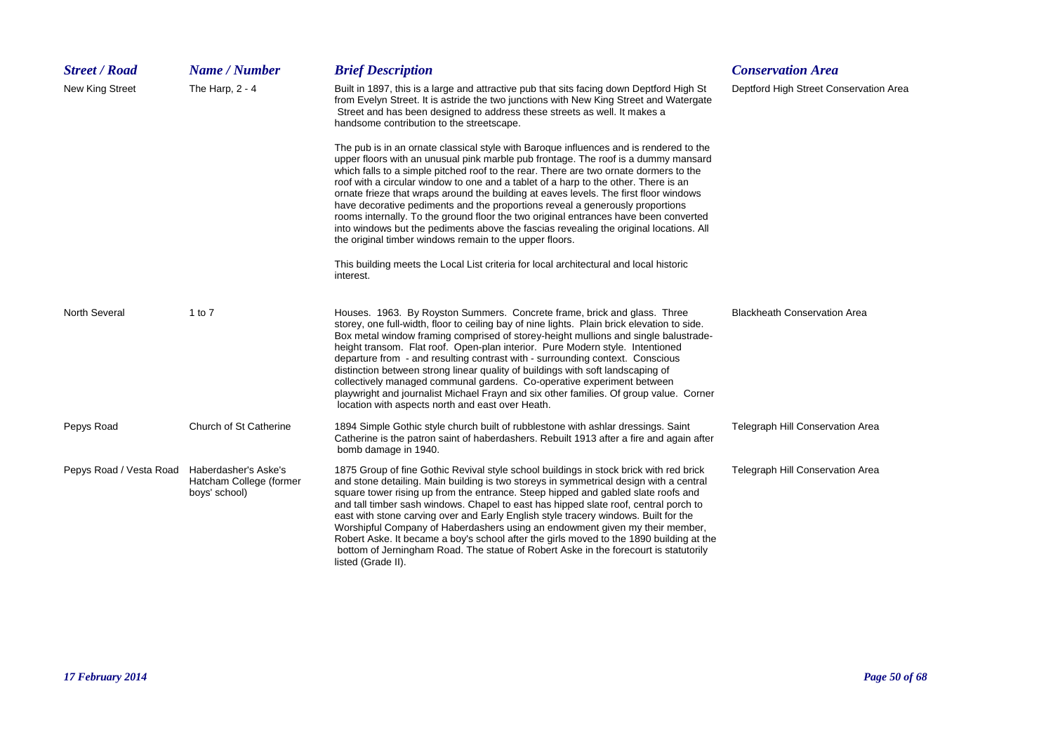| Street / Road | Name / Number | Brief Description | Conservation Area |
| --- | --- | --- | --- |
| New King Street | The Harp, 2 - 4 | Built in 1897, this is a large and attractive pub that sits facing down Deptford High St from Evelyn Street. It is astride the two junctions with New King Street and Watergate Street and has been designed to address these streets as well. It makes a handsome contribution to the streetscape.<br><br>The pub is in an ornate classical style with Baroque influences and is rendered to the upper floors with an unusual pink marble pub frontage. The roof is a dummy mansard which falls to a simple pitched roof to the rear. There are two ornate dormers to the roof with a circular window to one and a tablet of a harp to the other. There is an ornate frieze that wraps around the building at eaves levels. The first floor windows have decorative pediments and the proportions reveal a generously proportions rooms internally. To the ground floor the two original entrances have been converted into windows but the pediments above the fascias revealing the original locations. All the original timber windows remain to the upper floors.<br><br>This building meets the Local List criteria for local architectural and local historic interest. | Deptford High Street Conservation Area |
| North Several | 1 to 7 | Houses. 1963. By Royston Summers. Concrete frame, brick and glass. Three storey, one full-width, floor to ceiling bay of nine lights. Plain brick elevation to side. Box metal window framing comprised of storey-height mullions and single balustrade-height transom. Flat roof. Open-plan interior. Pure Modern style. Intentioned departure from - and resulting contrast with - surrounding context. Conscious distinction between strong linear quality of buildings with soft landscaping of collectively managed communal gardens. Co-operative experiment between playwright and journalist Michael Frayn and six other families. Of group value. Corner location with aspects north and east over Heath. | Blackheath Conservation Area |
| Pepys Road | Church of St Catherine | 1894 Simple Gothic style church built of rubblestone with ashlar dressings. Saint Catherine is the patron saint of haberdashers. Rebuilt 1913 after a fire and again after bomb damage in 1940. | Telegraph Hill Conservation Area |
| Pepys Road / Vesta Road | Haberdasher's Aske's Hatcham College (former boys' school) | 1875 Group of fine Gothic Revival style school buildings in stock brick with red brick and stone detailing. Main building is two storeys in symmetrical design with a central square tower rising up from the entrance. Steep hipped and gabled slate roofs and and tall timber sash windows. Chapel to east has hipped slate roof, central porch to east with stone carving over and Early English style tracery windows. Built for the Worshipful Company of Haberdashers using an endowment given my their member, Robert Aske. It became a boy's school after the girls moved to the 1890 building at the bottom of Jerningham Road. The statue of Robert Aske in the forecourt is statutorily listed (Grade II). | Telegraph Hill Conservation Area |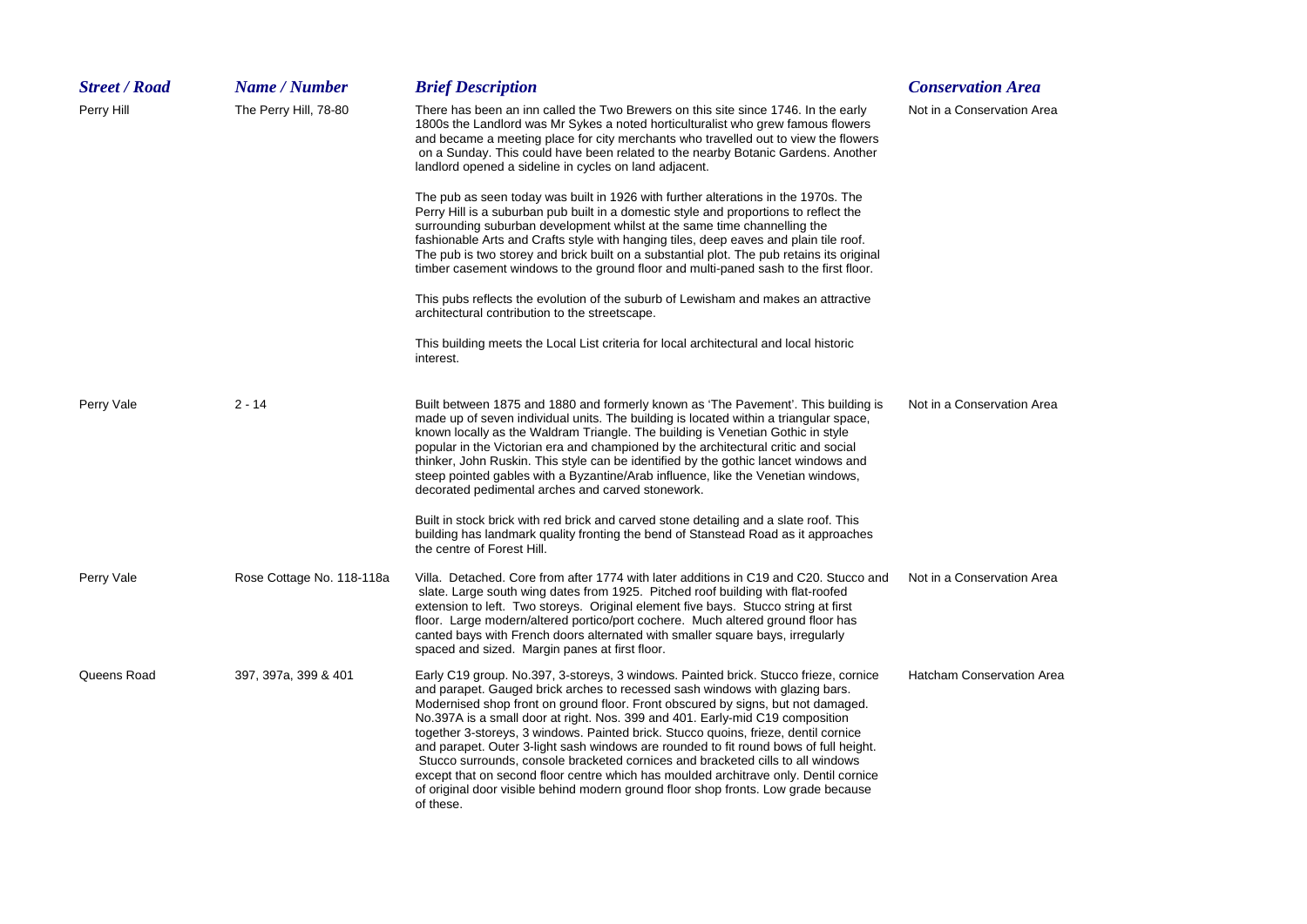| Street / Road | Name / Number | Brief Description | Conservation Area |
| --- | --- | --- | --- |
| Perry Hill | The Perry Hill, 78-80 | There has been an inn called the Two Brewers on this site since 1746. In the early 1800s the Landlord was Mr Sykes a noted horticulturalist who grew famous flowers and became a meeting place for city merchants who travelled out to view the flowers on a Sunday. This could have been related to the nearby Botanic Gardens. Another landlord opened a sideline in cycles on land adjacent.<br><br>The pub as seen today was built in 1926 with further alterations in the 1970s. The Perry Hill is a suburban pub built in a domestic style and proportions to reflect the surrounding suburban development whilst at the same time channelling the fashionable Arts and Crafts style with hanging tiles, deep eaves and plain tile roof. The pub is two storey and brick built on a substantial plot. The pub retains its original timber casement windows to the ground floor and multi-paned sash to the first floor.<br><br>This pubs reflects the evolution of the suburb of Lewisham and makes an attractive architectural contribution to the streetscape.<br><br>This building meets the Local List criteria for local architectural and local historic interest. | Not in a Conservation Area |
| Perry Vale | 2 - 14 | Built between 1875 and 1880 and formerly known as 'The Pavement'. This building is made up of seven individual units. The building is located within a triangular space, known locally as the Waldram Triangle. The building is Venetian Gothic in style popular in the Victorian era and championed by the architectural critic and social thinker, John Ruskin. This style can be identified by the gothic lancet windows and steep pointed gables with a Byzantine/Arab influence, like the Venetian windows, decorated pedimental arches and carved stonework.<br><br>Built in stock brick with red brick and carved stone detailing and a slate roof. This building has landmark quality fronting the bend of Stanstead Road as it approaches the centre of Forest Hill. | Not in a Conservation Area |
| Perry Vale | Rose Cottage No. 118-118a | Villa. Detached. Core from after 1774 with later additions in C19 and C20. Stucco and slate. Large south wing dates from 1925. Pitched roof building with flat-roofed extension to left. Two storeys. Original element five bays. Stucco string at first floor. Large modern/altered portico/port cochere. Much altered ground floor has canted bays with French doors alternated with smaller square bays, irregularly spaced and sized. Margin panes at first floor. | Not in a Conservation Area |
| Queens Road | 397, 397a, 399 & 401 | Early C19 group. No.397, 3-storeys, 3 windows. Painted brick. Stucco frieze, cornice and parapet. Gauged brick arches to recessed sash windows with glazing bars. Modernised shop front on ground floor. Front obscured by signs, but not damaged. No.397A is a small door at right. Nos. 399 and 401. Early-mid C19 composition together 3-storeys, 3 windows. Painted brick. Stucco quoins, frieze, dentil cornice and parapet. Outer 3-light sash windows are rounded to fit round bows of full height. Stucco surrounds, console bracketed cornices and bracketed cills to all windows except that on second floor centre which has moulded architrave only. Dentil cornice of original door visible behind modern ground floor shop fronts. Low grade because of these. | Hatcham Conservation Area |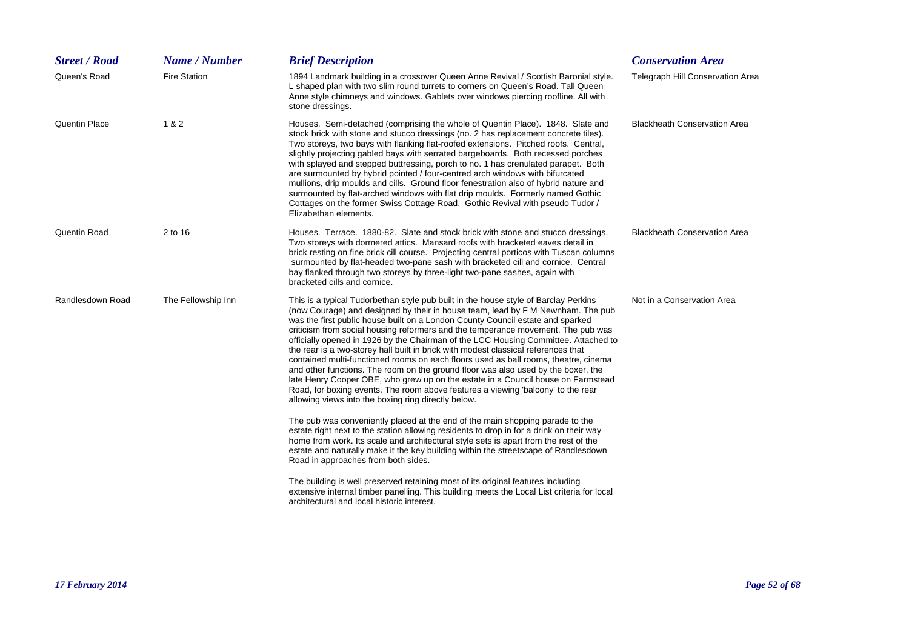| Street / Road | Name / Number | Brief Description | Conservation Area |
|---|---|---|---|
| Queen's Road | Fire Station | 1894 Landmark building in a crossover Queen Anne Revival / Scottish Baronial style. L shaped plan with two slim round turrets to corners on Queen's Road. Tall Queen Anne style chimneys and windows. Gablets over windows piercing roofline. All with stone dressings. | Telegraph Hill Conservation Area |
| Quentin Place | 1 & 2 | Houses. Semi-detached (comprising the whole of Quentin Place). 1848. Slate and stock brick with stone and stucco dressings (no. 2 has replacement concrete tiles). Two storeys, two bays with flanking flat-roofed extensions. Pitched roofs. Central, slightly projecting gabled bays with serrated bargeboards. Both recessed porches with splayed and stepped buttressing, porch to no. 1 has crenulated parapet. Both are surmounted by hybrid pointed / four-centred arch windows with bifurcated mullions, drip moulds and cills. Ground floor fenestration also of hybrid nature and surmounted by flat-arched windows with flat drip moulds. Formerly named Gothic Cottages on the former Swiss Cottage Road. Gothic Revival with pseudo Tudor / Elizabethan elements. | Blackheath Conservation Area |
| Quentin Road | 2 to 16 | Houses. Terrace. 1880-82. Slate and stock brick with stone and stucco dressings. Two storeys with dormered attics. Mansard roofs with bracketed eaves detail in brick resting on fine brick cill course. Projecting central porticos with Tuscan columns surmounted by flat-headed two-pane sash with bracketed cill and cornice. Central bay flanked through two storeys by three-light two-pane sashes, again with bracketed cills and cornice. | Blackheath Conservation Area |
| Randlesdown Road | The Fellowship Inn | This is a typical Tudorbethan style pub built in the house style of Barclay Perkins (now Courage) and designed by their in house team, lead by F M Newnham. The pub was the first public house built on a London County Council estate and sparked criticism from social housing reformers and the temperance movement. The pub was officially opened in 1926 by the Chairman of the LCC Housing Committee. Attached to the rear is a two-storey hall built in brick with modest classical references that contained multi-functioned rooms on each floors used as ball rooms, theatre, cinema and other functions. The room on the ground floor was also used by the boxer, the late Henry Cooper OBE, who grew up on the estate in a Council house on Farmstead Road, for boxing events. The room above features a viewing 'balcony' to the rear allowing views into the boxing ring directly below.<br><br>The pub was conveniently placed at the end of the main shopping parade to the estate right next to the station allowing residents to drop in for a drink on their way home from work. Its scale and architectural style sets is apart from the rest of the estate and naturally make it the key building within the streetscape of Randlesdown Road in approaches from both sides.<br><br>The building is well preserved retaining most of its original features including extensive internal timber panelling. This building meets the Local List criteria for local architectural and local historic interest. | Not in a Conservation Area |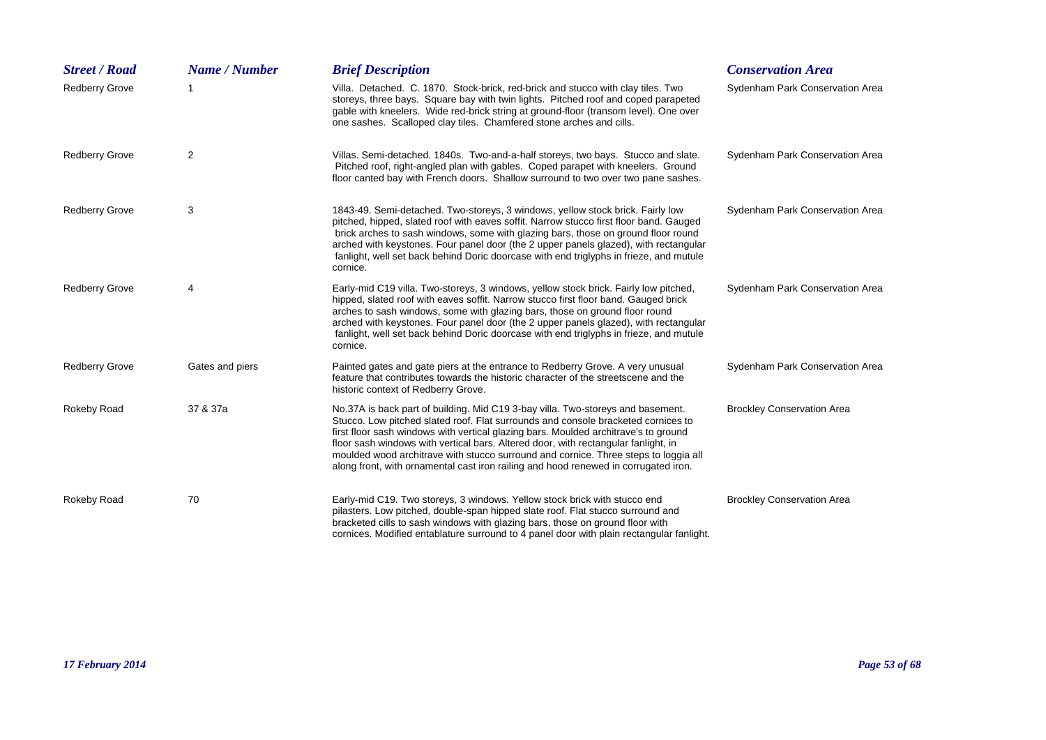| Street / Road | Name / Number | Brief Description | Conservation Area |
|---|---|---|---|
| Redberry Grove | 1 | Villa. Detached. C. 1870. Stock-brick, red-brick and stucco with clay tiles. Two storeys, three bays. Square bay with twin lights. Pitched roof and coped parapeted gable with kneelers. Wide red-brick string at ground-floor (transom level). One over one sashes. Scalloped clay tiles. Chamfered stone arches and cills. | Sydenham Park Conservation Area |
| Redberry Grove | 2 | Villas. Semi-detached. 1840s. Two-and-a-half storeys, two bays. Stucco and slate. Pitched roof, right-angled plan with gables. Coped parapet with kneelers. Ground floor canted bay with French doors. Shallow surround to two over two pane sashes. | Sydenham Park Conservation Area |
| Redberry Grove | 3 | 1843-49. Semi-detached. Two-storeys, 3 windows, yellow stock brick. Fairly low pitched, hipped, slated roof with eaves soffit. Narrow stucco first floor band. Gauged brick arches to sash windows, some with glazing bars, those on ground floor round arched with keystones. Four panel door (the 2 upper panels glazed), with rectangular fanlight, well set back behind Doric doorcase with end triglyphs in frieze, and mutule cornice. | Sydenham Park Conservation Area |
| Redberry Grove | 4 | Early-mid C19 villa. Two-storeys, 3 windows, yellow stock brick. Fairly low pitched, hipped, slated roof with eaves soffit. Narrow stucco first floor band. Gauged brick arches to sash windows, some with glazing bars, those on ground floor round arched with keystones. Four panel door (the 2 upper panels glazed), with rectangular fanlight, well set back behind Doric doorcase with end triglyphs in frieze, and mutule cornice. | Sydenham Park Conservation Area |
| Redberry Grove | Gates and piers | Painted gates and gate piers at the entrance to Redberry Grove. A very unusual feature that contributes towards the historic character of the streetscene and the historic context of Redberry Grove. | Sydenham Park Conservation Area |
| Rokeby Road | 37 & 37a | No.37A is back part of building. Mid C19 3-bay villa. Two-storeys and basement. Stucco. Low pitched slated roof. Flat surrounds and console bracketed cornices to first floor sash windows with vertical glazing bars. Moulded architrave's to ground floor sash windows with vertical bars. Altered door, with rectangular fanlight, in moulded wood architrave with stucco surround and cornice. Three steps to loggia all along front, with ornamental cast iron railing and hood renewed in corrugated iron. | Brockley Conservation Area |
| Rokeby Road | 70 | Early-mid C19. Two storeys, 3 windows. Yellow stock brick with stucco end pilasters. Low pitched, double-span hipped slate roof. Flat stucco surround and bracketed cills to sash windows with glazing bars, those on ground floor with cornices. Modified entablature surround to 4 panel door with plain rectangular fanlight. | Brockley Conservation Area |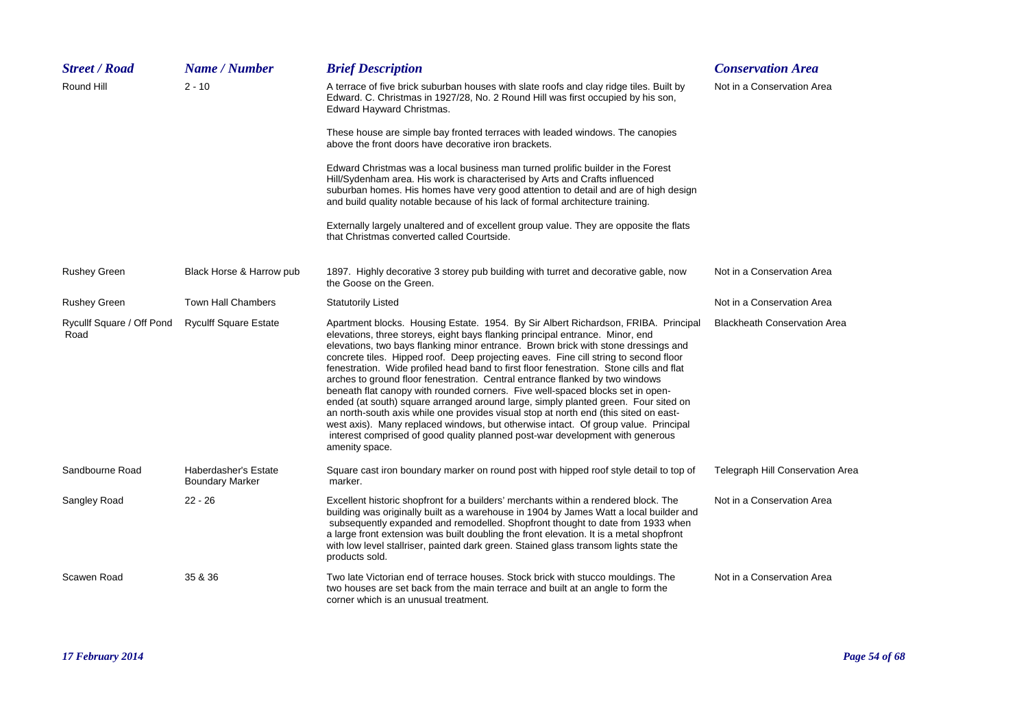| Street / Road | Name / Number | Brief Description | Conservation Area |
|---|---|---|---|
| Round Hill | 2 - 10 | A terrace of five brick suburban houses with slate roofs and clay ridge tiles. Built by Edward. C. Christmas in 1927/28, No. 2 Round Hill was first occupied by his son, Edward Hayward Christmas.<br><br>These house are simple bay fronted terraces with leaded windows. The canopies above the front doors have decorative iron brackets.<br><br>Edward Christmas was a local business man turned prolific builder in the Forest Hill/Sydenham area. His work is characterised by Arts and Crafts influenced suburban homes. His homes have very good attention to detail and are of high design and build quality notable because of his lack of formal architecture training.<br><br>Externally largely unaltered and of excellent group value. They are opposite the flats that Christmas converted called Courtside. | Not in a Conservation Area |
| Rushey Green | Black Horse & Harrow pub | 1897. Highly decorative 3 storey pub building with turret and decorative gable, now the Goose on the Green. | Not in a Conservation Area |
| Rushey Green | Town Hall Chambers | Statutorily Listed | Not in a Conservation Area |
| Rycullf Square / Off Pond Road | Ryculff Square Estate | Apartment blocks. Housing Estate. 1954. By Sir Albert Richardson, FRIBA. Principal elevations, three storeys, eight bays flanking principal entrance. Minor, end elevations, two bays flanking minor entrance. Brown brick with stone dressings and concrete tiles. Hipped roof. Deep projecting eaves. Fine cill string to second floor fenestration. Wide profiled head band to first floor fenestration. Stone cills and flat arches to ground floor fenestration. Central entrance flanked by two windows beneath flat canopy with rounded corners. Five well-spaced blocks set in open-ended (at south) square arranged around large, simply planted green. Four sited on an north-south axis while one provides visual stop at north end (this sited on east-west axis). Many replaced windows, but otherwise intact. Of group value. Principal interest comprised of good quality planned post-war development with generous amenity space. | Blackheath Conservation Area |
| Sandbourne Road | Haberdasher's Estate Boundary Marker | Square cast iron boundary marker on round post with hipped roof style detail to top of marker. | Telegraph Hill Conservation Area |
| Sangley Road | 22 - 26 | Excellent historic shopfront for a builders' merchants within a rendered block. The building was originally built as a warehouse in 1904 by James Watt a local builder and subsequently expanded and remodelled. Shopfront thought to date from 1933 when a large front extension was built doubling the front elevation. It is a metal shopfront with low level stallriser, painted dark green. Stained glass transom lights state the products sold. | Not in a Conservation Area |
| Scawen Road | 35 & 36 | Two late Victorian end of terrace houses. Stock brick with stucco mouldings. The two houses are set back from the main terrace and built at an angle to form the corner which is an unusual treatment. | Not in a Conservation Area |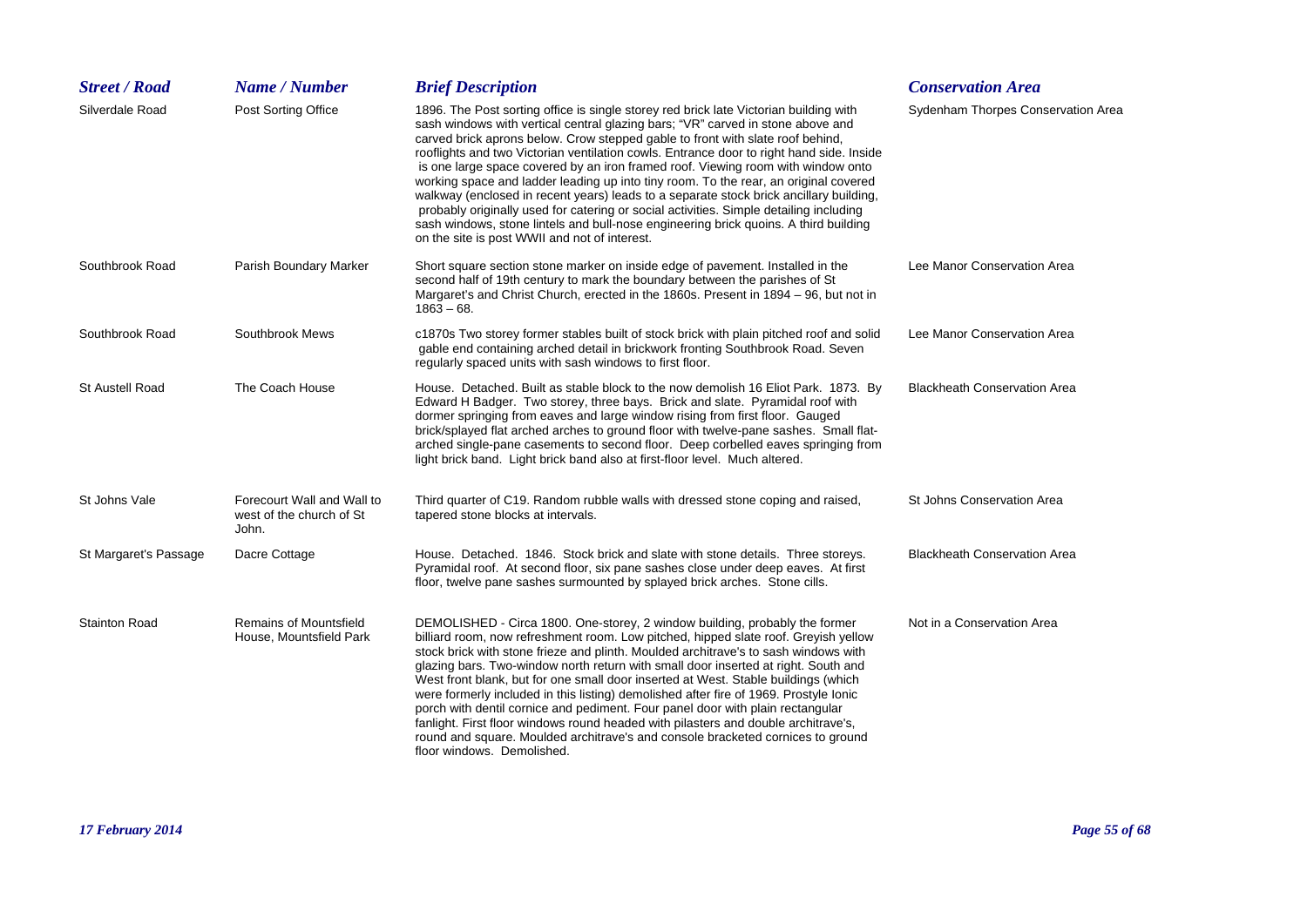| Street / Road | Name / Number | Brief Description | Conservation Area |
|---|---|---|---|
| Silverdale Road | Post Sorting Office | 1896. The Post sorting office is single storey red brick late Victorian building with sash windows with vertical central glazing bars; "VR" carved in stone above and carved brick aprons below. Crow stepped gable to front with slate roof behind, rooflights and two Victorian ventilation cowls. Entrance door to right hand side. Inside is one large space covered by an iron framed roof. Viewing room with window onto working space and ladder leading up into tiny room. To the rear, an original covered walkway (enclosed in recent years) leads to a separate stock brick ancillary building, probably originally used for catering or social activities. Simple detailing including sash windows, stone lintels and bull-nose engineering brick quoins. A third building on the site is post WWII and not of interest. | Sydenham Thorpes Conservation Area |
| Southbrook Road | Parish Boundary Marker | Short square section stone marker on inside edge of pavement. Installed in the second half of 19th century to mark the boundary between the parishes of St Margaret's and Christ Church, erected in the 1860s. Present in 1894 – 96, but not in 1863 – 68. | Lee Manor Conservation Area |
| Southbrook Road | Southbrook Mews | c1870s Two storey former stables built of stock brick with plain pitched roof and solid gable end containing arched detail in brickwork fronting Southbrook Road. Seven regularly spaced units with sash windows to first floor. | Lee Manor Conservation Area |
| St Austell Road | The Coach House | House. Detached. Built as stable block to the now demolish 16 Eliot Park. 1873. By Edward H Badger. Two storey, three bays. Brick and slate. Pyramidal roof with dormer springing from eaves and large window rising from first floor. Gauged brick/splayed flat arched arches to ground floor with twelve-pane sashes. Small flat-arched single-pane casements to second floor. Deep corbelled eaves springing from light brick band. Light brick band also at first-floor level. Much altered. | Blackheath Conservation Area |
| St Johns Vale | Forecourt Wall and Wall to west of the church of St John. | Third quarter of C19. Random rubble walls with dressed stone coping and raised, tapered stone blocks at intervals. | St Johns Conservation Area |
| St Margaret's Passage | Dacre Cottage | House. Detached. 1846. Stock brick and slate with stone details. Three storeys. Pyramidal roof. At second floor, six pane sashes close under deep eaves. At first floor, twelve pane sashes surmounted by splayed brick arches. Stone cills. | Blackheath Conservation Area |
| Stainton Road | Remains of Mountsfield House, Mountsfield Park | DEMOLISHED - Circa 1800. One-storey, 2 window building, probably the former billiard room, now refreshment room. Low pitched, hipped slate roof. Greyish yellow stock brick with stone frieze and plinth. Moulded architrave's to sash windows with glazing bars. Two-window north return with small door inserted at right. South and West front blank, but for one small door inserted at West. Stable buildings (which were formerly included in this listing) demolished after fire of 1969. Prostyle Ionic porch with dentil cornice and pediment. Four panel door with plain rectangular fanlight. First floor windows round headed with pilasters and double architrave's, round and square. Moulded architrave's and console bracketed cornices to ground floor windows. Demolished. | Not in a Conservation Area |

*17 February 2014*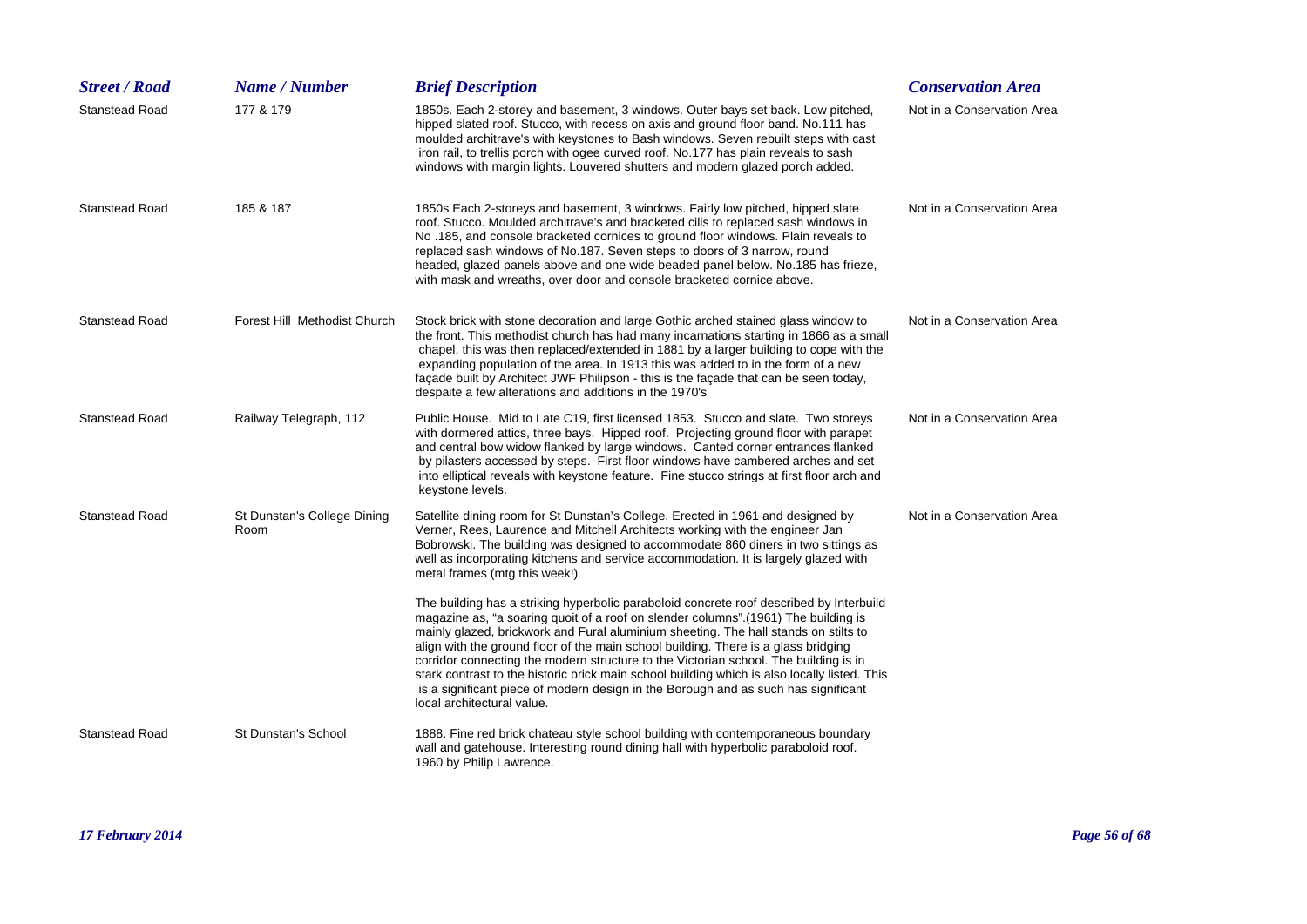| *Street / Road* | *Name / Number* | *Brief Description* | *Conservation Area* |
|---|---|---|---|
| Stanstead Road | 177 & 179 | 1850s. Each 2-storey and basement, 3 windows. Outer bays set back. Low pitched, hipped slated roof. Stucco, with recess on axis and ground floor band. No.111 has moulded architrave's with keystones to Bash windows. Seven rebuilt steps with cast iron rail, to trellis porch with ogee curved roof. No.177 has plain reveals to sash windows with margin lights. Louvered shutters and modern glazed porch added. | Not in a Conservation Area |
| Stanstead Road | 185 & 187 | 1850s Each 2-storeys and basement, 3 windows. Fairly low pitched, hipped slate roof. Stucco. Moulded architrave's and bracketed cills to replaced sash windows in No .185, and console bracketed cornices to ground floor windows. Plain reveals to replaced sash windows of No.187. Seven steps to doors of 3 narrow, round headed, glazed panels above and one wide beaded panel below. No.185 has frieze, with mask and wreaths, over door and console bracketed cornice above. | Not in a Conservation Area |
| Stanstead Road | Forest Hill Methodist Church | Stock brick with stone decoration and large Gothic arched stained glass window to the front. This methodist church has had many incarnations starting in 1866 as a small chapel, this was then replaced/extended in 1881 by a larger building to cope with the expanding population of the area. In 1913 this was added to in the form of a new façade built by Architect JWF Philipson - this is the façade that can be seen today, despaite a few alterations and additions in the 1970's | Not in a Conservation Area |
| Stanstead Road | Railway Telegraph, 112 | Public House. Mid to Late C19, first licensed 1853. Stucco and slate. Two storeys with dormered attics, three bays. Hipped roof. Projecting ground floor with parapet and central bow widow flanked by large windows. Canted corner entrances flanked by pilasters accessed by steps. First floor windows have cambered arches and set into elliptical reveals with keystone feature. Fine stucco strings at first floor arch and keystone levels. | Not in a Conservation Area |
| Stanstead Road | St Dunstan's College Dining Room | Satellite dining room for St Dunstan's College. Erected in 1961 and designed by Verner, Rees, Laurence and Mitchell Architects working with the engineer Jan Bobrowski. The building was designed to accommodate 860 diners in two sittings as well as incorporating kitchens and service accommodation. It is largely glazed with metal frames (mtg this week!)<br><br>The building has a striking hyperbolic paraboloid concrete roof described by Interbuild magazine as, "a soaring quoit of a roof on slender columns".(1961) The building is mainly glazed, brickwork and Fural aluminium sheeting. The hall stands on stilts to align with the ground floor of the main school building. There is a glass bridging corridor connecting the modern structure to the Victorian school. The building is in stark contrast to the historic brick main school building which is also locally listed. This is a significant piece of modern design in the Borough and as such has significant local architectural value. | Not in a Conservation Area |
| Stanstead Road | St Dunstan's School | 1888. Fine red brick chateau style school building with contemporaneous boundary wall and gatehouse. Interesting round dining hall with hyperbolic paraboloid roof. 1960 by Philip Lawrence. | |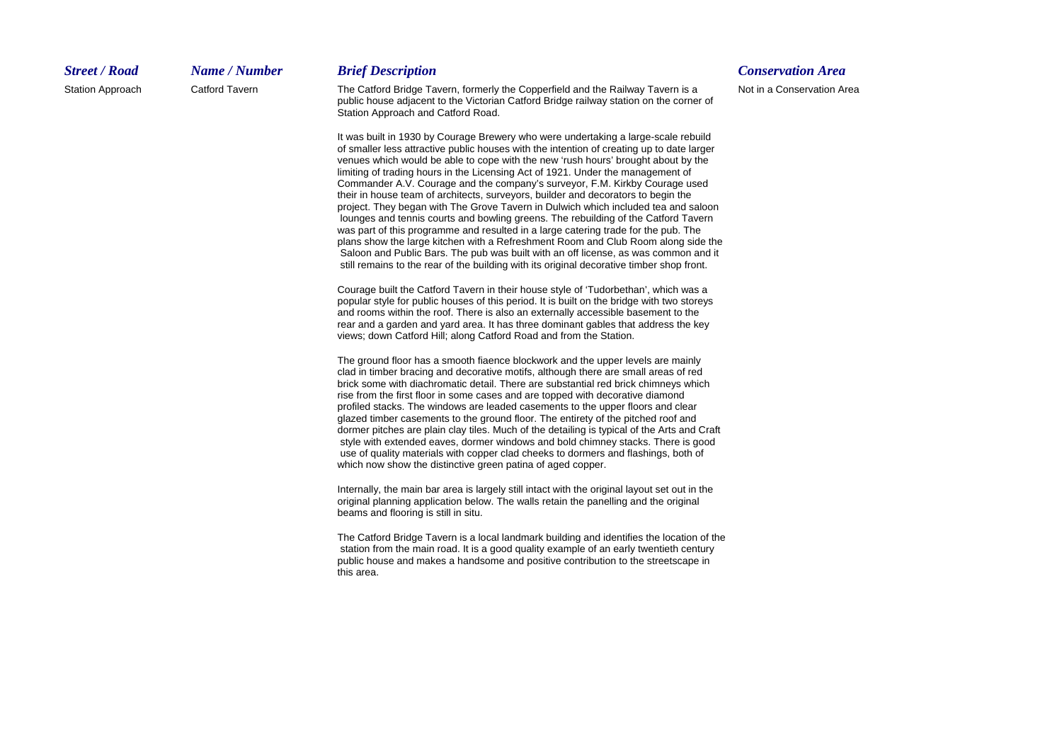| *Street / Road* | *Name / Number* | *Brief Description* | *Conservation Area* |
|---|---|---|---|
| Station Approach | Catford Tavern | The Catford Bridge Tavern, formerly the Copperfield and the Railway Tavern is a public house adjacent to the Victorian Catford Bridge railway station on the corner of Station Approach and Catford Road.<br><br>It was built in 1930 by Courage Brewery who were undertaking a large-scale rebuild of smaller less attractive public houses with the intention of creating up to date larger venues which would be able to cope with the new 'rush hours' brought about by the limiting of trading hours in the Licensing Act of 1921. Under the management of Commander A.V. Courage and the company's surveyor, F.M. Kirkby Courage used their in house team of architects, surveyors, builder and decorators to begin the project. They began with The Grove Tavern in Dulwich which included tea and saloon lounges and tennis courts and bowling greens. The rebuilding of the Catford Tavern was part of this programme and resulted in a large catering trade for the pub. The plans show the large kitchen with a Refreshment Room and Club Room along side the Saloon and Public Bars. The pub was built with an off license, as was common and it still remains to the rear of the building with its original decorative timber shop front.<br><br>Courage built the Catford Tavern in their house style of 'Tudorbethan', which was a popular style for public houses of this period. It is built on the bridge with two storeys and rooms within the roof. There is also an externally accessible basement to the rear and a garden and yard area. It has three dominant gables that address the key views; down Catford Hill; along Catford Road and from the Station.<br><br>The ground floor has a smooth fiaence blockwork and the upper levels are mainly clad in timber bracing and decorative motifs, although there are small areas of red brick some with diachromatic detail. There are substantial red brick chimneys which rise from the first floor in some cases and are topped with decorative diamond profiled stacks. The windows are leaded casements to the upper floors and clear glazed timber casements to the ground floor. The entirety of the pitched roof and dormer pitches are plain clay tiles. Much of the detailing is typical of the Arts and Craft style with extended eaves, dormer windows and bold chimney stacks. There is good use of quality materials with copper clad cheeks to dormers and flashings, both of which now show the distinctive green patina of aged copper.<br><br>Internally, the main bar area is largely still intact with the original layout set out in the original planning application below. The walls retain the panelling and the original beams and flooring is still in situ.<br><br>The Catford Bridge Tavern is a local landmark building and identifies the location of the station from the main road. It is a good quality example of an early twentieth century public house and makes a handsome and positive contribution to the streetscape in this area. | Not in a Conservation Area |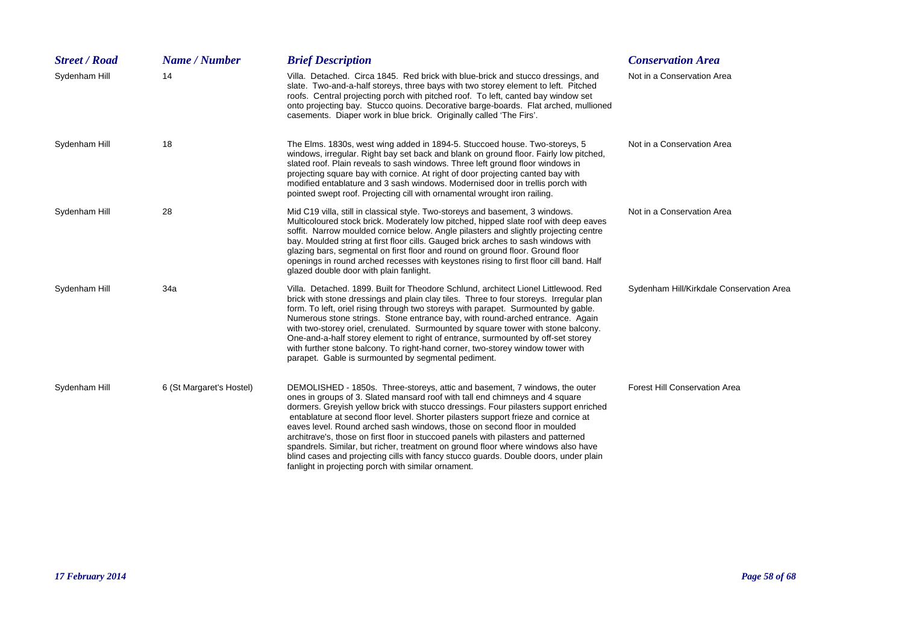| *Street / Road* | *Name / Number* | *Brief Description* | *Conservation Area* |
|---|---|---|---|
| Sydenham Hill | 14 | Villa. Detached. Circa 1845. Red brick with blue-brick and stucco dressings, and slate. Two-and-a-half storeys, three bays with two storey element to left. Pitched roofs. Central projecting porch with pitched roof. To left, canted bay window set onto projecting bay. Stucco quoins. Decorative barge-boards. Flat arched, mullioned casements. Diaper work in blue brick. Originally called 'The Firs'. | Not in a Conservation Area |
| Sydenham Hill | 18 | The Elms. 1830s, west wing added in 1894-5. Stuccoed house. Two-storeys, 5 windows, irregular. Right bay set back and blank on ground floor. Fairly low pitched, slated roof. Plain reveals to sash windows. Three left ground floor windows in projecting square bay with cornice. At right of door projecting canted bay with modified entablature and 3 sash windows. Modernised door in trellis porch with pointed swept roof. Projecting cill with ornamental wrought iron railing. | Not in a Conservation Area |
| Sydenham Hill | 28 | Mid C19 villa, still in classical style. Two-storeys and basement, 3 windows. Multicoloured stock brick. Moderately low pitched, hipped slate roof with deep eaves soffit. Narrow moulded cornice below. Angle pilasters and slightly projecting centre bay. Moulded string at first floor cills. Gauged brick arches to sash windows with glazing bars, segmental on first floor and round on ground floor. Ground floor openings in round arched recesses with keystones rising to first floor cill band. Half glazed double door with plain fanlight. | Not in a Conservation Area |
| Sydenham Hill | 34a | Villa. Detached. 1899. Built for Theodore Schlund, architect Lionel Littlewood. Red brick with stone dressings and plain clay tiles. Three to four storeys. Irregular plan form. To left, oriel rising through two storeys with parapet. Surmounted by gable. Numerous stone strings. Stone entrance bay, with round-arched entrance. Again with two-storey oriel, crenulated. Surmounted by square tower with stone balcony. One-and-a-half storey element to right of entrance, surmounted by off-set storey with further stone balcony. To right-hand corner, two-storey window tower with parapet. Gable is surmounted by segmental pediment. | Sydenham Hill/Kirkdale Conservation Area |
| Sydenham Hill | 6 (St Margaret's Hostel) | DEMOLISHED - 1850s. Three-storeys, attic and basement, 7 windows, the outer ones in groups of 3. Slated mansard roof with tall end chimneys and 4 square dormers. Greyish yellow brick with stucco dressings. Four pilasters support enriched entablature at second floor level. Shorter pilasters support frieze and cornice at eaves level. Round arched sash windows, those on second floor in moulded architrave's, those on first floor in stuccoed panels with pilasters and patterned spandrels. Similar, but richer, treatment on ground floor where windows also have blind cases and projecting cills with fancy stucco guards. Double doors, under plain fanlight in projecting porch with similar ornament. | Forest Hill Conservation Area |

*17 February 2014*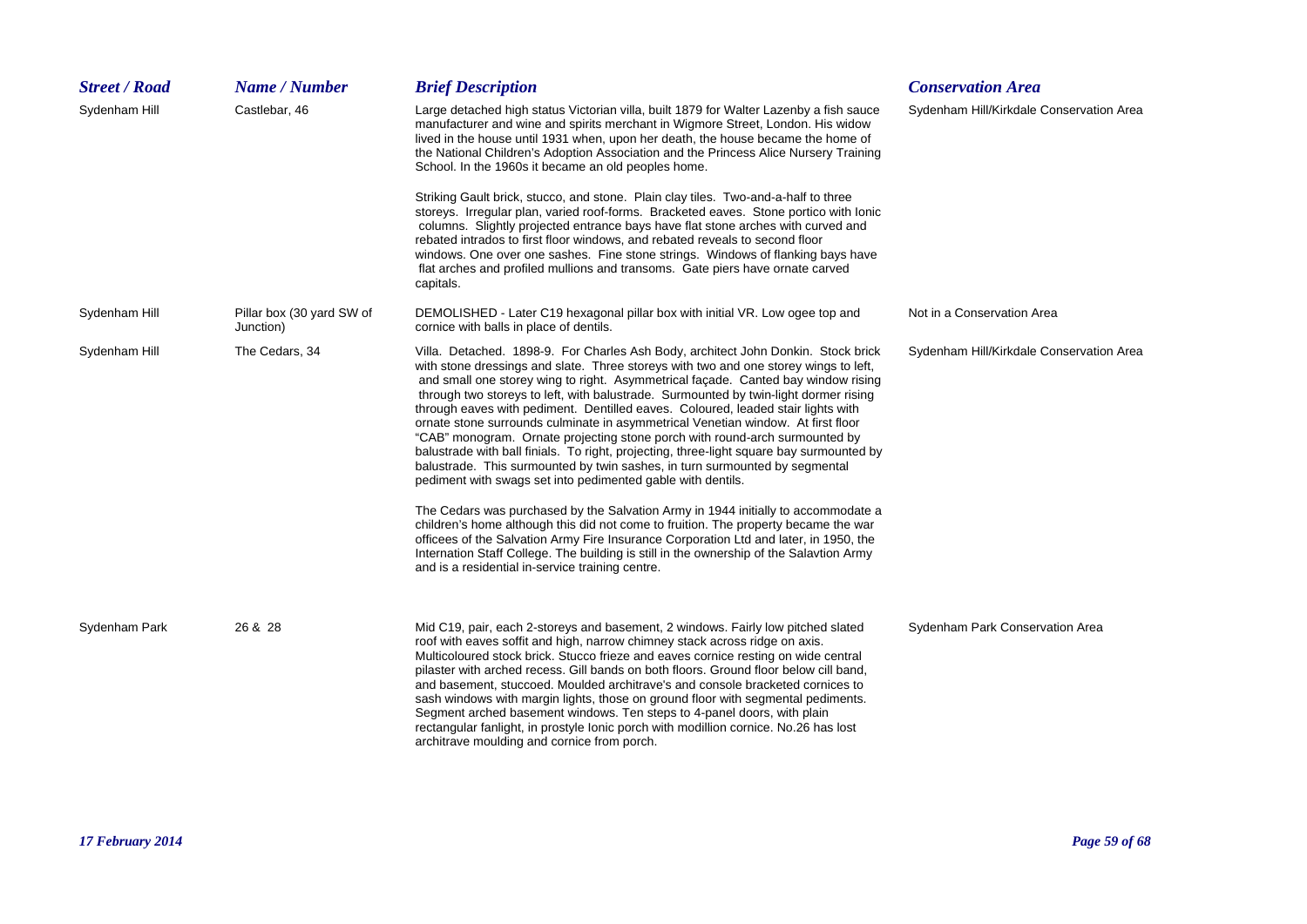| Street / Road | Name / Number | Brief Description | Conservation Area |
|---|---|---|---|
| Sydenham Hill | Castlebar, 46 | Large detached high status Victorian villa, built 1879 for Walter Lazenby a fish sauce manufacturer and wine and spirits merchant in Wigmore Street, London. His widow lived in the house until 1931 when, upon her death, the house became the home of the National Children's Adoption Association and the Princess Alice Nursery Training School. In the 1960s it became an old peoples home.<br><br>Striking Gault brick, stucco, and stone. Plain clay tiles. Two-and-a-half to three storeys. Irregular plan, varied roof-forms. Bracketed eaves. Stone portico with Ionic columns. Slightly projected entrance bays have flat stone arches with curved and rebated intrados to first floor windows, and rebated reveals to second floor windows. One over one sashes. Fine stone strings. Windows of flanking bays have flat arches and profiled mullions and transoms. Gate piers have ornate carved capitals. | Sydenham Hill/Kirkdale Conservation Area |
| Sydenham Hill | Pillar box (30 yard SW of Junction) | DEMOLISHED - Later C19 hexagonal pillar box with initial VR. Low ogee top and cornice with balls in place of dentils. | Not in a Conservation Area |
| Sydenham Hill | The Cedars, 34 | Villa. Detached. 1898-9. For Charles Ash Body, architect John Donkin. Stock brick with stone dressings and slate. Three storeys with two and one storey wings to left, and small one storey wing to right. Asymmetrical façade. Canted bay window rising through two storeys to left, with balustrade. Surmounted by twin-light dormer rising through eaves with pediment. Dentilled eaves. Coloured, leaded stair lights with ornate stone surrounds culminate in asymmetrical Venetian window. At first floor "CAB" monogram. Ornate projecting stone porch with round-arch surmounted by balustrade with ball finials. To right, projecting, three-light square bay surmounted by balustrade. This surmounted by twin sashes, in turn surmounted by segmental pediment with swags set into pedimented gable with dentils.<br><br>The Cedars was purchased by the Salvation Army in 1944 initially to accommodate a children's home although this did not come to fruition. The property became the war officees of the Salvation Army Fire Insurance Corporation Ltd and later, in 1950, the Internation Staff College. The building is still in the ownership of the Salavtion Army and is a residential in-service training centre. | Sydenham Hill/Kirkdale Conservation Area |
| Sydenham Park | 26 & 28 | Mid C19, pair, each 2-storeys and basement, 2 windows. Fairly low pitched slated roof with eaves soffit and high, narrow chimney stack across ridge on axis. Multicoloured stock brick. Stucco frieze and eaves cornice resting on wide central pilaster with arched recess. Gill bands on both floors. Ground floor below cill band, and basement, stuccoed. Moulded architrave's and console bracketed cornices to sash windows with margin lights, those on ground floor with segmental pediments. Segment arched basement windows. Ten steps to 4-panel doors, with plain rectangular fanlight, in prostyle Ionic porch with modillion cornice. No.26 has lost architrave moulding and cornice from porch. | Sydenham Park Conservation Area |

*17 February 2014*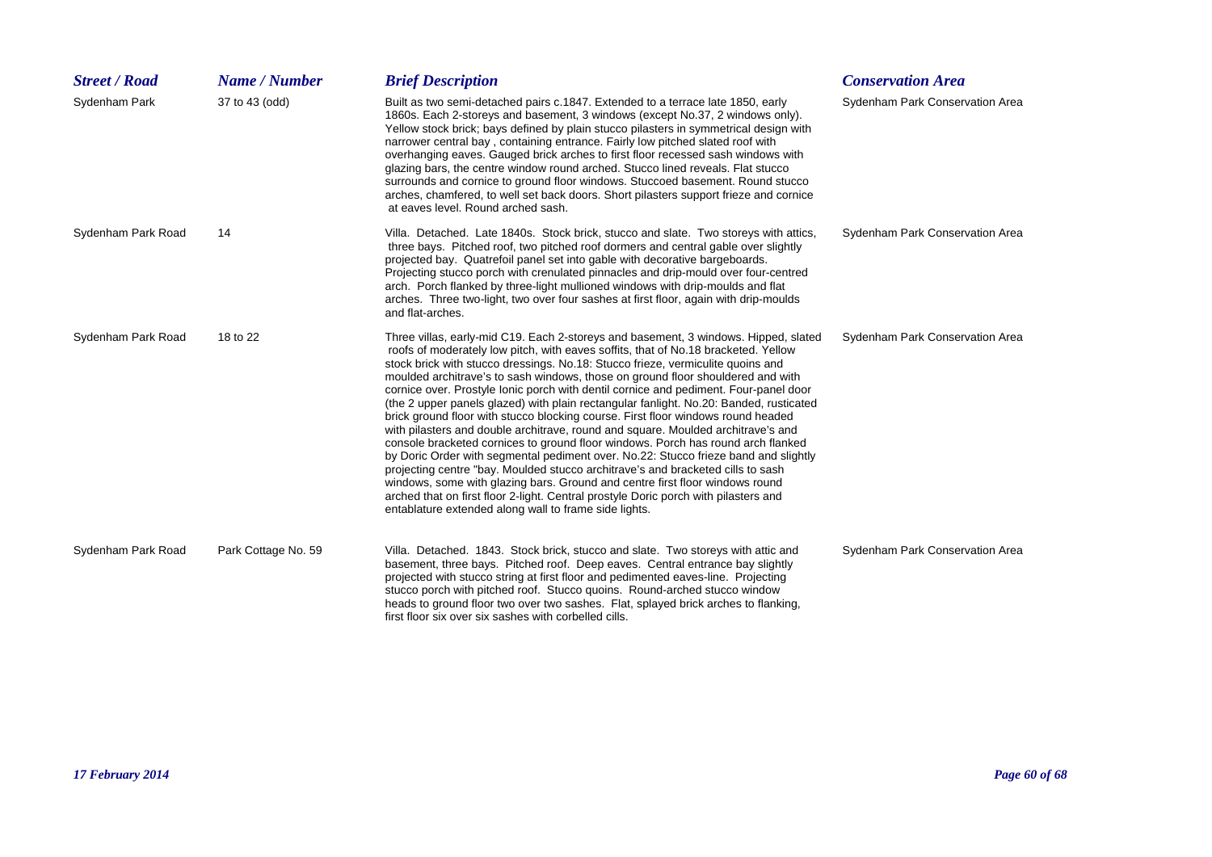| Street / Road | Name / Number | Brief Description | Conservation Area |
| --- | --- | --- | --- |
| Sydenham Park | 37 to 43 (odd) | Built as two semi-detached pairs c.1847. Extended to a terrace late 1850, early 1860s. Each 2-storeys and basement, 3 windows (except No.37, 2 windows only). Yellow stock brick; bays defined by plain stucco pilasters in symmetrical design with narrower central bay , containing entrance. Fairly low pitched slated roof with overhanging eaves. Gauged brick arches to first floor recessed sash windows with glazing bars, the centre window round arched. Stucco lined reveals. Flat stucco surrounds and cornice to ground floor windows. Stuccoed basement. Round stucco arches, chamfered, to well set back doors. Short pilasters support frieze and cornice at eaves level. Round arched sash. | Sydenham Park Conservation Area |
| Sydenham Park Road | 14 | Villa. Detached. Late 1840s. Stock brick, stucco and slate. Two storeys with attics, three bays. Pitched roof, two pitched roof dormers and central gable over slightly projected bay. Quatrefoil panel set into gable with decorative bargeboards. Projecting stucco porch with crenulated pinnacles and drip-mould over four-centred arch. Porch flanked by three-light mullioned windows with drip-moulds and flat arches. Three two-light, two over four sashes at first floor, again with drip-moulds and flat-arches. | Sydenham Park Conservation Area |
| Sydenham Park Road | 18 to 22 | Three villas, early-mid C19. Each 2-storeys and basement, 3 windows. Hipped, slated roofs of moderately low pitch, with eaves soffits, that of No.18 bracketed. Yellow stock brick with stucco dressings. No.18: Stucco frieze, vermiculite quoins and moulded architrave's to sash windows, those on ground floor shouldered and with cornice over. Prostyle Ionic porch with dentil cornice and pediment. Four-panel door (the 2 upper panels glazed) with plain rectangular fanlight. No.20: Banded, rusticated brick ground floor with stucco blocking course. First floor windows round headed with pilasters and double architrave, round and square. Moulded architrave's and console bracketed cornices to ground floor windows. Porch has round arch flanked by Doric Order with segmental pediment over. No.22: Stucco frieze band and slightly projecting centre "bay. Moulded stucco architrave's and bracketed cills to sash windows, some with glazing bars. Ground and centre first floor windows round arched that on first floor 2-light. Central prostyle Doric porch with pilasters and entablature extended along wall to frame side lights. | Sydenham Park Conservation Area |
| Sydenham Park Road | Park Cottage No. 59 | Villa. Detached. 1843. Stock brick, stucco and slate. Two storeys with attic and basement, three bays. Pitched roof. Deep eaves. Central entrance bay slightly projected with stucco string at first floor and pedimented eaves-line. Projecting stucco porch with pitched roof. Stucco quoins. Round-arched stucco window heads to ground floor two over two sashes. Flat, splayed brick arches to flanking, first floor six over six sashes with corbelled cills. | Sydenham Park Conservation Area |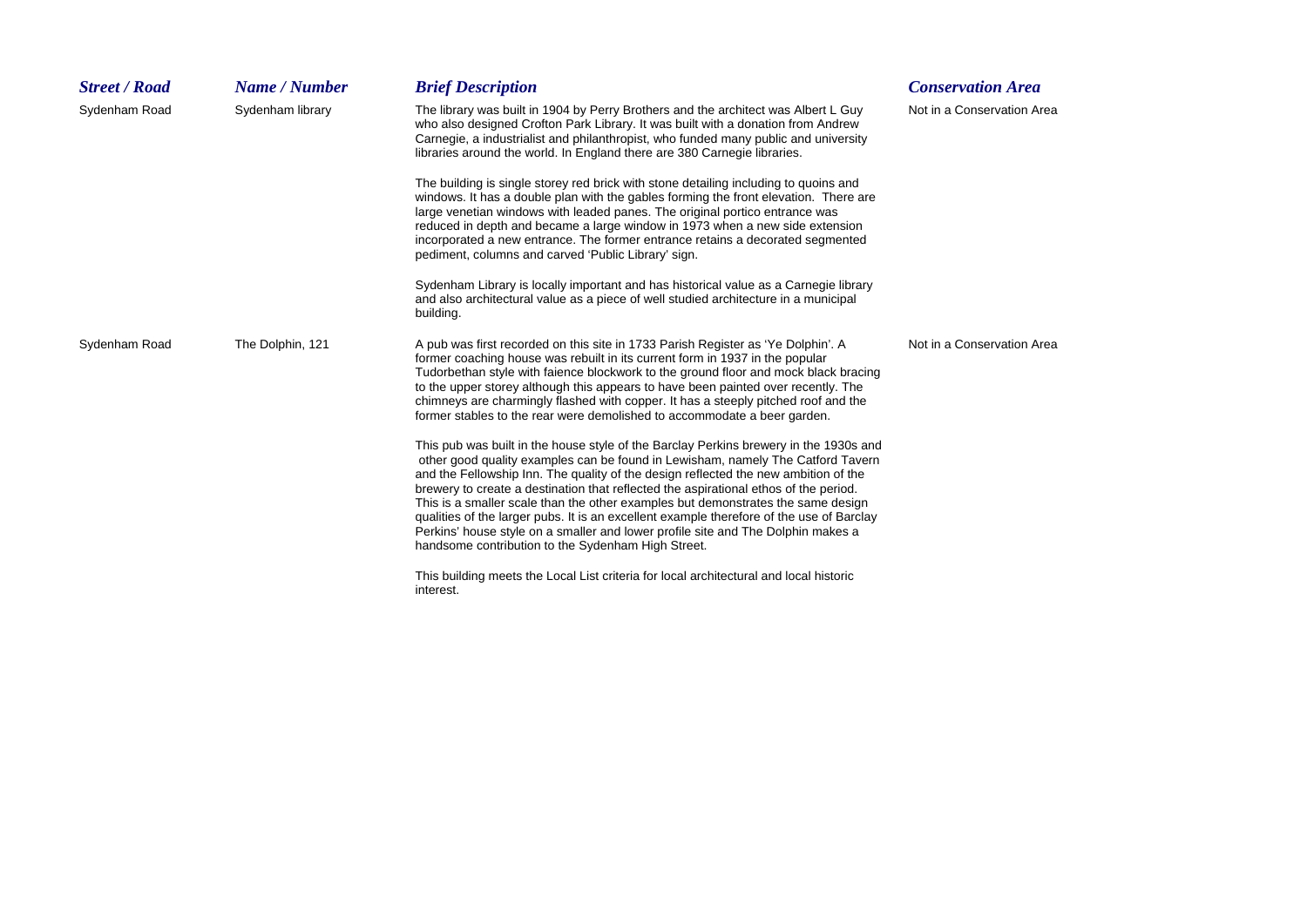| *Street / Road* | *Name / Number* | *Brief Description* | *Conservation Area* |
|---|---|---|---|
| Sydenham Road | Sydenham library | The library was built in 1904 by Perry Brothers and the architect was Albert L Guy who also designed Crofton Park Library. It was built with a donation from Andrew Carnegie, a industrialist and philanthropist, who funded many public and university libraries around the world. In England there are 380 Carnegie libraries.<br><br>The building is single storey red brick with stone detailing including to quoins and windows. It has a double plan with the gables forming the front elevation. There are large venetian windows with leaded panes. The original portico entrance was reduced in depth and became a large window in 1973 when a new side extension incorporated a new entrance. The former entrance retains a decorated segmented pediment, columns and carved 'Public Library' sign.<br><br>Sydenham Library is locally important and has historical value as a Carnegie library and also architectural value as a piece of well studied architecture in a municipal building. | Not in a Conservation Area |
| Sydenham Road | The Dolphin, 121 | A pub was first recorded on this site in 1733 Parish Register as 'Ye Dolphin'. A former coaching house was rebuilt in its current form in 1937 in the popular Tudorbethan style with faience blockwork to the ground floor and mock black bracing to the upper storey although this appears to have been painted over recently. The chimneys are charmingly flashed with copper. It has a steeply pitched roof and the former stables to the rear were demolished to accommodate a beer garden.<br><br>This pub was built in the house style of the Barclay Perkins brewery in the 1930s and other good quality examples can be found in Lewisham, namely The Catford Tavern and the Fellowship Inn. The quality of the design reflected the new ambition of the brewery to create a destination that reflected the aspirational ethos of the period. This is a smaller scale than the other examples but demonstrates the same design qualities of the larger pubs. It is an excellent example therefore of the use of Barclay Perkins' house style on a smaller and lower profile site and The Dolphin makes a handsome contribution to the Sydenham High Street.<br><br>This building meets the Local List criteria for local architectural and local historic interest. | Not in a Conservation Area |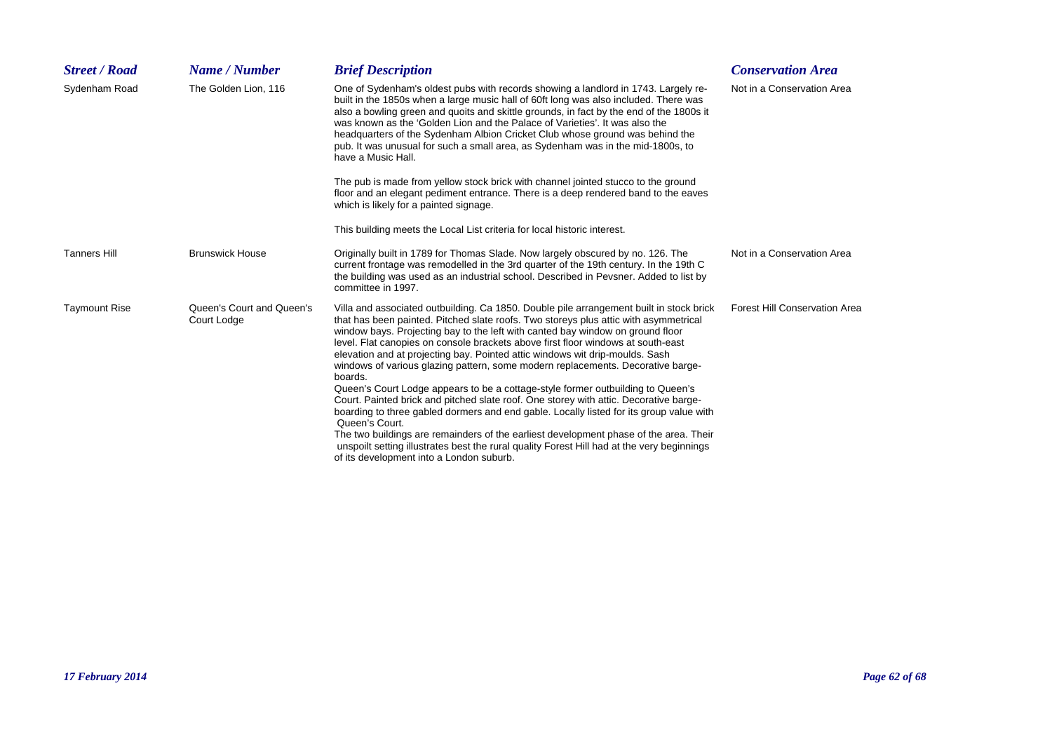| Street / Road | Name / Number | Brief Description | Conservation Area |
| --- | --- | --- | --- |
| Sydenham Road | The Golden Lion, 116 | One of Sydenham's oldest pubs with records showing a landlord in 1743. Largely re-built in the 1850s when a large music hall of 60ft long was also included. There was also a bowling green and quoits and skittle grounds, in fact by the end of the 1800s it was known as the 'Golden Lion and the Palace of Varieties'. It was also the headquarters of the Sydenham Albion Cricket Club whose ground was behind the pub. It was unusual for such a small area, as Sydenham was in the mid-1800s, to have a Music Hall.<br><br>The pub is made from yellow stock brick with channel jointed stucco to the ground floor and an elegant pediment entrance. There is a deep rendered band to the eaves which is likely for a painted signage.<br><br>This building meets the Local List criteria for local historic interest. | Not in a Conservation Area |
| Tanners Hill | Brunswick House | Originally built in 1789 for Thomas Slade. Now largely obscured by no. 126. The current frontage was remodelled in the 3rd quarter of the 19th century. In the 19th C the building was used as an industrial school. Described in Pevsner. Added to list by committee in 1997. | Not in a Conservation Area |
| Taymount Rise | Queen's Court and Queen's Court Lodge | Villa and associated outbuilding. Ca 1850. Double pile arrangement built in stock brick that has been painted. Pitched slate roofs. Two storeys plus attic with asymmetrical window bays. Projecting bay to the left with canted bay window on ground floor level. Flat canopies on console brackets above first floor windows at south-east elevation and at projecting bay. Pointed attic windows wit drip-moulds. Sash windows of various glazing pattern, some modern replacements. Decorative barge-boards.<br>Queen's Court Lodge appears to be a cottage-style former outbuilding to Queen's Court. Painted brick and pitched slate roof. One storey with attic. Decorative barge-boarding to three gabled dormers and end gable. Locally listed for its group value with Queen's Court.<br>The two buildings are remainders of the earliest development phase of the area. Their unspoilt setting illustrates best the rural quality Forest Hill had at the very beginnings of its development into a London suburb. | Forest Hill Conservation Area |

*17 February 2014*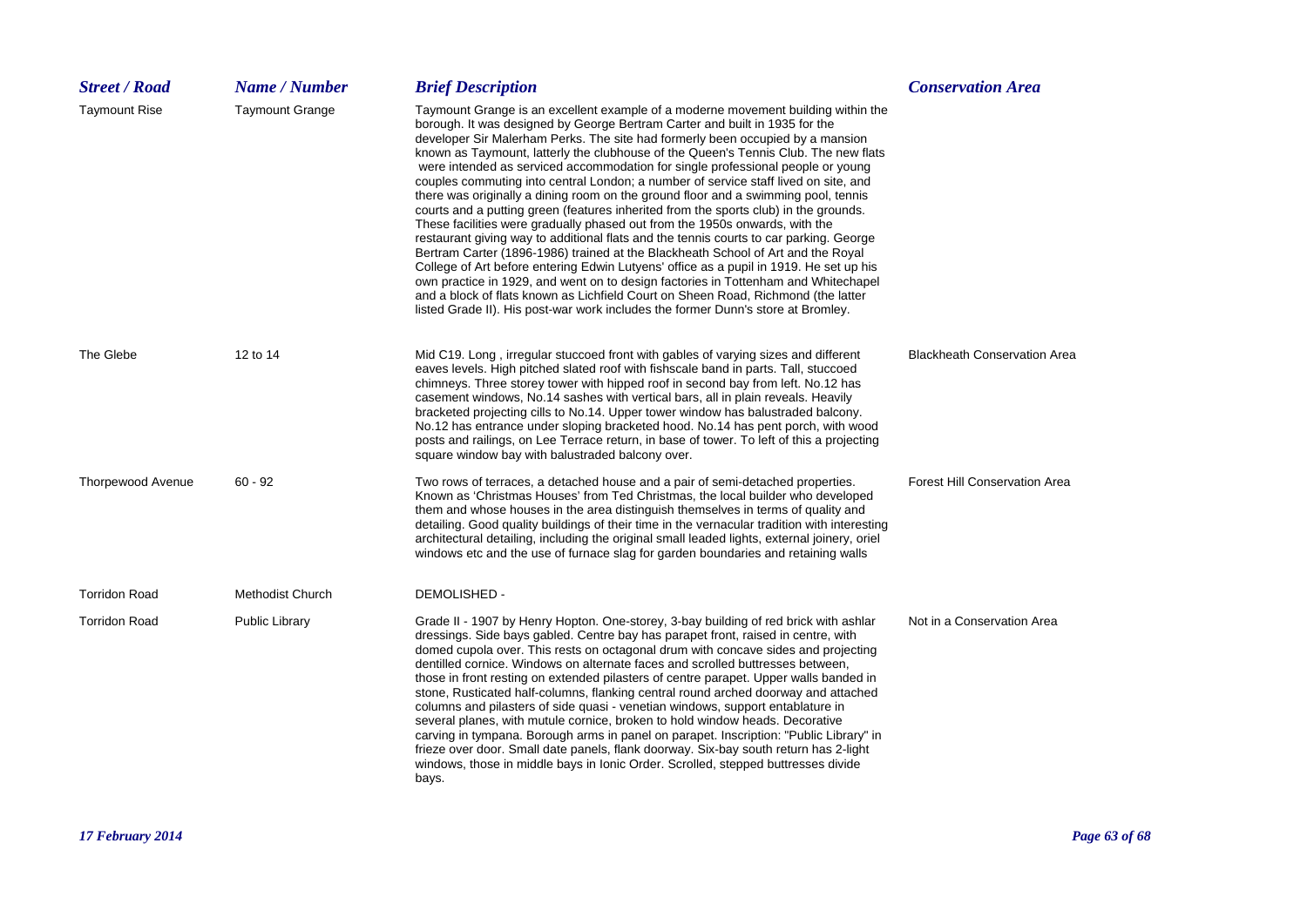| *Street / Road* | *Name / Number* | *Brief Description* | *Conservation Area* |
|---|---|---|---|
| Taymount Rise | Taymount Grange | Taymount Grange is an excellent example of a moderne movement building within the borough. It was designed by George Bertram Carter and built in 1935 for the developer Sir Malerham Perks. The site had formerly been occupied by a mansion known as Taymount, latterly the clubhouse of the Queen's Tennis Club. The new flats were intended as serviced accommodation for single professional people or young couples commuting into central London; a number of service staff lived on site, and there was originally a dining room on the ground floor and a swimming pool, tennis courts and a putting green (features inherited from the sports club) in the grounds. These facilities were gradually phased out from the 1950s onwards, with the restaurant giving way to additional flats and the tennis courts to car parking. George Bertram Carter (1896-1986) trained at the Blackheath School of Art and the Royal College of Art before entering Edwin Lutyens' office as a pupil in 1919. He set up his own practice in 1929, and went on to design factories in Tottenham and Whitechapel and a block of flats known as Lichfield Court on Sheen Road, Richmond (the latter listed Grade II). His post-war work includes the former Dunn's store at Bromley. | |
| The Glebe | 12 to 14 | Mid C19. Long , irregular stuccoed front with gables of varying sizes and different eaves levels. High pitched slated roof with fishscale band in parts. Tall, stuccoed chimneys. Three storey tower with hipped roof in second bay from left. No.12 has casement windows, No.14 sashes with vertical bars, all in plain reveals. Heavily bracketed projecting cills to No.14. Upper tower window has balustraded balcony. No.12 has entrance under sloping bracketed hood. No.14 has pent porch, with wood posts and railings, on Lee Terrace return, in base of tower. To left of this a projecting square window bay with balustraded balcony over. | Blackheath Conservation Area |
| Thorpewood Avenue | 60 - 92 | Two rows of terraces, a detached house and a pair of semi-detached properties. Known as 'Christmas Houses' from Ted Christmas, the local builder who developed them and whose houses in the area distinguish themselves in terms of quality and detailing. Good quality buildings of their time in the vernacular tradition with interesting architectural detailing, including the original small leaded lights, external joinery, oriel windows etc and the use of furnace slag for garden boundaries and retaining walls | Forest Hill Conservation Area |
| Torridon Road | Methodist Church | DEMOLISHED - | |
| Torridon Road | Public Library | Grade II - 1907 by Henry Hopton. One-storey, 3-bay building of red brick with ashlar dressings. Side bays gabled. Centre bay has parapet front, raised in centre, with domed cupola over. This rests on octagonal drum with concave sides and projecting dentilled cornice. Windows on alternate faces and scrolled buttresses between, those in front resting on extended pilasters of centre parapet. Upper walls banded in stone, Rusticated half-columns, flanking central round arched doorway and attached columns and pilasters of side quasi - venetian windows, support entablature in several planes, with mutule cornice, broken to hold window heads. Decorative carving in tympana. Borough arms in panel on parapet. Inscription: "Public Library" in frieze over door. Small date panels, flank doorway. Six-bay south return has 2-light windows, those in middle bays in Ionic Order. Scrolled, stepped buttresses divide bays. | Not in a Conservation Area |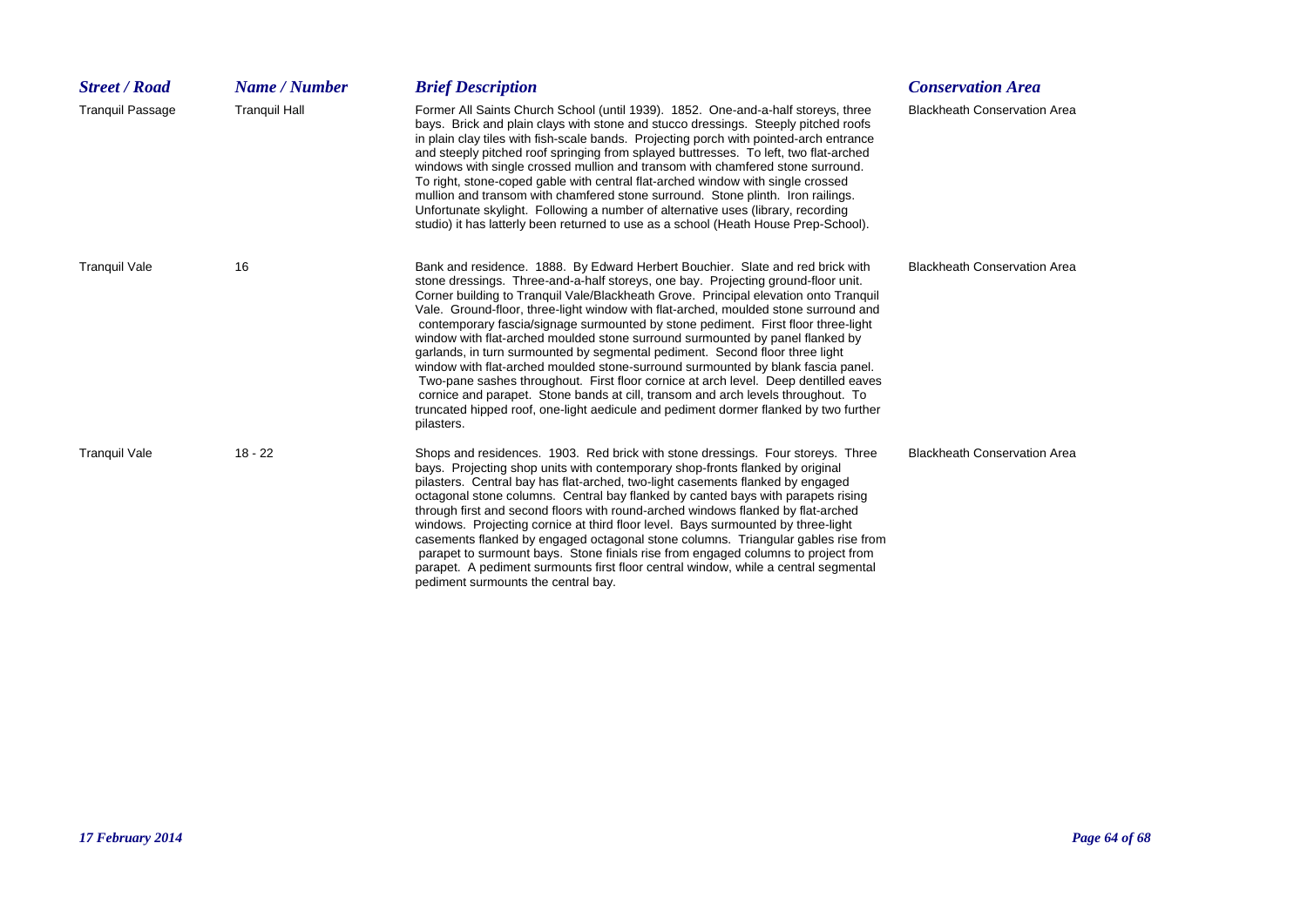| *Street / Road* | *Name / Number* | *Brief Description* | *Conservation Area* |
|---|---|---|---|
| Tranquil Passage | Tranquil Hall | Former All Saints Church School (until 1939). 1852. One-and-a-half storeys, three bays. Brick and plain clays with stone and stucco dressings. Steeply pitched roofs in plain clay tiles with fish-scale bands. Projecting porch with pointed-arch entrance and steeply pitched roof springing from splayed buttresses. To left, two flat-arched windows with single crossed mullion and transom with chamfered stone surround. To right, stone-coped gable with central flat-arched window with single crossed mullion and transom with chamfered stone surround. Stone plinth. Iron railings. Unfortunate skylight. Following a number of alternative uses (library, recording studio) it has latterly been returned to use as a school (Heath House Prep-School). | Blackheath Conservation Area |
| Tranquil Vale | 16 | Bank and residence. 1888. By Edward Herbert Bouchier. Slate and red brick with stone dressings. Three-and-a-half storeys, one bay. Projecting ground-floor unit. Corner building to Tranquil Vale/Blackheath Grove. Principal elevation onto Tranquil Vale. Ground-floor, three-light window with flat-arched, moulded stone surround and contemporary fascia/signage surmounted by stone pediment. First floor three-light window with flat-arched moulded stone surround surmounted by panel flanked by garlands, in turn surmounted by segmental pediment. Second floor three light window with flat-arched moulded stone-surround surmounted by blank fascia panel. Two-pane sashes throughout. First floor cornice at arch level. Deep dentilled eaves cornice and parapet. Stone bands at cill, transom and arch levels throughout. To truncated hipped roof, one-light aedicule and pediment dormer flanked by two further pilasters. | Blackheath Conservation Area |
| Tranquil Vale | 18 - 22 | Shops and residences. 1903. Red brick with stone dressings. Four storeys. Three bays. Projecting shop units with contemporary shop-fronts flanked by original pilasters. Central bay has flat-arched, two-light casements flanked by engaged octagonal stone columns. Central bay flanked by canted bays with parapets rising through first and second floors with round-arched windows flanked by flat-arched windows. Projecting cornice at third floor level. Bays surmounted by three-light casements flanked by engaged octagonal stone columns. Triangular gables rise from parapet to surmount bays. Stone finials rise from engaged columns to project from parapet. A pediment surmounts first floor central window, while a central segmental pediment surmounts the central bay. | Blackheath Conservation Area |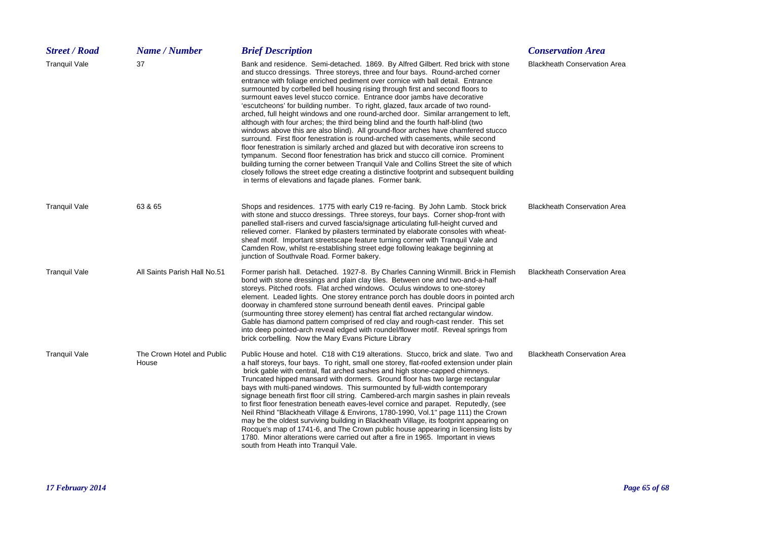| Street / Road | Name / Number | Brief Description | Conservation Area |
|---|---|---|---|
| Tranquil Vale | 37 | Bank and residence. Semi-detached. 1869. By Alfred Gilbert. Red brick with stone and stucco dressings. Three storeys, three and four bays. Round-arched corner entrance with foliage enriched pediment over cornice with ball detail. Entrance surmounted by corbelled bell housing rising through first and second floors to surmount eaves level stucco cornice. Entrance door jambs have decorative 'escutcheons' for building number. To right, glazed, faux arcade of two round-arched, full height windows and one round-arched door. Similar arrangement to left, although with four arches; the third being blind and the fourth half-blind (two windows above this are also blind). All ground-floor arches have chamfered stucco surround. First floor fenestration is round-arched with casements, while second floor fenestration is similarly arched and glazed but with decorative iron screens to tympanum. Second floor fenestration has brick and stucco cill cornice. Prominent building turning the corner between Tranquil Vale and Collins Street the site of which closely follows the street edge creating a distinctive footprint and subsequent building in terms of elevations and façade planes. Former bank. | Blackheath Conservation Area |
| Tranquil Vale | 63 & 65 | Shops and residences. 1775 with early C19 re-facing. By John Lamb. Stock brick with stone and stucco dressings. Three storeys, four bays. Corner shop-front with panelled stall-risers and curved fascia/signage articulating full-height curved and relieved corner. Flanked by pilasters terminated by elaborate consoles with wheat-sheaf motif. Important streetscape feature turning corner with Tranquil Vale and Camden Row, whilst re-establishing street edge following leakage beginning at junction of Southvale Road. Former bakery. | Blackheath Conservation Area |
| Tranquil Vale | All Saints Parish Hall No.51 | Former parish hall. Detached. 1927-8. By Charles Canning Winmill. Brick in Flemish bond with stone dressings and plain clay tiles. Between one and two-and-a-half storeys. Pitched roofs. Flat arched windows. Oculus windows to one-storey element. Leaded lights. One storey entrance porch has double doors in pointed arch doorway in chamfered stone surround beneath dentil eaves. Principal gable (surmounting three storey element) has central flat arched rectangular window. Gable has diamond pattern comprised of red clay and rough-cast render. This set into deep pointed-arch reveal edged with roundel/flower motif. Reveal springs from brick corbelling. Now the Mary Evans Picture Library | Blackheath Conservation Area |
| Tranquil Vale | The Crown Hotel and Public House | Public House and hotel. C18 with C19 alterations. Stucco, brick and slate. Two and a half storeys, four bays. To right, small one storey, flat-roofed extension under plain brick gable with central, flat arched sashes and high stone-capped chimneys. Truncated hipped mansard with dormers. Ground floor has two large rectangular bays with multi-paned windows. This surmounted by full-width contemporary signage beneath first floor cill string. Cambered-arch margin sashes in plain reveals to first floor fenestration beneath eaves-level cornice and parapet. Reputedly, (see Neil Rhind "Blackheath Village & Environs, 1780-1990, Vol.1" page 111) the Crown may be the oldest surviving building in Blackheath Village, its footprint appearing on Rocque's map of 1741-6, and The Crown public house appearing in licensing lists by 1780. Minor alterations were carried out after a fire in 1965. Important in views south from Heath into Tranquil Vale. | Blackheath Conservation Area |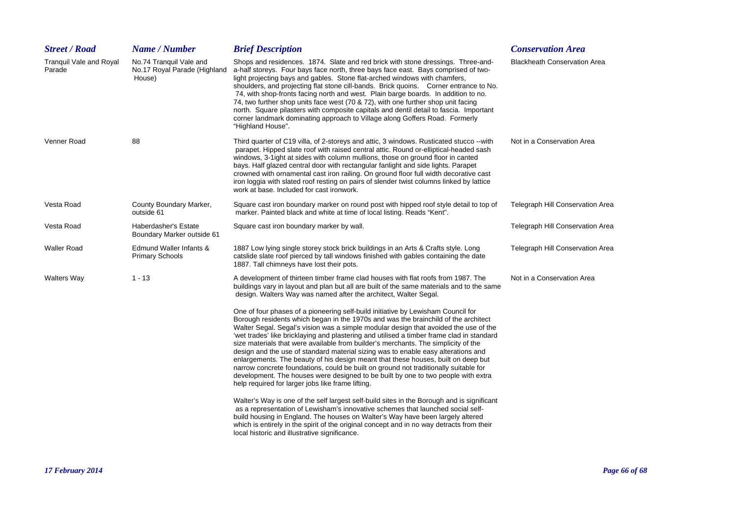| *Street / Road* | *Name / Number* | *Brief Description* | *Conservation Area* |
|---|---|---|---|
| Tranquil Vale and Royal Parade | No.74 Tranquil Vale and No.17 Royal Parade (Highland House) | Shops and residences. 1874. Slate and red brick with stone dressings. Three-and-a-half storeys. Four bays face north, three bays face east. Bays comprised of two-light projecting bays and gables. Stone flat-arched windows with chamfers, shoulders, and projecting flat stone cill-bands. Brick quoins. Corner entrance to No. 74, with shop-fronts facing north and west. Plain barge boards. In addition to no. 74, two further shop units face west (70 & 72), with one further shop unit facing north. Square pilasters with composite capitals and dentil detail to fascia. Important corner landmark dominating approach to Village along Goffers Road. Formerly "Highland House". | Blackheath Conservation Area |
| Venner Road | 88 | Third quarter of C19 villa, of 2-storeys and attic, 3 windows. Rusticated stucco --with parapet. Hipped slate roof with raised central attic. Round or-elliptical-headed sash windows, 3-1ight at sides with column mullions, those on ground floor in canted bays. Half glazed central door with rectangular fanlight and side lights. Parapet crowned with ornamental cast iron railing. On ground floor full width decorative cast iron loggia with slated roof resting on pairs of slender twist columns linked by lattice work at base. Included for cast ironwork. | Not in a Conservation Area |
| Vesta Road | County Boundary Marker, outside 61 | Square cast iron boundary marker on round post with hipped roof style detail to top of marker. Painted black and white at time of local listing. Reads "Kent". | Telegraph Hill Conservation Area |
| Vesta Road | Haberdasher's Estate Boundary Marker outside 61 | Square cast iron boundary marker by wall. | Telegraph Hill Conservation Area |
| Waller Road | Edmund Waller Infants & Primary Schools | 1887 Low lying single storey stock brick buildings in an Arts & Crafts style. Long catslide slate roof pierced by tall windows finished with gables containing the date 1887. Tall chimneys have lost their pots. | Telegraph Hill Conservation Area |
| Walters Way | 1 - 13 | A development of thirteen timber frame clad houses with flat roofs from 1987. The buildings vary in layout and plan but all are built of the same materials and to the same design. Walters Way was named after the architect, Walter Segal.<br><br>One of four phases of a pioneering self-build initiative by Lewisham Council for Borough residents which began in the 1970s and was the brainchild of the architect Walter Segal. Segal's vision was a simple modular design that avoided the use of the 'wet trades' like bricklaying and plastering and utilised a timber frame clad in standard size materials that were available from builder's merchants. The simplicity of the design and the use of standard material sizing was to enable easy alterations and enlargements. The beauty of his design meant that these houses, built on deep but narrow concrete foundations, could be built on ground not traditionally suitable for development. The houses were designed to be built by one to two people with extra help required for larger jobs like frame lifting.<br><br>Walter's Way is one of the self largest self-build sites in the Borough and is significant as a representation of Lewisham's innovative schemes that launched social self-build housing in England. The houses on Walter's Way have been largely altered which is entirely in the spirit of the original concept and in no way detracts from their local historic and illustrative significance. | Not in a Conservation Area |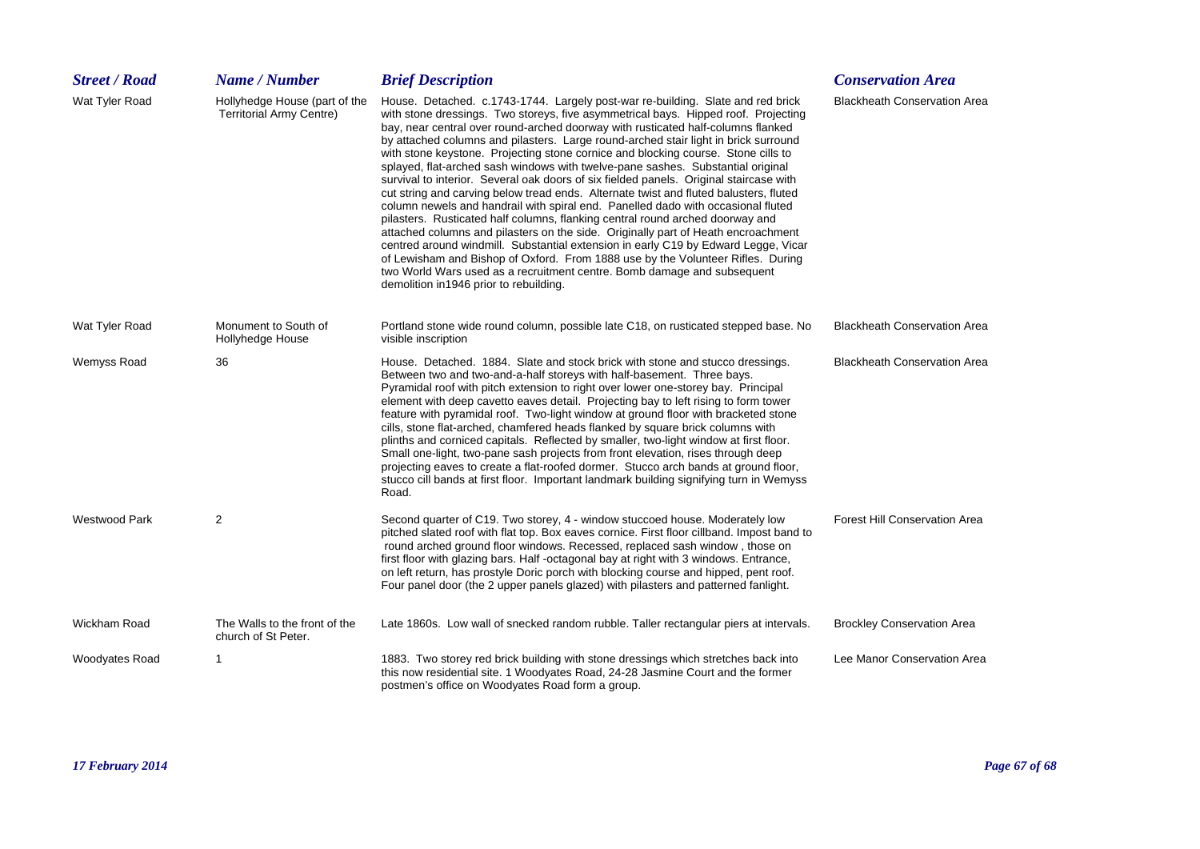| Street / Road | Name / Number | Brief Description | Conservation Area |
|---|---|---|---|
| Wat Tyler Road | Hollyhedge House (part of the Territorial Army Centre) | House. Detached. c.1743-1744. Largely post-war re-building. Slate and red brick with stone dressings. Two storeys, five asymmetrical bays. Hipped roof. Projecting bay, near central over round-arched doorway with rusticated half-columns flanked by attached columns and pilasters. Large round-arched stair light in brick surround with stone keystone. Projecting stone cornice and blocking course. Stone cills to splayed, flat-arched sash windows with twelve-pane sashes. Substantial original survival to interior. Several oak doors of six fielded panels. Original staircase with cut string and carving below tread ends. Alternate twist and fluted balusters, fluted column newels and handrail with spiral end. Panelled dado with occasional fluted pilasters. Rusticated half columns, flanking central round arched doorway and attached columns and pilasters on the side. Originally part of Heath encroachment centred around windmill. Substantial extension in early C19 by Edward Legge, Vicar of Lewisham and Bishop of Oxford. From 1888 use by the Volunteer Rifles. During two World Wars used as a recruitment centre. Bomb damage and subsequent demolition in1946 prior to rebuilding. | Blackheath Conservation Area |
| Wat Tyler Road | Monument to South of Hollyhedge House | Portland stone wide round column, possible late C18, on rusticated stepped base. No visible inscription | Blackheath Conservation Area |
| Wemyss Road | 36 | House. Detached. 1884. Slate and stock brick with stone and stucco dressings. Between two and two-and-a-half storeys with half-basement. Three bays. Pyramidal roof with pitch extension to right over lower one-storey bay. Principal element with deep cavetto eaves detail. Projecting bay to left rising to form tower feature with pyramidal roof. Two-light window at ground floor with bracketed stone cills, stone flat-arched, chamfered heads flanked by square brick columns with plinths and corniced capitals. Reflected by smaller, two-light window at first floor. Small one-light, two-pane sash projects from front elevation, rises through deep projecting eaves to create a flat-roofed dormer. Stucco arch bands at ground floor, stucco cill bands at first floor. Important landmark building signifying turn in Wemyss Road. | Blackheath Conservation Area |
| Westwood Park | 2 | Second quarter of C19. Two storey, 4 - window stuccoed house. Moderately low pitched slated roof with flat top. Box eaves cornice. First floor cillband. Impost band to round arched ground floor windows. Recessed, replaced sash window , those on first floor with glazing bars. Half -octagonal bay at right with 3 windows. Entrance, on left return, has prostyle Doric porch with blocking course and hipped, pent roof. Four panel door (the 2 upper panels glazed) with pilasters and patterned fanlight. | Forest Hill Conservation Area |
| Wickham Road | The Walls to the front of the church of St Peter. | Late 1860s. Low wall of snecked random rubble. Taller rectangular piers at intervals. | Brockley Conservation Area |
| Woodyates Road | 1 | 1883. Two storey red brick building with stone dressings which stretches back into this now residential site. 1 Woodyates Road, 24-28 Jasmine Court and the former postmen's office on Woodyates Road form a group. | Lee Manor Conservation Area |

*17 February 2014*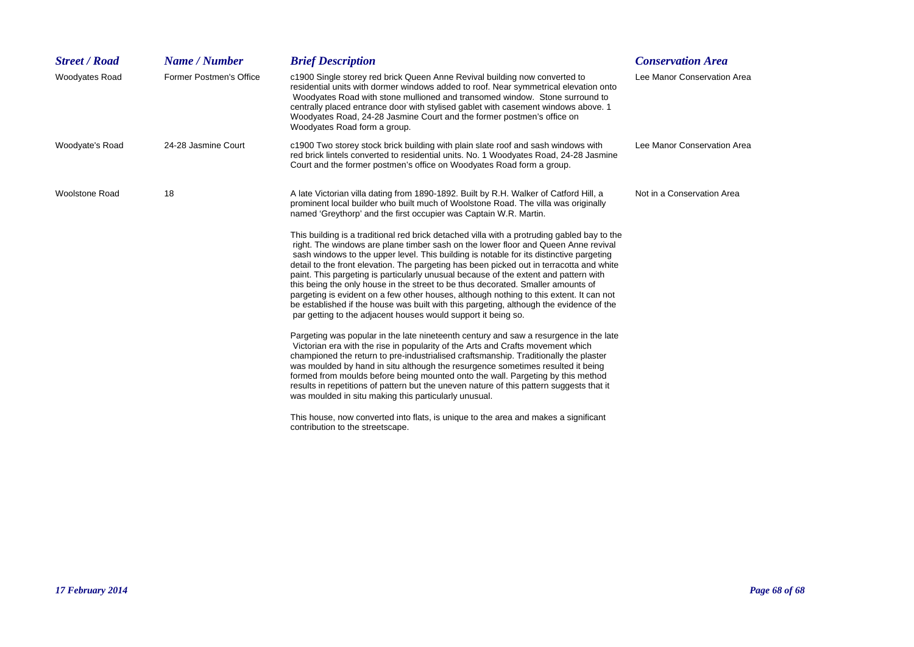| Street / Road | Name / Number | Brief Description | Conservation Area |
| --- | --- | --- | --- |
| Woodyates Road | Former Postmen's Office | c1900 Single storey red brick Queen Anne Revival building now converted to residential units with dormer windows added to roof. Near symmetrical elevation onto Woodyates Road with stone mullioned and transomed window. Stone surround to centrally placed entrance door with stylised gablet with casement windows above. 1 Woodyates Road, 24-28 Jasmine Court and the former postmen's office on Woodyates Road form a group. | Lee Manor Conservation Area |
| Woodyate's Road | 24-28 Jasmine Court | c1900 Two storey stock brick building with plain slate roof and sash windows with red brick lintels converted to residential units. No. 1 Woodyates Road, 24-28 Jasmine Court and the former postmen's office on Woodyates Road form a group. | Lee Manor Conservation Area |
| Woolstone Road | 18 | A late Victorian villa dating from 1890-1892. Built by R.H. Walker of Catford Hill, a prominent local builder who built much of Woolstone Road. The villa was originally named 'Greythorp' and the first occupier was Captain W.R. Martin.<br><br>This building is a traditional red brick detached villa with a protruding gabled bay to the right. The windows are plane timber sash on the lower floor and Queen Anne revival sash windows to the upper level. This building is notable for its distinctive pargeting detail to the front elevation. The pargeting has been picked out in terracotta and white paint. This pargeting is particularly unusual because of the extent and pattern with this being the only house in the street to be thus decorated. Smaller amounts of pargeting is evident on a few other houses, although nothing to this extent. It can not be established if the house was built with this pargeting, although the evidence of the par getting to the adjacent houses would support it being so.<br><br>Pargeting was popular in the late nineteenth century and saw a resurgence in the late Victorian era with the rise in popularity of the Arts and Crafts movement which championed the return to pre-industrialised craftsmanship. Traditionally the plaster was moulded by hand in situ although the resurgence sometimes resulted it being formed from moulds before being mounted onto the wall. Pargeting by this method results in repetitions of pattern but the uneven nature of this pattern suggests that it was moulded in situ making this particularly unusual.<br><br>This house, now converted into flats, is unique to the area and makes a significant contribution to the streetscape. | Not in a Conservation Area |

*17 February 2014*